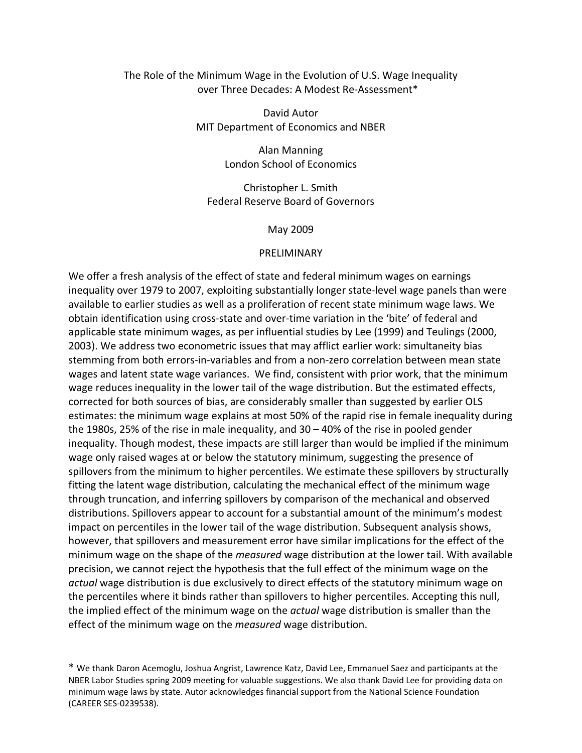# The Role of the Minimum Wage in the Evolution of U.S. Wage Inequality over Three Decades: A Modest Re-Assessment*

David Autor
MIT Department of Economics and NBER

Alan Manning
London School of Economics

Christopher L. Smith
Federal Reserve Board of Governors

May 2009

PRELIMINARY

We offer a fresh analysis of the effect of state and federal minimum wages on earnings inequality over 1979 to 2007, exploiting substantially longer state-level wage panels than were available to earlier studies as well as a proliferation of recent state minimum wage laws. We obtain identification using cross-state and over-time variation in the 'bite' of federal and applicable state minimum wages, as per influential studies by Lee (1999) and Teulings (2000, 2003). We address two econometric issues that may afflict earlier work: simultaneity bias stemming from both errors-in-variables and from a non-zero correlation between mean state wages and latent state wage variances. We find, consistent with prior work, that the minimum wage reduces inequality in the lower tail of the wage distribution. But the estimated effects, corrected for both sources of bias, are considerably smaller than suggested by earlier OLS estimates: the minimum wage explains at most 50% of the rapid rise in female inequality during the 1980s, 25% of the rise in male inequality, and 30 – 40% of the rise in pooled gender inequality. Though modest, these impacts are still larger than would be implied if the minimum wage only raised wages at or below the statutory minimum, suggesting the presence of spillovers from the minimum to higher percentiles. We estimate these spillovers by structurally fitting the latent wage distribution, calculating the mechanical effect of the minimum wage through truncation, and inferring spillovers by comparison of the mechanical and observed distributions. Spillovers appear to account for a substantial amount of the minimum's modest impact on percentiles in the lower tail of the wage distribution. Subsequent analysis shows, however, that spillovers and measurement error have similar implications for the effect of the minimum wage on the shape of the *measured* wage distribution at the lower tail. With available precision, we cannot reject the hypothesis that the full effect of the minimum wage on the *actual* wage distribution is due exclusively to direct effects of the statutory minimum wage on the percentiles where it binds rather than spillovers to higher percentiles. Accepting this null, the implied effect of the minimum wage on the *actual* wage distribution is smaller than the effect of the minimum wage on the *measured* wage distribution.

\* We thank Daron Acemoglu, Joshua Angrist, Lawrence Katz, David Lee, Emmanuel Saez and participants at the NBER Labor Studies spring 2009 meeting for valuable suggestions. We also thank David Lee for providing data on minimum wage laws by state. Autor acknowledges financial support from the National Science Foundation (CAREER SES-0239538).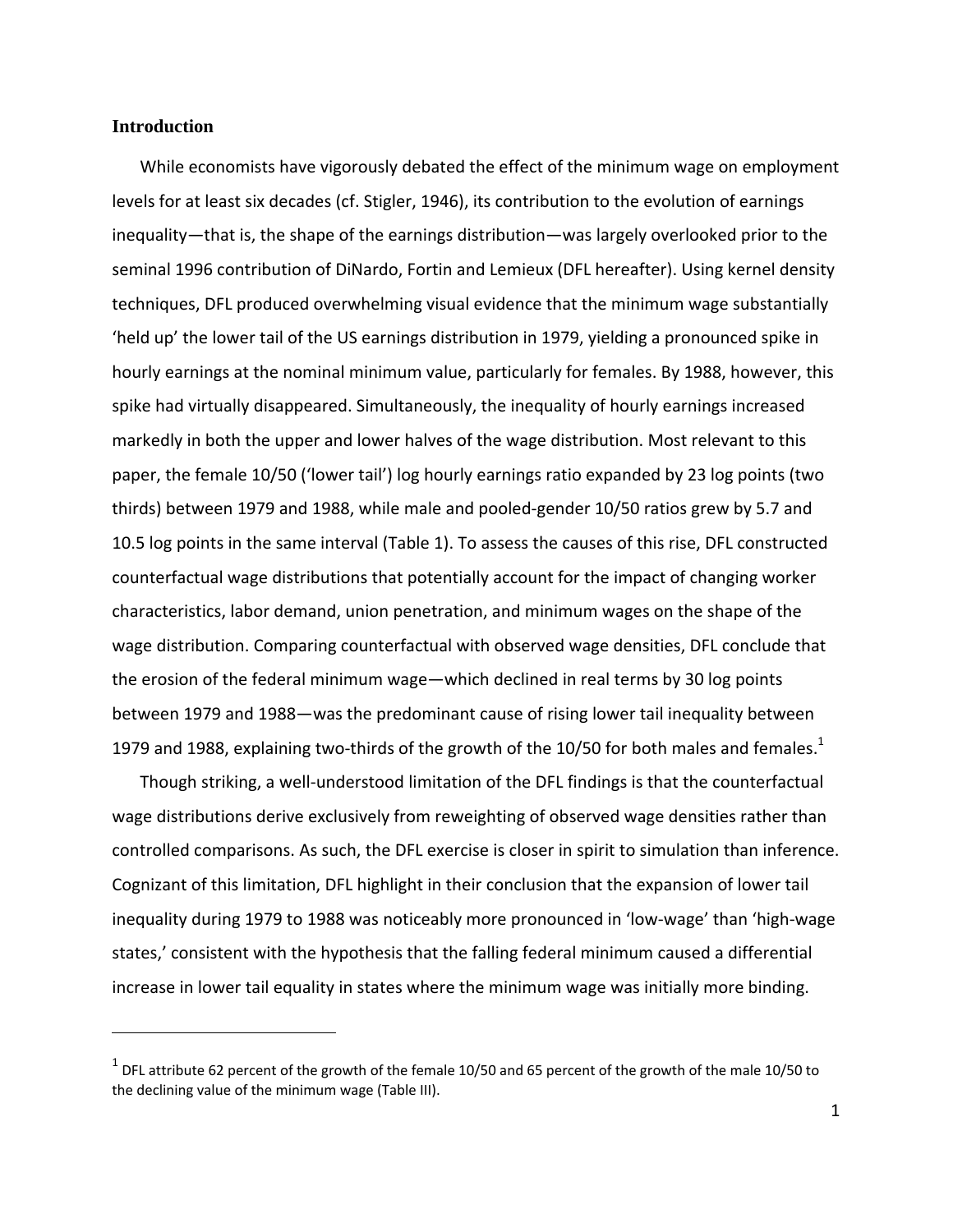## Introduction

While economists have vigorously debated the effect of the minimum wage on employment levels for at least six decades (cf. Stigler, 1946), its contribution to the evolution of earnings inequality—that is, the shape of the earnings distribution—was largely overlooked prior to the seminal 1996 contribution of DiNardo, Fortin and Lemieux (DFL hereafter). Using kernel density techniques, DFL produced overwhelming visual evidence that the minimum wage substantially 'held up' the lower tail of the US earnings distribution in 1979, yielding a pronounced spike in hourly earnings at the nominal minimum value, particularly for females. By 1988, however, this spike had virtually disappeared. Simultaneously, the inequality of hourly earnings increased markedly in both the upper and lower halves of the wage distribution. Most relevant to this paper, the female 10/50 ('lower tail') log hourly earnings ratio expanded by 23 log points (two thirds) between 1979 and 1988, while male and pooled-gender 10/50 ratios grew by 5.7 and 10.5 log points in the same interval (Table 1). To assess the causes of this rise, DFL constructed counterfactual wage distributions that potentially account for the impact of changing worker characteristics, labor demand, union penetration, and minimum wages on the shape of the wage distribution. Comparing counterfactual with observed wage densities, DFL conclude that the erosion of the federal minimum wage—which declined in real terms by 30 log points between 1979 and 1988—was the predominant cause of rising lower tail inequality between 1979 and 1988, explaining two-thirds of the growth of the 10/50 for both males and females.[1]

Though striking, a well-understood limitation of the DFL findings is that the counterfactual wage distributions derive exclusively from reweighting of observed wage densities rather than controlled comparisons. As such, the DFL exercise is closer in spirit to simulation than inference. Cognizant of this limitation, DFL highlight in their conclusion that the expansion of lower tail inequality during 1979 to 1988 was noticeably more pronounced in 'low-wage' than 'high-wage states,' consistent with the hypothesis that the falling federal minimum caused a differential increase in lower tail equality in states where the minimum wage was initially more binding.

[1] DFL attribute 62 percent of the growth of the female 10/50 and 65 percent of the growth of the male 10/50 to the declining value of the minimum wage (Table III).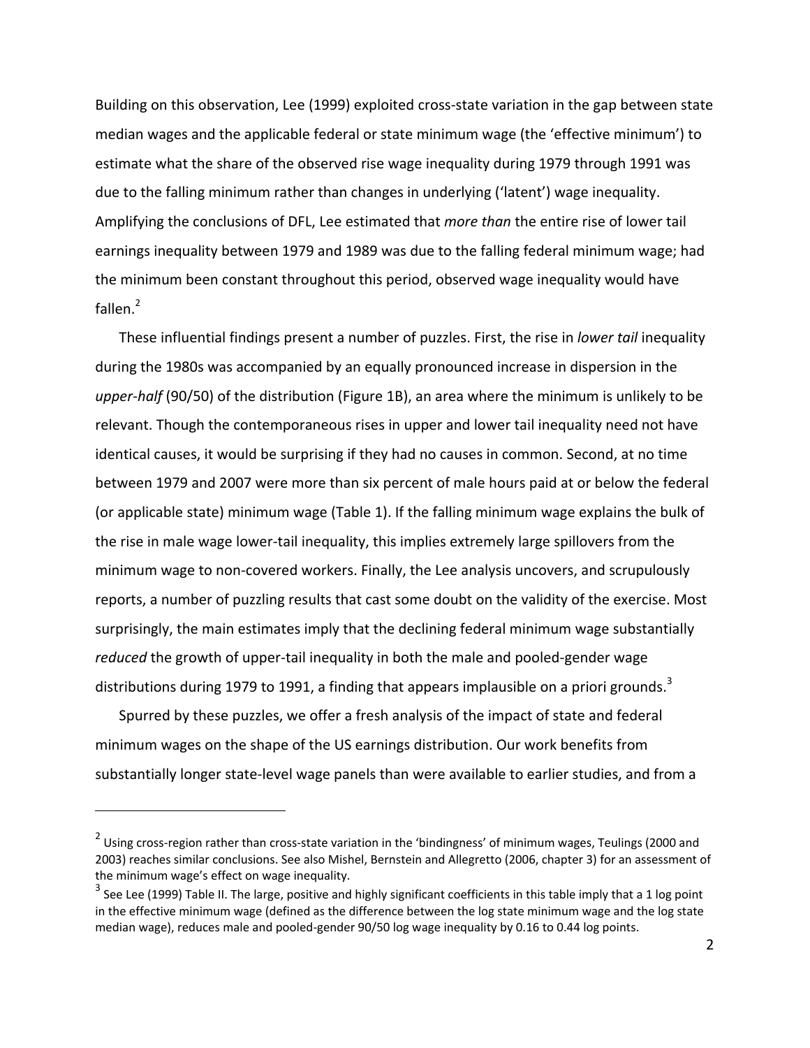Building on this observation, Lee (1999) exploited cross-state variation in the gap between state median wages and the applicable federal or state minimum wage (the 'effective minimum') to estimate what the share of the observed rise wage inequality during 1979 through 1991 was due to the falling minimum rather than changes in underlying ('latent') wage inequality. Amplifying the conclusions of DFL, Lee estimated that *more than* the entire rise of lower tail earnings inequality between 1979 and 1989 was due to the falling federal minimum wage; had the minimum been constant throughout this period, observed wage inequality would have fallen.[2]

These influential findings present a number of puzzles. First, the rise in *lower tail* inequality during the 1980s was accompanied by an equally pronounced increase in dispersion in the *upper-half* (90/50) of the distribution (Figure 1B), an area where the minimum is unlikely to be relevant. Though the contemporaneous rises in upper and lower tail inequality need not have identical causes, it would be surprising if they had no causes in common. Second, at no time between 1979 and 2007 were more than six percent of male hours paid at or below the federal (or applicable state) minimum wage (Table 1). If the falling minimum wage explains the bulk of the rise in male wage lower-tail inequality, this implies extremely large spillovers from the minimum wage to non-covered workers. Finally, the Lee analysis uncovers, and scrupulously reports, a number of puzzling results that cast some doubt on the validity of the exercise. Most surprisingly, the main estimates imply that the declining federal minimum wage substantially *reduced* the growth of upper-tail inequality in both the male and pooled-gender wage distributions during 1979 to 1991, a finding that appears implausible on a priori grounds.[3]

Spurred by these puzzles, we offer a fresh analysis of the impact of state and federal minimum wages on the shape of the US earnings distribution. Our work benefits from substantially longer state-level wage panels than were available to earlier studies, and from a

---

[2] Using cross-region rather than cross-state variation in the 'bindingness' of minimum wages, Teulings (2000 and 2003) reaches similar conclusions. See also Mishel, Bernstein and Allegretto (2006, chapter 3) for an assessment of the minimum wage's effect on wage inequality.

[3] See Lee (1999) Table II. The large, positive and highly significant coefficients in this table imply that a 1 log point in the effective minimum wage (defined as the difference between the log state minimum wage and the log state median wage), reduces male and pooled-gender 90/50 log wage inequality by 0.16 to 0.44 log points.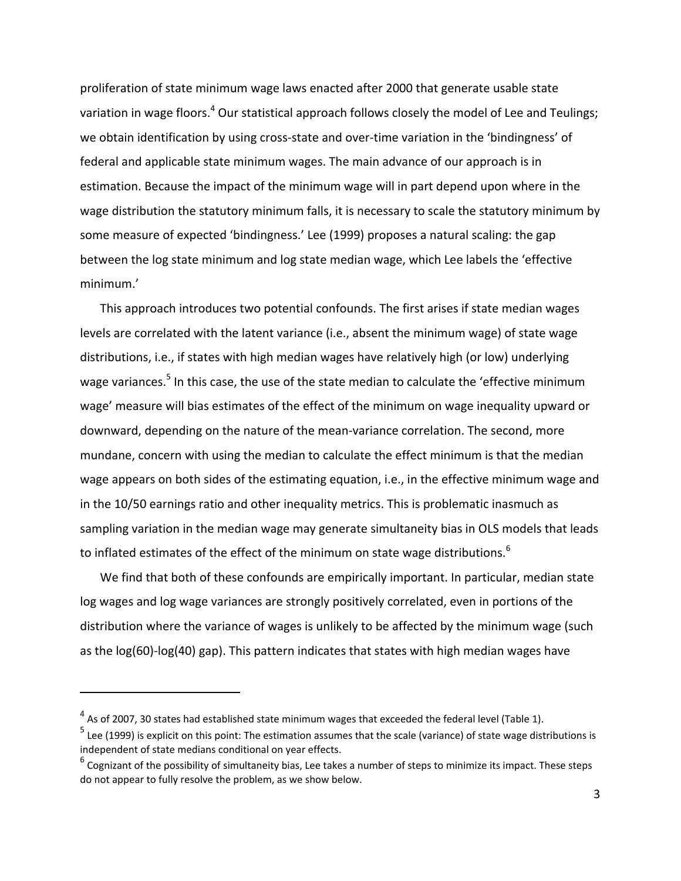proliferation of state minimum wage laws enacted after 2000 that generate usable state variation in wage floors.[4] Our statistical approach follows closely the model of Lee and Teulings; we obtain identification by using cross-state and over-time variation in the 'bindingness' of federal and applicable state minimum wages. The main advance of our approach is in estimation. Because the impact of the minimum wage will in part depend upon where in the wage distribution the statutory minimum falls, it is necessary to scale the statutory minimum by some measure of expected 'bindingness.' Lee (1999) proposes a natural scaling: the gap between the log state minimum and log state median wage, which Lee labels the 'effective minimum.'

This approach introduces two potential confounds. The first arises if state median wages levels are correlated with the latent variance (i.e., absent the minimum wage) of state wage distributions, i.e., if states with high median wages have relatively high (or low) underlying wage variances.[5] In this case, the use of the state median to calculate the 'effective minimum wage' measure will bias estimates of the effect of the minimum on wage inequality upward or downward, depending on the nature of the mean-variance correlation. The second, more mundane, concern with using the median to calculate the effect minimum is that the median wage appears on both sides of the estimating equation, i.e., in the effective minimum wage and in the 10/50 earnings ratio and other inequality metrics. This is problematic inasmuch as sampling variation in the median wage may generate simultaneity bias in OLS models that leads to inflated estimates of the effect of the minimum on state wage distributions.[6]

We find that both of these confounds are empirically important. In particular, median state log wages and log wage variances are strongly positively correlated, even in portions of the distribution where the variance of wages is unlikely to be affected by the minimum wage (such as the log(60)-log(40) gap). This pattern indicates that states with high median wages have

[4] As of 2007, 30 states had established state minimum wages that exceeded the federal level (Table 1).

[5] Lee (1999) is explicit on this point: The estimation assumes that the scale (variance) of state wage distributions is independent of state medians conditional on year effects.

[6] Cognizant of the possibility of simultaneity bias, Lee takes a number of steps to minimize its impact. These steps do not appear to fully resolve the problem, as we show below.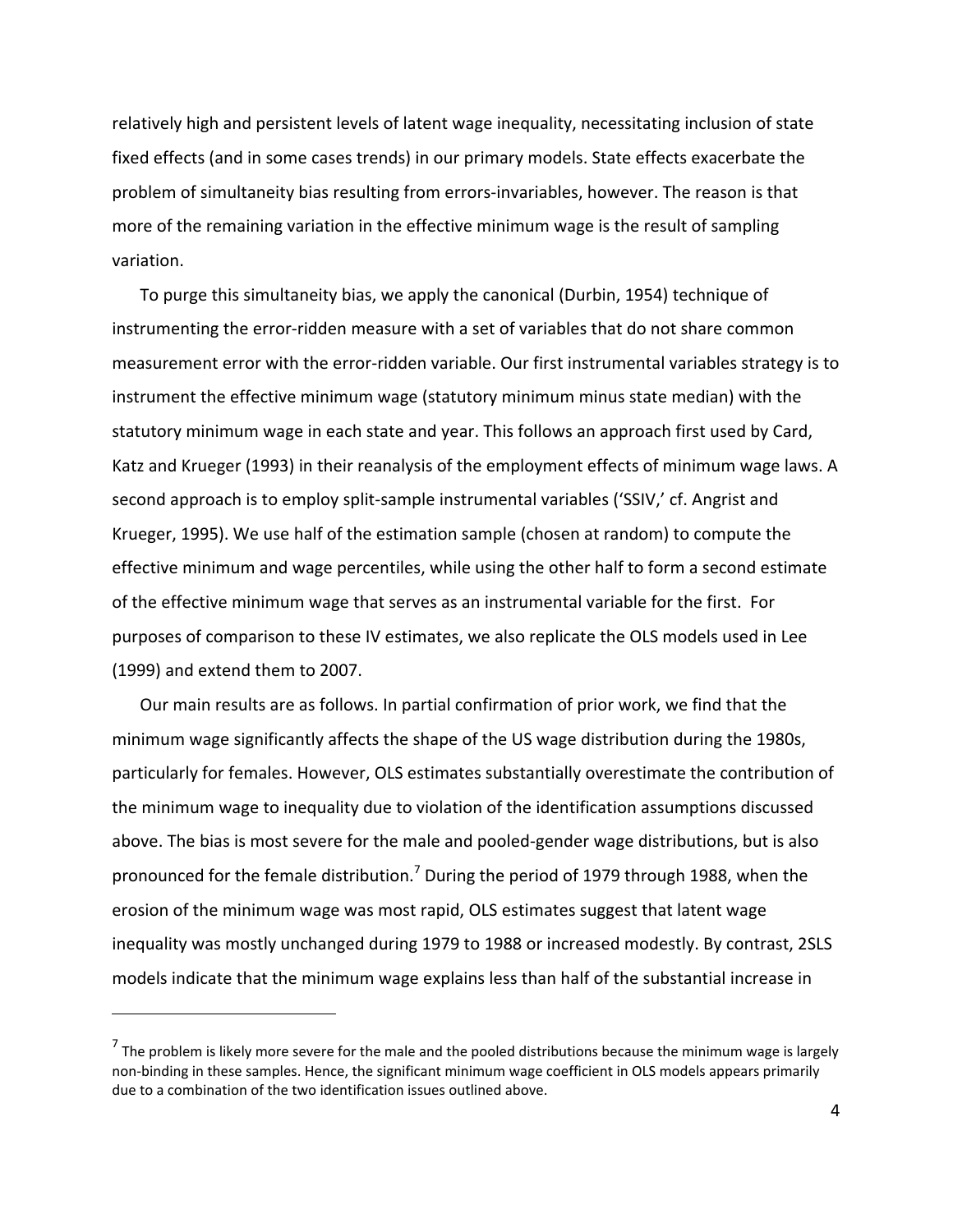relatively high and persistent levels of latent wage inequality, necessitating inclusion of state fixed effects (and in some cases trends) in our primary models. State effects exacerbate the problem of simultaneity bias resulting from errors-invariables, however. The reason is that more of the remaining variation in the effective minimum wage is the result of sampling variation.

To purge this simultaneity bias, we apply the canonical (Durbin, 1954) technique of instrumenting the error-ridden measure with a set of variables that do not share common measurement error with the error-ridden variable. Our first instrumental variables strategy is to instrument the effective minimum wage (statutory minimum minus state median) with the statutory minimum wage in each state and year. This follows an approach first used by Card, Katz and Krueger (1993) in their reanalysis of the employment effects of minimum wage laws. A second approach is to employ split-sample instrumental variables ('SSIV,' cf. Angrist and Krueger, 1995). We use half of the estimation sample (chosen at random) to compute the effective minimum and wage percentiles, while using the other half to form a second estimate of the effective minimum wage that serves as an instrumental variable for the first. For purposes of comparison to these IV estimates, we also replicate the OLS models used in Lee (1999) and extend them to 2007.

Our main results are as follows. In partial confirmation of prior work, we find that the minimum wage significantly affects the shape of the US wage distribution during the 1980s, particularly for females. However, OLS estimates substantially overestimate the contribution of the minimum wage to inequality due to violation of the identification assumptions discussed above. The bias is most severe for the male and pooled-gender wage distributions, but is also pronounced for the female distribution.[7] During the period of 1979 through 1988, when the erosion of the minimum wage was most rapid, OLS estimates suggest that latent wage inequality was mostly unchanged during 1979 to 1988 or increased modestly. By contrast, 2SLS models indicate that the minimum wage explains less than half of the substantial increase in

[7] The problem is likely more severe for the male and the pooled distributions because the minimum wage is largely non-binding in these samples. Hence, the significant minimum wage coefficient in OLS models appears primarily due to a combination of the two identification issues outlined above.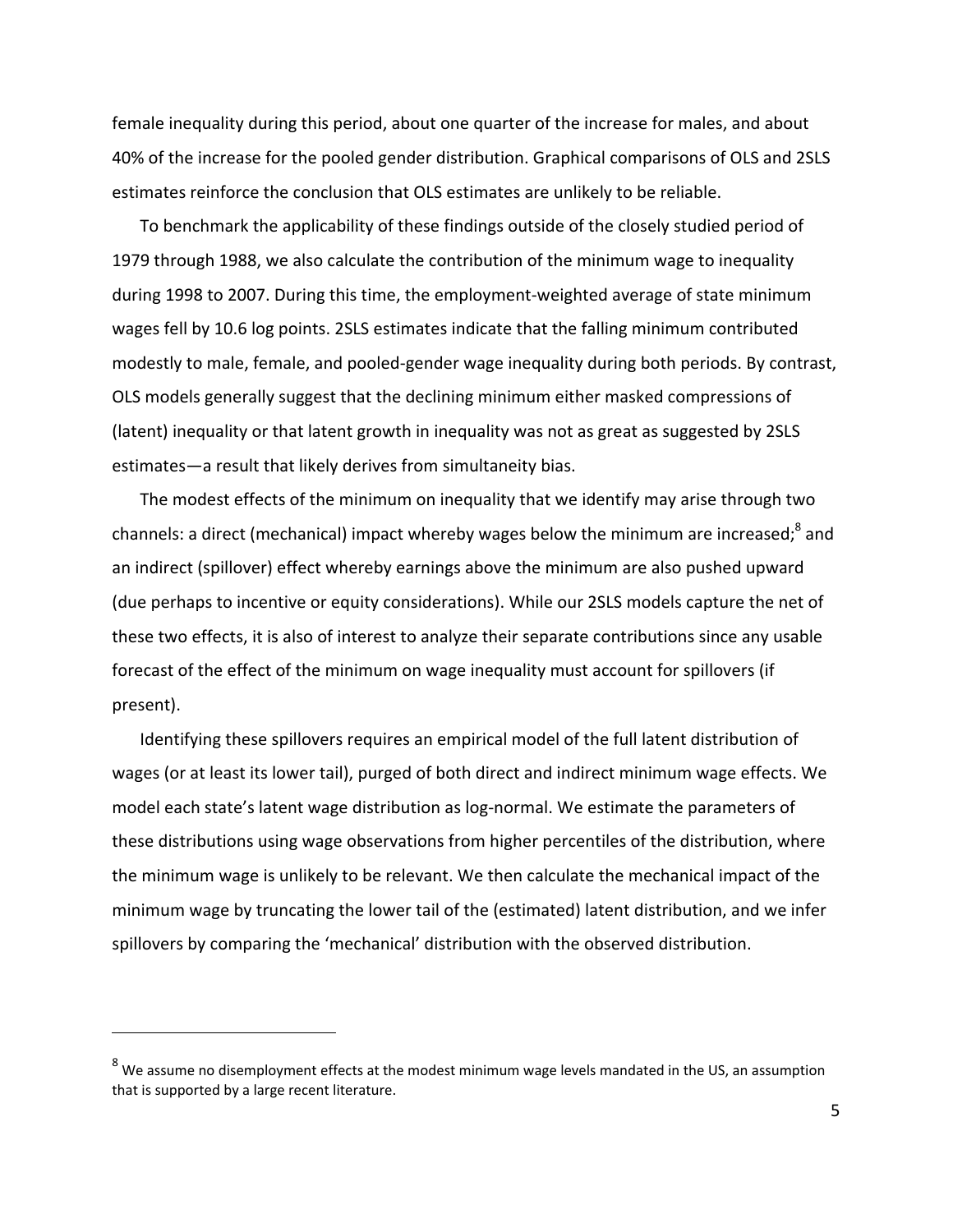female inequality during this period, about one quarter of the increase for males, and about 40% of the increase for the pooled gender distribution. Graphical comparisons of OLS and 2SLS estimates reinforce the conclusion that OLS estimates are unlikely to be reliable.

To benchmark the applicability of these findings outside of the closely studied period of 1979 through 1988, we also calculate the contribution of the minimum wage to inequality during 1998 to 2007. During this time, the employment-weighted average of state minimum wages fell by 10.6 log points. 2SLS estimates indicate that the falling minimum contributed modestly to male, female, and pooled-gender wage inequality during both periods. By contrast, OLS models generally suggest that the declining minimum either masked compressions of (latent) inequality or that latent growth in inequality was not as great as suggested by 2SLS estimates—a result that likely derives from simultaneity bias.

The modest effects of the minimum on inequality that we identify may arise through two channels: a direct (mechanical) impact whereby wages below the minimum are increased;[8] and an indirect (spillover) effect whereby earnings above the minimum are also pushed upward (due perhaps to incentive or equity considerations). While our 2SLS models capture the net of these two effects, it is also of interest to analyze their separate contributions since any usable forecast of the effect of the minimum on wage inequality must account for spillovers (if present).

Identifying these spillovers requires an empirical model of the full latent distribution of wages (or at least its lower tail), purged of both direct and indirect minimum wage effects. We model each state's latent wage distribution as log-normal. We estimate the parameters of these distributions using wage observations from higher percentiles of the distribution, where the minimum wage is unlikely to be relevant. We then calculate the mechanical impact of the minimum wage by truncating the lower tail of the (estimated) latent distribution, and we infer spillovers by comparing the 'mechanical' distribution with the observed distribution.

[8] We assume no disemployment effects at the modest minimum wage levels mandated in the US, an assumption that is supported by a large recent literature.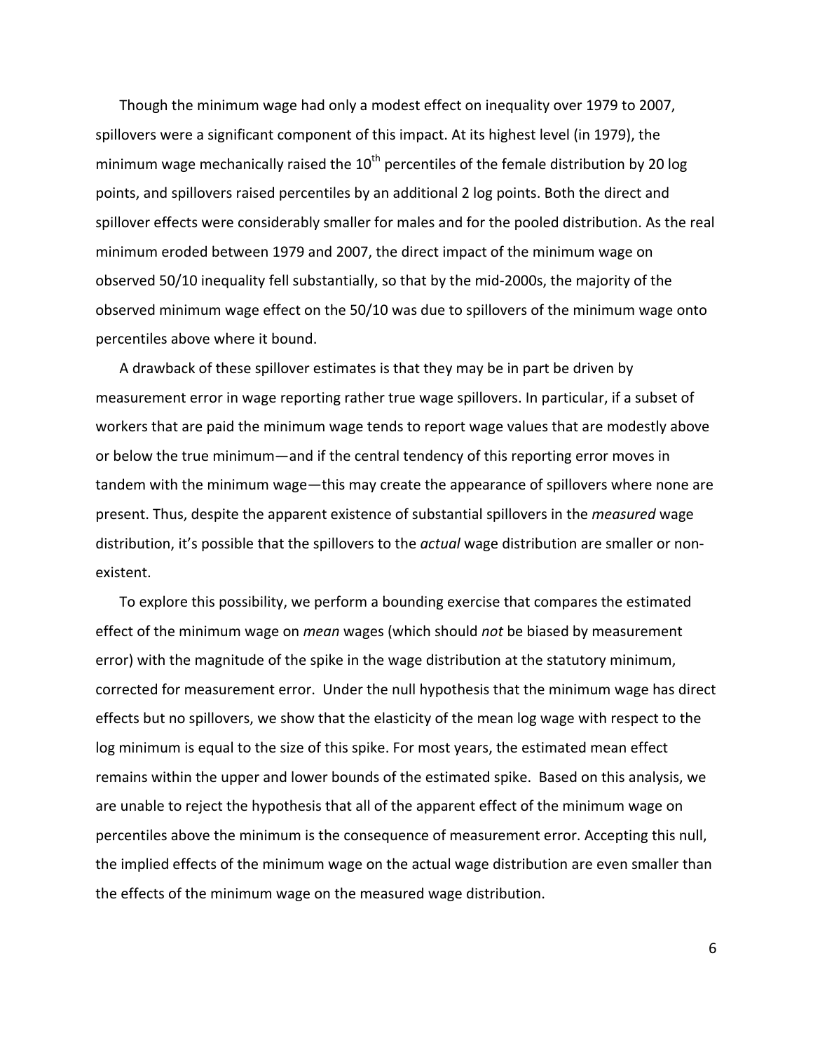Though the minimum wage had only a modest effect on inequality over 1979 to 2007, spillovers were a significant component of this impact. At its highest level (in 1979), the minimum wage mechanically raised the 10[th] percentiles of the female distribution by 20 log points, and spillovers raised percentiles by an additional 2 log points. Both the direct and spillover effects were considerably smaller for males and for the pooled distribution. As the real minimum eroded between 1979 and 2007, the direct impact of the minimum wage on observed 50/10 inequality fell substantially, so that by the mid-2000s, the majority of the observed minimum wage effect on the 50/10 was due to spillovers of the minimum wage onto percentiles above where it bound.

A drawback of these spillover estimates is that they may be in part be driven by measurement error in wage reporting rather true wage spillovers. In particular, if a subset of workers that are paid the minimum wage tends to report wage values that are modestly above or below the true minimum—and if the central tendency of this reporting error moves in tandem with the minimum wage—this may create the appearance of spillovers where none are present. Thus, despite the apparent existence of substantial spillovers in the *measured* wage distribution, it's possible that the spillovers to the *actual* wage distribution are smaller or non-existent.

To explore this possibility, we perform a bounding exercise that compares the estimated effect of the minimum wage on *mean* wages (which should *not* be biased by measurement error) with the magnitude of the spike in the wage distribution at the statutory minimum, corrected for measurement error. Under the null hypothesis that the minimum wage has direct effects but no spillovers, we show that the elasticity of the mean log wage with respect to the log minimum is equal to the size of this spike. For most years, the estimated mean effect remains within the upper and lower bounds of the estimated spike. Based on this analysis, we are unable to reject the hypothesis that all of the apparent effect of the minimum wage on percentiles above the minimum is the consequence of measurement error. Accepting this null, the implied effects of the minimum wage on the actual wage distribution are even smaller than the effects of the minimum wage on the measured wage distribution.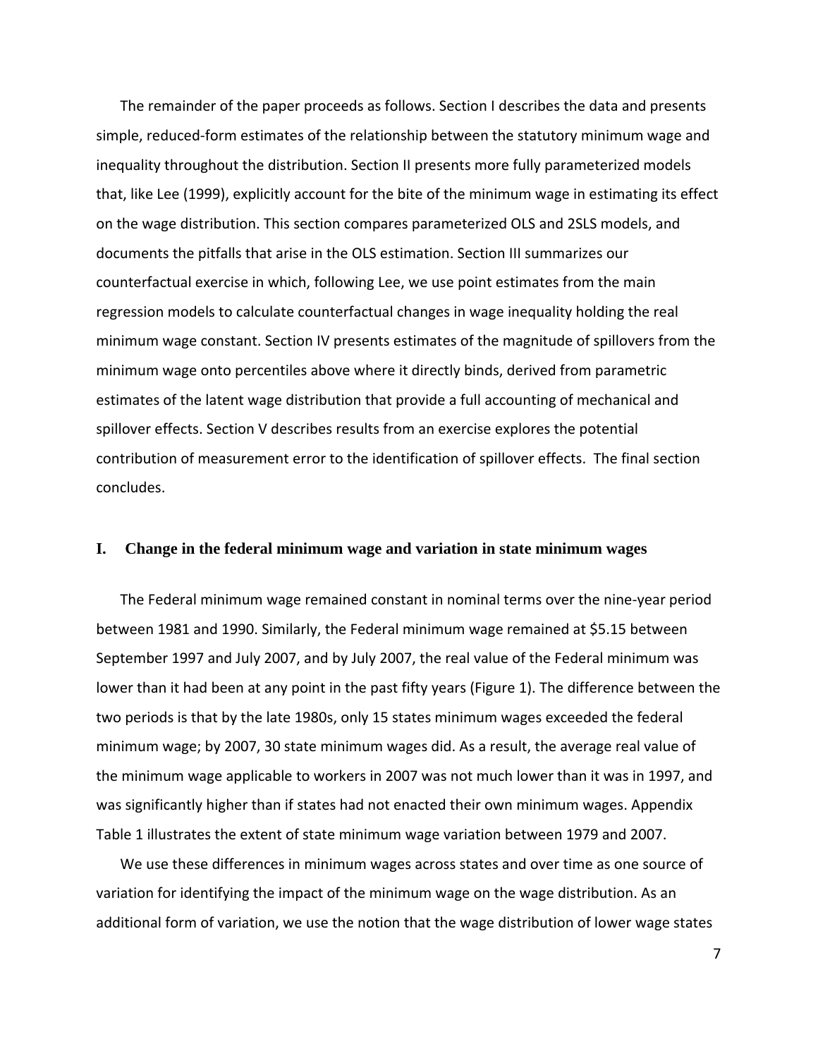The remainder of the paper proceeds as follows. Section I describes the data and presents simple, reduced-form estimates of the relationship between the statutory minimum wage and inequality throughout the distribution. Section II presents more fully parameterized models that, like Lee (1999), explicitly account for the bite of the minimum wage in estimating its effect on the wage distribution. This section compares parameterized OLS and 2SLS models, and documents the pitfalls that arise in the OLS estimation. Section III summarizes our counterfactual exercise in which, following Lee, we use point estimates from the main regression models to calculate counterfactual changes in wage inequality holding the real minimum wage constant. Section IV presents estimates of the magnitude of spillovers from the minimum wage onto percentiles above where it directly binds, derived from parametric estimates of the latent wage distribution that provide a full accounting of mechanical and spillover effects. Section V describes results from an exercise explores the potential contribution of measurement error to the identification of spillover effects. The final section concludes.

## I. Change in the federal minimum wage and variation in state minimum wages

The Federal minimum wage remained constant in nominal terms over the nine-year period between 1981 and 1990. Similarly, the Federal minimum wage remained at $5.15 between September 1997 and July 2007, and by July 2007, the real value of the Federal minimum was lower than it had been at any point in the past fifty years (Figure 1). The difference between the two periods is that by the late 1980s, only 15 states minimum wages exceeded the federal minimum wage; by 2007, 30 state minimum wages did. As a result, the average real value of the minimum wage applicable to workers in 2007 was not much lower than it was in 1997, and was significantly higher than if states had not enacted their own minimum wages. Appendix Table 1 illustrates the extent of state minimum wage variation between 1979 and 2007.

We use these differences in minimum wages across states and over time as one source of variation for identifying the impact of the minimum wage on the wage distribution. As an additional form of variation, we use the notion that the wage distribution of lower wage states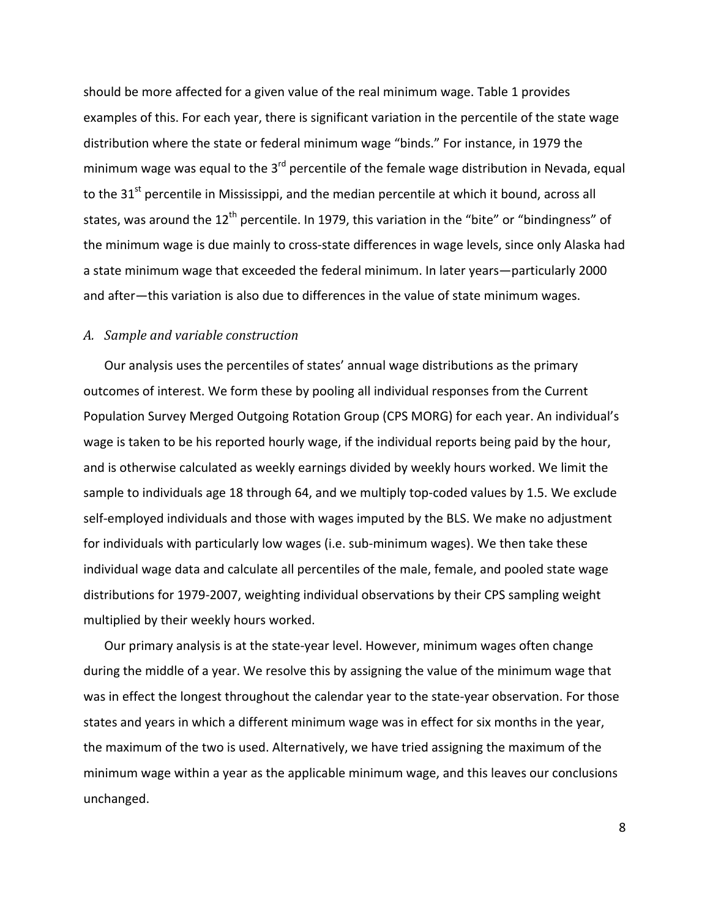should be more affected for a given value of the real minimum wage. Table 1 provides examples of this. For each year, there is significant variation in the percentile of the state wage distribution where the state or federal minimum wage "binds." For instance, in 1979 the minimum wage was equal to the 3rd percentile of the female wage distribution in Nevada, equal to the 31st percentile in Mississippi, and the median percentile at which it bound, across all states, was around the 12th percentile. In 1979, this variation in the "bite" or "bindingness" of the minimum wage is due mainly to cross-state differences in wage levels, since only Alaska had a state minimum wage that exceeded the federal minimum. In later years—particularly 2000 and after—this variation is also due to differences in the value of state minimum wages.

### *A. Sample and variable construction*

Our analysis uses the percentiles of states' annual wage distributions as the primary outcomes of interest. We form these by pooling all individual responses from the Current Population Survey Merged Outgoing Rotation Group (CPS MORG) for each year. An individual's wage is taken to be his reported hourly wage, if the individual reports being paid by the hour, and is otherwise calculated as weekly earnings divided by weekly hours worked. We limit the sample to individuals age 18 through 64, and we multiply top-coded values by 1.5. We exclude self-employed individuals and those with wages imputed by the BLS. We make no adjustment for individuals with particularly low wages (i.e. sub-minimum wages). We then take these individual wage data and calculate all percentiles of the male, female, and pooled state wage distributions for 1979-2007, weighting individual observations by their CPS sampling weight multiplied by their weekly hours worked.

Our primary analysis is at the state-year level. However, minimum wages often change during the middle of a year. We resolve this by assigning the value of the minimum wage that was in effect the longest throughout the calendar year to the state-year observation. For those states and years in which a different minimum wage was in effect for six months in the year, the maximum of the two is used. Alternatively, we have tried assigning the maximum of the minimum wage within a year as the applicable minimum wage, and this leaves our conclusions unchanged.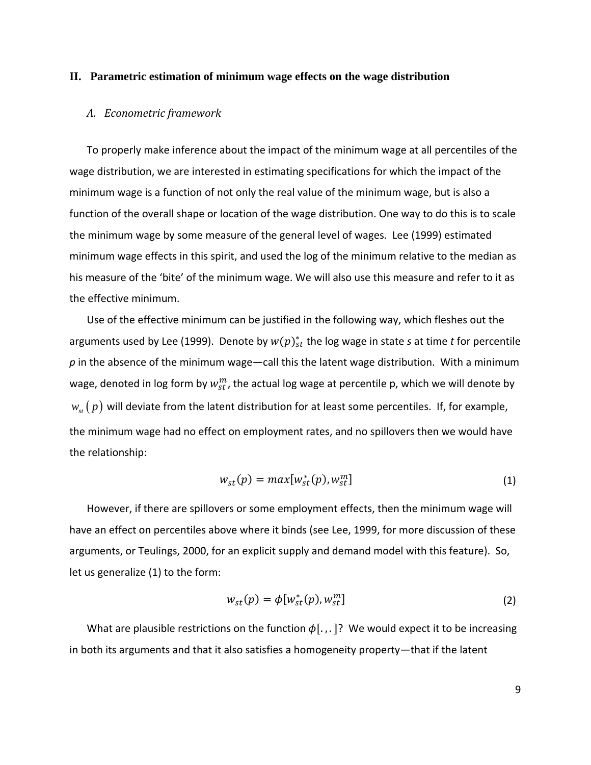## II. Parametric estimation of minimum wage effects on the wage distribution

### *A. Econometric framework*

To properly make inference about the impact of the minimum wage at all percentiles of the wage distribution, we are interested in estimating specifications for which the impact of the minimum wage is a function of not only the real value of the minimum wage, but is also a function of the overall shape or location of the wage distribution. One way to do this is to scale the minimum wage by some measure of the general level of wages. Lee (1999) estimated minimum wage effects in this spirit, and used the log of the minimum relative to the median as his measure of the 'bite' of the minimum wage. We will also use this measure and refer to it as the effective minimum.

Use of the effective minimum can be justified in the following way, which fleshes out the arguments used by Lee (1999). Denote by $w(p)^*_{st}$ the log wage in state *s* at time *t* for percentile *p* in the absence of the minimum wage—call this the latent wage distribution. With a minimum wage, denoted in log form by $w^m_{st}$, the actual log wage at percentile p, which we will denote by $w_{st}(p)$ will deviate from the latent distribution for at least some percentiles. If, for example, the minimum wage had no effect on employment rates, and no spillovers then we would have the relationship:

$$w_{st}(p) = max[w^*_{st}(p), w^m_{st}] \tag{1}$$

However, if there are spillovers or some employment effects, then the minimum wage will have an effect on percentiles above where it binds (see Lee, 1999, for more discussion of these arguments, or Teulings, 2000, for an explicit supply and demand model with this feature). So, let us generalize (1) to the form:

$$w_{st}(p) = \phi[w^*_{st}(p), w^m_{st}] \tag{2}$$

What are plausible restrictions on the function $\phi[.,.]$? We would expect it to be increasing in both its arguments and that it also satisfies a homogeneity property—that if the latent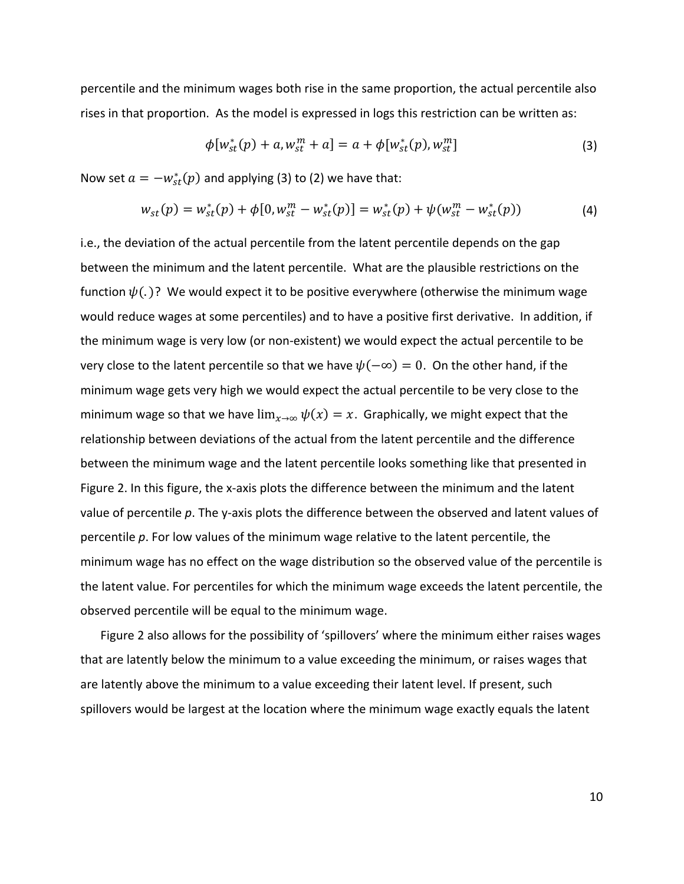percentile and the minimum wages both rise in the same proportion, the actual percentile also rises in that proportion. As the model is expressed in logs this restriction can be written as:

$$\phi[w_{st}^*(p) + a, w_{st}^m + a] = a + \phi[w_{st}^*(p), w_{st}^m] \tag{3}$$

Now set $a = -w_{st}^*(p)$ and applying (3) to (2) we have that:

$$w_{st}(p) = w_{st}^*(p) + \phi[0, w_{st}^m - w_{st}^*(p)] = w_{st}^*(p) + \psi(w_{st}^m - w_{st}^*(p)) \tag{4}$$

i.e., the deviation of the actual percentile from the latent percentile depends on the gap between the minimum and the latent percentile. What are the plausible restrictions on the function $\psi(.)$? We would expect it to be positive everywhere (otherwise the minimum wage would reduce wages at some percentiles) and to have a positive first derivative. In addition, if the minimum wage is very low (or non-existent) we would expect the actual percentile to be very close to the latent percentile so that we have $\psi(-\infty) = 0$. On the other hand, if the minimum wage gets very high we would expect the actual percentile to be very close to the minimum wage so that we have $\lim_{x\to\infty} \psi(x) = x$. Graphically, we might expect that the relationship between deviations of the actual from the latent percentile and the difference between the minimum wage and the latent percentile looks something like that presented in Figure 2. In this figure, the x-axis plots the difference between the minimum and the latent value of percentile *p*. The y-axis plots the difference between the observed and latent values of percentile *p*. For low values of the minimum wage relative to the latent percentile, the minimum wage has no effect on the wage distribution so the observed value of the percentile is the latent value. For percentiles for which the minimum wage exceeds the latent percentile, the observed percentile will be equal to the minimum wage.

Figure 2 also allows for the possibility of 'spillovers' where the minimum either raises wages that are latently below the minimum to a value exceeding the minimum, or raises wages that are latently above the minimum to a value exceeding their latent level. If present, such spillovers would be largest at the location where the minimum wage exactly equals the latent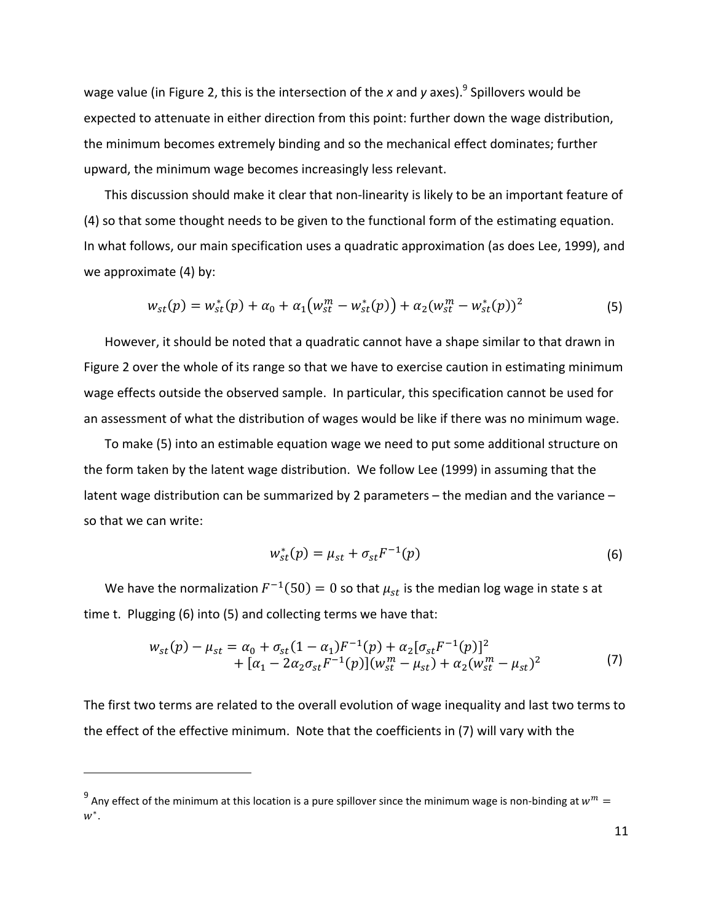wage value (in Figure 2, this is the intersection of the *x* and *y* axes).[9] Spillovers would be expected to attenuate in either direction from this point: further down the wage distribution, the minimum becomes extremely binding and so the mechanical effect dominates; further upward, the minimum wage becomes increasingly less relevant.

This discussion should make it clear that non-linearity is likely to be an important feature of (4) so that some thought needs to be given to the functional form of the estimating equation. In what follows, our main specification uses a quadratic approximation (as does Lee, 1999), and we approximate (4) by:

$$w_{st}(p) = w_{st}^*(p) + \alpha_0 + \alpha_1\left(w_{st}^m - w_{st}^*(p)\right) + \alpha_2(w_{st}^m - w_{st}^*(p))^2 \tag{5}$$

However, it should be noted that a quadratic cannot have a shape similar to that drawn in Figure 2 over the whole of its range so that we have to exercise caution in estimating minimum wage effects outside the observed sample. In particular, this specification cannot be used for an assessment of what the distribution of wages would be like if there was no minimum wage.

To make (5) into an estimable equation wage we need to put some additional structure on the form taken by the latent wage distribution. We follow Lee (1999) in assuming that the latent wage distribution can be summarized by 2 parameters – the median and the variance – so that we can write:

$$w_{st}^*(p) = \mu_{st} + \sigma_{st}F^{-1}(p) \tag{6}$$

We have the normalization $F^{-1}(50) = 0$ so that $\mu_{st}$ is the median log wage in state s at time t. Plugging (6) into (5) and collecting terms we have that:

$$\begin{aligned} w_{st}(p) - \mu_{st} = \alpha_0 + \sigma_{st}(1-\alpha_1)F^{-1}(p) + \alpha_2[\sigma_{st}F^{-1}(p)]^2 \\ + [\alpha_1 - 2\alpha_2\sigma_{st}F^{-1}(p)](w_{st}^m - \mu_{st}) + \alpha_2(w_{st}^m - \mu_{st})^2 \end{aligned} \tag{7}$$

The first two terms are related to the overall evolution of wage inequality and last two terms to the effect of the effective minimum. Note that the coefficients in (7) will vary with the

[9] Any effect of the minimum at this location is a pure spillover since the minimum wage is non-binding at $w^m = w^*$.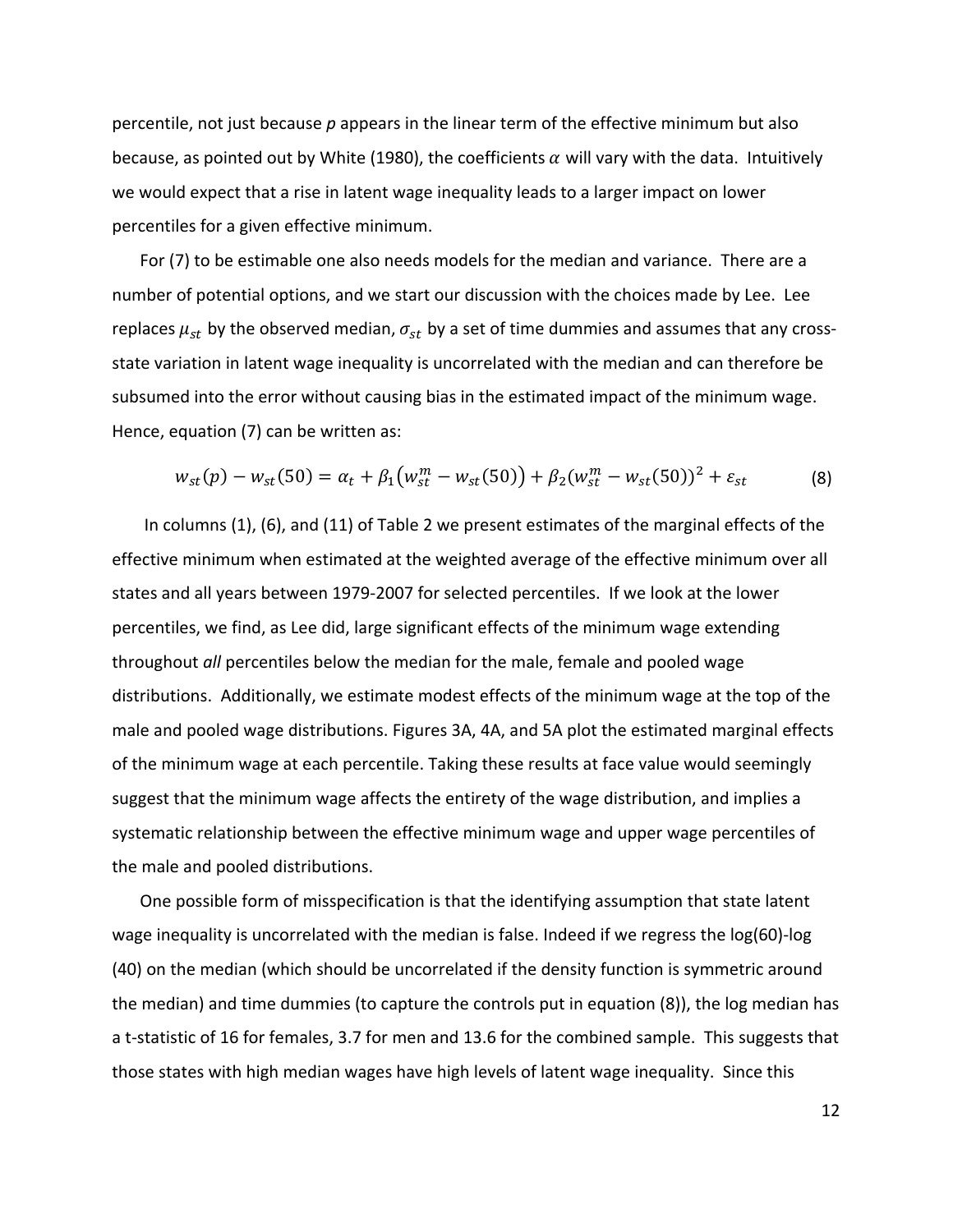percentile, not just because *p* appears in the linear term of the effective minimum but also because, as pointed out by White (1980), the coefficients $\alpha$ will vary with the data. Intuitively we would expect that a rise in latent wage inequality leads to a larger impact on lower percentiles for a given effective minimum.

For (7) to be estimable one also needs models for the median and variance. There are a number of potential options, and we start our discussion with the choices made by Lee. Lee replaces $\mu_{st}$ by the observed median, $\sigma_{st}$ by a set of time dummies and assumes that any cross-state variation in latent wage inequality is uncorrelated with the median and can therefore be subsumed into the error without causing bias in the estimated impact of the minimum wage. Hence, equation (7) can be written as:

$$w_{st}(p) - w_{st}(50) = \alpha_t + \beta_1\left(w_{st}^m - w_{st}(50)\right) + \beta_2(w_{st}^m - w_{st}(50))^2 + \varepsilon_{st} \tag{8}$$

In columns (1), (6), and (11) of Table 2 we present estimates of the marginal effects of the effective minimum when estimated at the weighted average of the effective minimum over all states and all years between 1979-2007 for selected percentiles. If we look at the lower percentiles, we find, as Lee did, large significant effects of the minimum wage extending throughout *all* percentiles below the median for the male, female and pooled wage distributions. Additionally, we estimate modest effects of the minimum wage at the top of the male and pooled wage distributions. Figures 3A, 4A, and 5A plot the estimated marginal effects of the minimum wage at each percentile. Taking these results at face value would seemingly suggest that the minimum wage affects the entirety of the wage distribution, and implies a systematic relationship between the effective minimum wage and upper wage percentiles of the male and pooled distributions.

One possible form of misspecification is that the identifying assumption that state latent wage inequality is uncorrelated with the median is false. Indeed if we regress the log(60)-log (40) on the median (which should be uncorrelated if the density function is symmetric around the median) and time dummies (to capture the controls put in equation (8)), the log median has a t-statistic of 16 for females, 3.7 for men and 13.6 for the combined sample. This suggests that those states with high median wages have high levels of latent wage inequality. Since this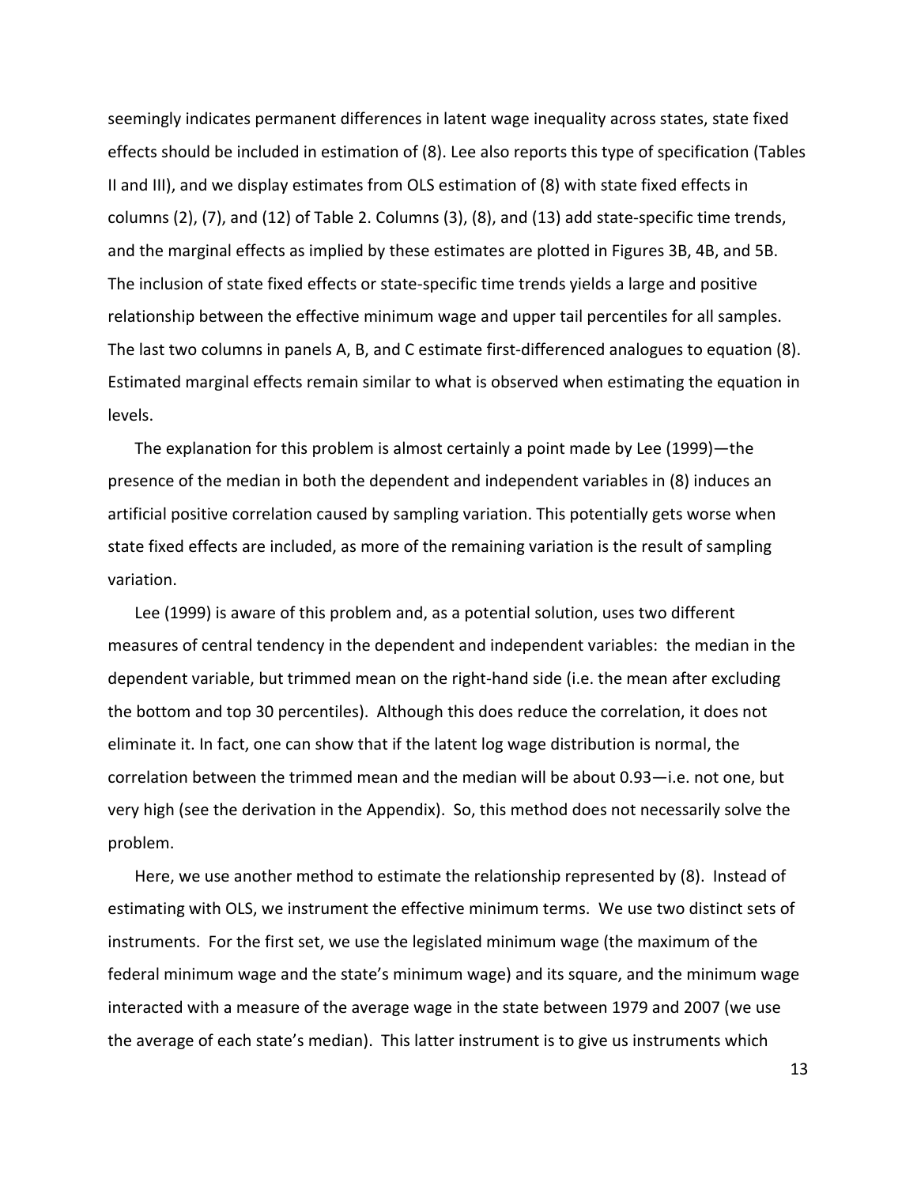seemingly indicates permanent differences in latent wage inequality across states, state fixed effects should be included in estimation of (8). Lee also reports this type of specification (Tables II and III), and we display estimates from OLS estimation of (8) with state fixed effects in columns (2), (7), and (12) of Table 2. Columns (3), (8), and (13) add state-specific time trends, and the marginal effects as implied by these estimates are plotted in Figures 3B, 4B, and 5B. The inclusion of state fixed effects or state-specific time trends yields a large and positive relationship between the effective minimum wage and upper tail percentiles for all samples. The last two columns in panels A, B, and C estimate first-differenced analogues to equation (8). Estimated marginal effects remain similar to what is observed when estimating the equation in levels.

The explanation for this problem is almost certainly a point made by Lee (1999)—the presence of the median in both the dependent and independent variables in (8) induces an artificial positive correlation caused by sampling variation. This potentially gets worse when state fixed effects are included, as more of the remaining variation is the result of sampling variation.

Lee (1999) is aware of this problem and, as a potential solution, uses two different measures of central tendency in the dependent and independent variables: the median in the dependent variable, but trimmed mean on the right-hand side (i.e. the mean after excluding the bottom and top 30 percentiles). Although this does reduce the correlation, it does not eliminate it. In fact, one can show that if the latent log wage distribution is normal, the correlation between the trimmed mean and the median will be about 0.93—i.e. not one, but very high (see the derivation in the Appendix). So, this method does not necessarily solve the problem.

Here, we use another method to estimate the relationship represented by (8). Instead of estimating with OLS, we instrument the effective minimum terms. We use two distinct sets of instruments. For the first set, we use the legislated minimum wage (the maximum of the federal minimum wage and the state's minimum wage) and its square, and the minimum wage interacted with a measure of the average wage in the state between 1979 and 2007 (we use the average of each state's median). This latter instrument is to give us instruments which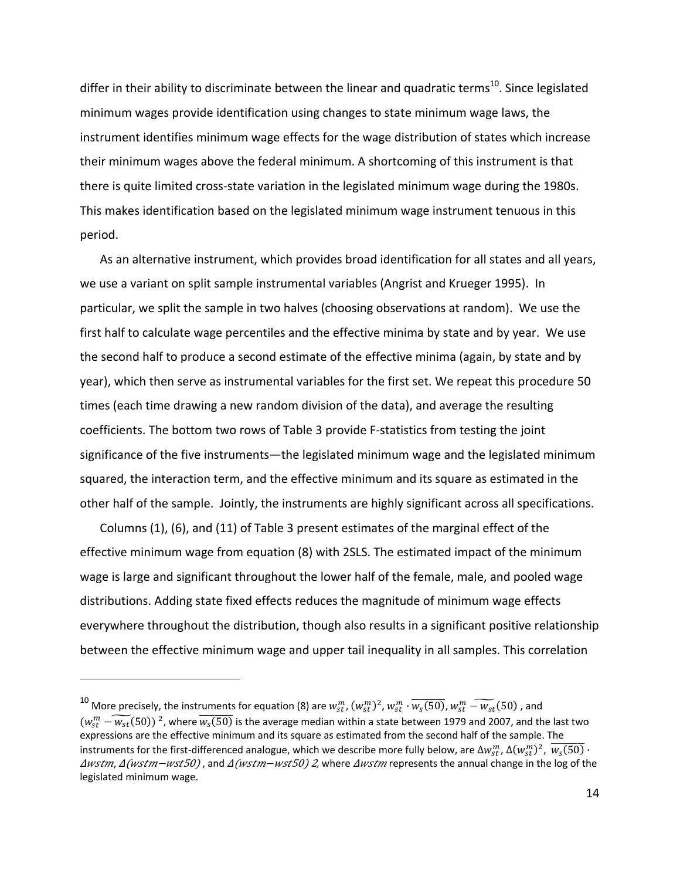differ in their ability to discriminate between the linear and quadratic terms[10]. Since legislated minimum wages provide identification using changes to state minimum wage laws, the instrument identifies minimum wage effects for the wage distribution of states which increase their minimum wages above the federal minimum. A shortcoming of this instrument is that there is quite limited cross-state variation in the legislated minimum wage during the 1980s. This makes identification based on the legislated minimum wage instrument tenuous in this period.

As an alternative instrument, which provides broad identification for all states and all years, we use a variant on split sample instrumental variables (Angrist and Krueger 1995). In particular, we split the sample in two halves (choosing observations at random). We use the first half to calculate wage percentiles and the effective minima by state and by year. We use the second half to produce a second estimate of the effective minima (again, by state and by year), which then serve as instrumental variables for the first set. We repeat this procedure 50 times (each time drawing a new random division of the data), and average the resulting coefficients. The bottom two rows of Table 3 provide F-statistics from testing the joint significance of the five instruments—the legislated minimum wage and the legislated minimum squared, the interaction term, and the effective minimum and its square as estimated in the other half of the sample. Jointly, the instruments are highly significant across all specifications.

Columns (1), (6), and (11) of Table 3 present estimates of the marginal effect of the effective minimum wage from equation (8) with 2SLS. The estimated impact of the minimum wage is large and significant throughout the lower half of the female, male, and pooled wage distributions. Adding state fixed effects reduces the magnitude of minimum wage effects everywhere throughout the distribution, though also results in a significant positive relationship between the effective minimum wage and upper tail inequality in all samples. This correlation

---

[10] More precisely, the instruments for equation (8) are $w_{st}^{m}$, $(w_{st}^{m})^2$, $w_{st}^{m} \cdot \overline{w_s(50)}$, $w_{st}^{m} - \widetilde{w_{st}}(50)$, and $(w_{st}^{m} - \widetilde{w_{st}}(50))^2$, where $\overline{w_s(50)}$ is the average median within a state between 1979 and 2007, and the last two expressions are the effective minimum and its square as estimated from the second half of the sample. The instruments for the first-differenced analogue, which we describe more fully below, are $\Delta w_{st}^{m}$, $\Delta(w_{st}^{m})^2$, $\overline{w_s(50)} \cdot \Delta wstm$, $\Delta(wstm - wst50)$, and $\Delta(wstm - wst50)\ 2$, where $\Delta wstm$ represents the annual change in the log of the legislated minimum wage.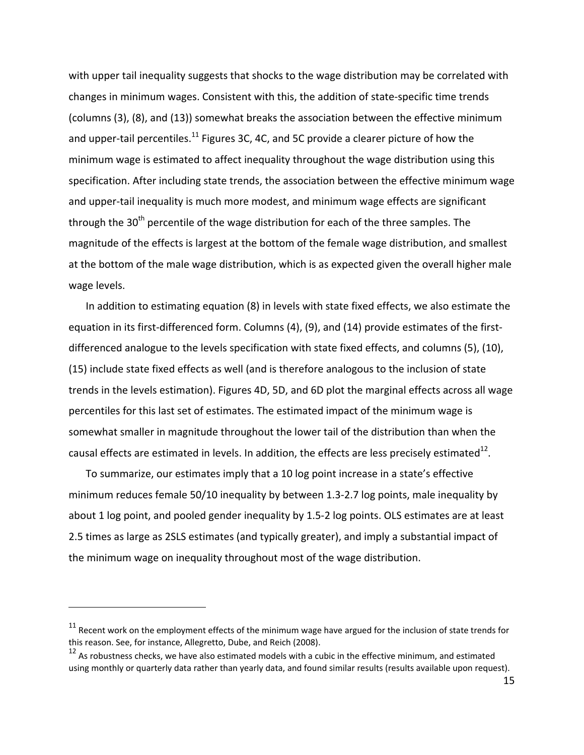with upper tail inequality suggests that shocks to the wage distribution may be correlated with changes in minimum wages. Consistent with this, the addition of state-specific time trends (columns (3), (8), and (13)) somewhat breaks the association between the effective minimum and upper-tail percentiles.[11] Figures 3C, 4C, and 5C provide a clearer picture of how the minimum wage is estimated to affect inequality throughout the wage distribution using this specification. After including state trends, the association between the effective minimum wage and upper-tail inequality is much more modest, and minimum wage effects are significant through the 30th percentile of the wage distribution for each of the three samples. The magnitude of the effects is largest at the bottom of the female wage distribution, and smallest at the bottom of the male wage distribution, which is as expected given the overall higher male wage levels.

In addition to estimating equation (8) in levels with state fixed effects, we also estimate the equation in its first-differenced form. Columns (4), (9), and (14) provide estimates of the first-differenced analogue to the levels specification with state fixed effects, and columns (5), (10), (15) include state fixed effects as well (and is therefore analogous to the inclusion of state trends in the levels estimation). Figures 4D, 5D, and 6D plot the marginal effects across all wage percentiles for this last set of estimates. The estimated impact of the minimum wage is somewhat smaller in magnitude throughout the lower tail of the distribution than when the causal effects are estimated in levels. In addition, the effects are less precisely estimated[12].

To summarize, our estimates imply that a 10 log point increase in a state's effective minimum reduces female 50/10 inequality by between 1.3-2.7 log points, male inequality by about 1 log point, and pooled gender inequality by 1.5-2 log points. OLS estimates are at least 2.5 times as large as 2SLS estimates (and typically greater), and imply a substantial impact of the minimum wage on inequality throughout most of the wage distribution.

---

[11] Recent work on the employment effects of the minimum wage have argued for the inclusion of state trends for this reason. See, for instance, Allegretto, Dube, and Reich (2008).

[12] As robustness checks, we have also estimated models with a cubic in the effective minimum, and estimated using monthly or quarterly data rather than yearly data, and found similar results (results available upon request).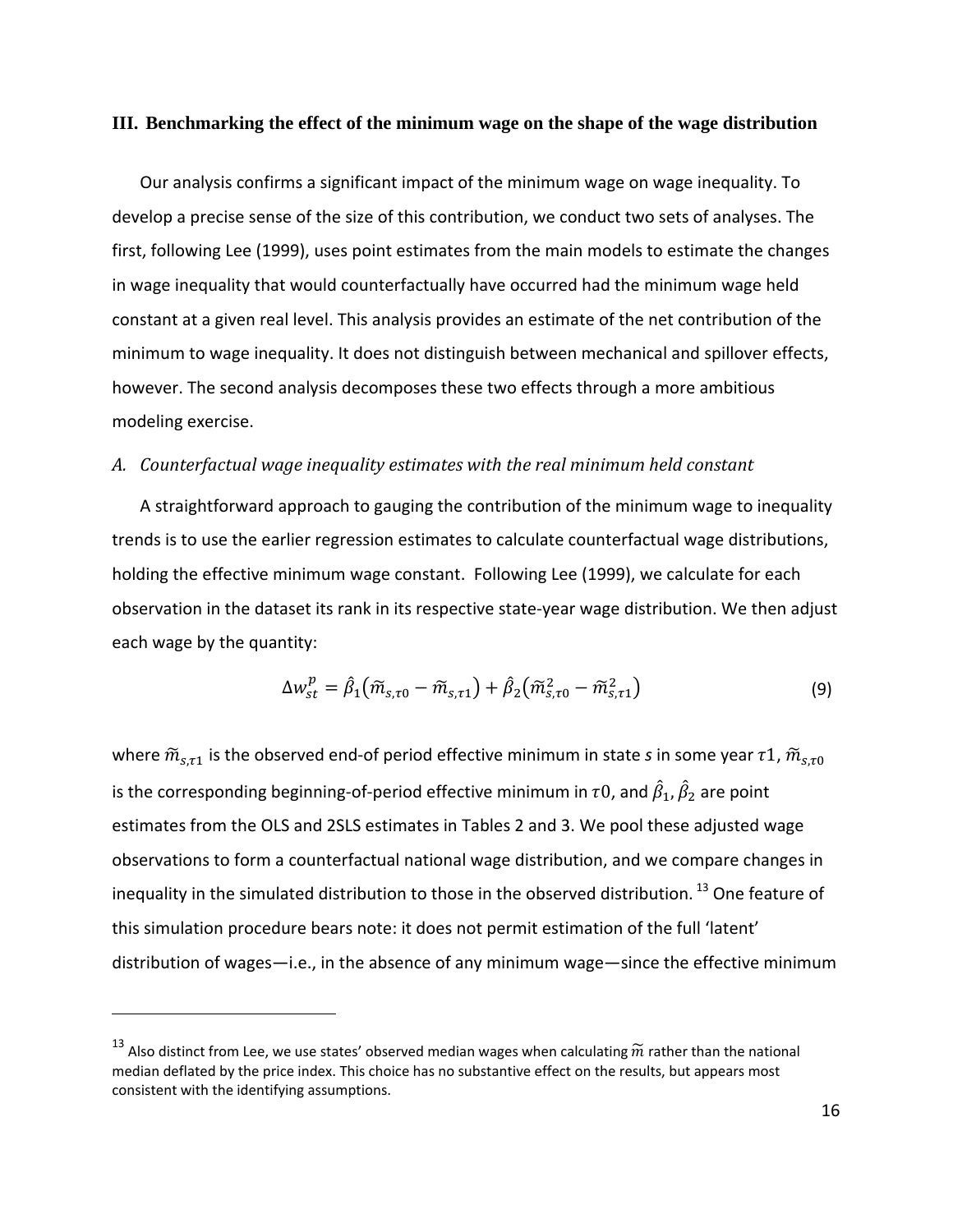## III. Benchmarking the effect of the minimum wage on the shape of the wage distribution

Our analysis confirms a significant impact of the minimum wage on wage inequality. To develop a precise sense of the size of this contribution, we conduct two sets of analyses. The first, following Lee (1999), uses point estimates from the main models to estimate the changes in wage inequality that would counterfactually have occurred had the minimum wage held constant at a given real level. This analysis provides an estimate of the net contribution of the minimum to wage inequality. It does not distinguish between mechanical and spillover effects, however. The second analysis decomposes these two effects through a more ambitious modeling exercise.

### *A. Counterfactual wage inequality estimates with the real minimum held constant*

A straightforward approach to gauging the contribution of the minimum wage to inequality trends is to use the earlier regression estimates to calculate counterfactual wage distributions, holding the effective minimum wage constant. Following Lee (1999), we calculate for each observation in the dataset its rank in its respective state-year wage distribution. We then adjust each wage by the quantity:

$$\Delta w_{st}^{p} = \hat{\beta}_1 \left( \widetilde{m}_{s,\tau 0} - \widetilde{m}_{s,\tau 1} \right) + \hat{\beta}_2 \left( \widetilde{m}_{s,\tau 0}^2 - \widetilde{m}_{s,\tau 1}^2 \right) \tag{9}$$

where $\widetilde{m}_{s,\tau 1}$ is the observed end-of period effective minimum in state *s* in some year $\tau 1$, $\widetilde{m}_{s,\tau 0}$ is the corresponding beginning-of-period effective minimum in $\tau 0$, and $\hat{\beta}_1, \hat{\beta}_2$ are point estimates from the OLS and 2SLS estimates in Tables 2 and 3. We pool these adjusted wage observations to form a counterfactual national wage distribution, and we compare changes in inequality in the simulated distribution to those in the observed distribution. [13] One feature of this simulation procedure bears note: it does not permit estimation of the full 'latent' distribution of wages—i.e., in the absence of any minimum wage—since the effective minimum

[13] Also distinct from Lee, we use states' observed median wages when calculating $\widetilde{m}$ rather than the national median deflated by the price index. This choice has no substantive effect on the results, but appears most consistent with the identifying assumptions.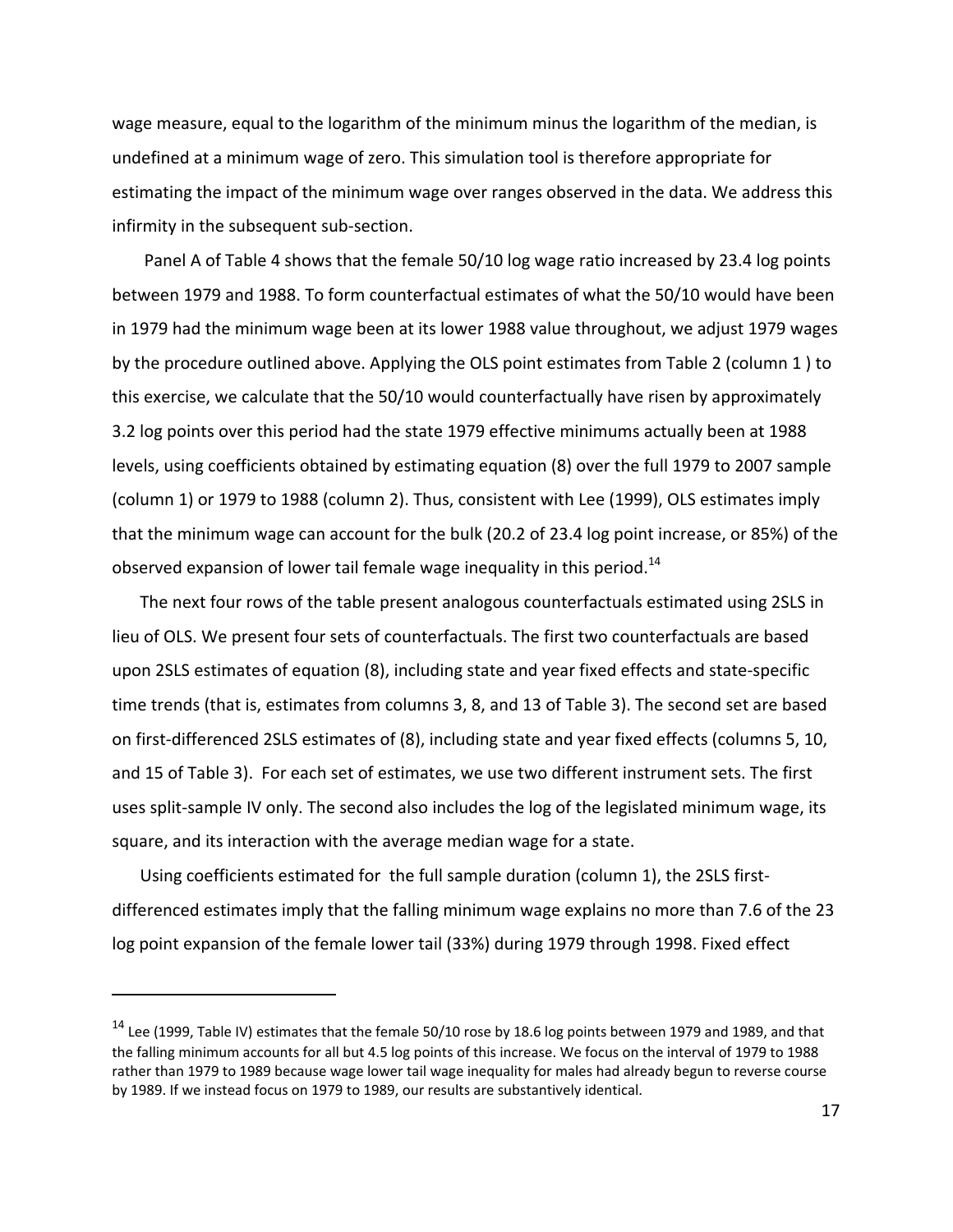wage measure, equal to the logarithm of the minimum minus the logarithm of the median, is undefined at a minimum wage of zero. This simulation tool is therefore appropriate for estimating the impact of the minimum wage over ranges observed in the data. We address this infirmity in the subsequent sub-section.

Panel A of Table 4 shows that the female 50/10 log wage ratio increased by 23.4 log points between 1979 and 1988. To form counterfactual estimates of what the 50/10 would have been in 1979 had the minimum wage been at its lower 1988 value throughout, we adjust 1979 wages by the procedure outlined above. Applying the OLS point estimates from Table 2 (column 1 ) to this exercise, we calculate that the 50/10 would counterfactually have risen by approximately 3.2 log points over this period had the state 1979 effective minimums actually been at 1988 levels, using coefficients obtained by estimating equation (8) over the full 1979 to 2007 sample (column 1) or 1979 to 1988 (column 2). Thus, consistent with Lee (1999), OLS estimates imply that the minimum wage can account for the bulk (20.2 of 23.4 log point increase, or 85%) of the observed expansion of lower tail female wage inequality in this period.[14]

The next four rows of the table present analogous counterfactuals estimated using 2SLS in lieu of OLS. We present four sets of counterfactuals. The first two counterfactuals are based upon 2SLS estimates of equation (8), including state and year fixed effects and state-specific time trends (that is, estimates from columns 3, 8, and 13 of Table 3). The second set are based on first-differenced 2SLS estimates of (8), including state and year fixed effects (columns 5, 10, and 15 of Table 3). For each set of estimates, we use two different instrument sets. The first uses split-sample IV only. The second also includes the log of the legislated minimum wage, its square, and its interaction with the average median wage for a state.

Using coefficients estimated for the full sample duration (column 1), the 2SLS first-differenced estimates imply that the falling minimum wage explains no more than 7.6 of the 23 log point expansion of the female lower tail (33%) during 1979 through 1998. Fixed effect

---

[14] Lee (1999, Table IV) estimates that the female 50/10 rose by 18.6 log points between 1979 and 1989, and that the falling minimum accounts for all but 4.5 log points of this increase. We focus on the interval of 1979 to 1988 rather than 1979 to 1989 because wage lower tail wage inequality for males had already begun to reverse course by 1989. If we instead focus on 1979 to 1989, our results are substantively identical.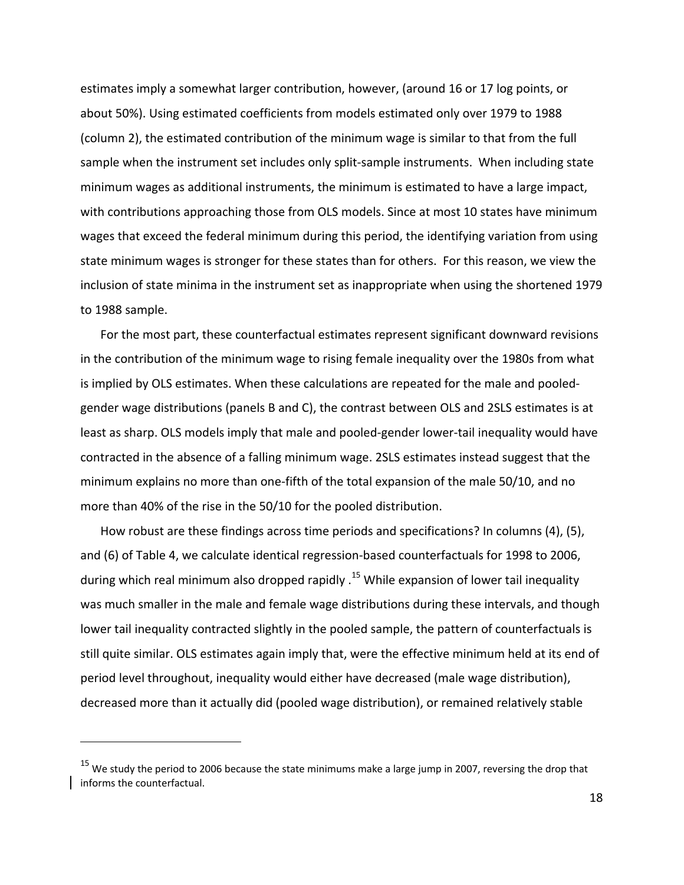estimates imply a somewhat larger contribution, however, (around 16 or 17 log points, or about 50%). Using estimated coefficients from models estimated only over 1979 to 1988 (column 2), the estimated contribution of the minimum wage is similar to that from the full sample when the instrument set includes only split-sample instruments. When including state minimum wages as additional instruments, the minimum is estimated to have a large impact, with contributions approaching those from OLS models. Since at most 10 states have minimum wages that exceed the federal minimum during this period, the identifying variation from using state minimum wages is stronger for these states than for others. For this reason, we view the inclusion of state minima in the instrument set as inappropriate when using the shortened 1979 to 1988 sample.

For the most part, these counterfactual estimates represent significant downward revisions in the contribution of the minimum wage to rising female inequality over the 1980s from what is implied by OLS estimates. When these calculations are repeated for the male and pooled-gender wage distributions (panels B and C), the contrast between OLS and 2SLS estimates is at least as sharp. OLS models imply that male and pooled-gender lower-tail inequality would have contracted in the absence of a falling minimum wage. 2SLS estimates instead suggest that the minimum explains no more than one-fifth of the total expansion of the male 50/10, and no more than 40% of the rise in the 50/10 for the pooled distribution.

How robust are these findings across time periods and specifications? In columns (4), (5), and (6) of Table 4, we calculate identical regression-based counterfactuals for 1998 to 2006, during which real minimum also dropped rapidly .[15] While expansion of lower tail inequality was much smaller in the male and female wage distributions during these intervals, and though lower tail inequality contracted slightly in the pooled sample, the pattern of counterfactuals is still quite similar. OLS estimates again imply that, were the effective minimum held at its end of period level throughout, inequality would either have decreased (male wage distribution), decreased more than it actually did (pooled wage distribution), or remained relatively stable

[15] We study the period to 2006 because the state minimums make a large jump in 2007, reversing the drop that informs the counterfactual.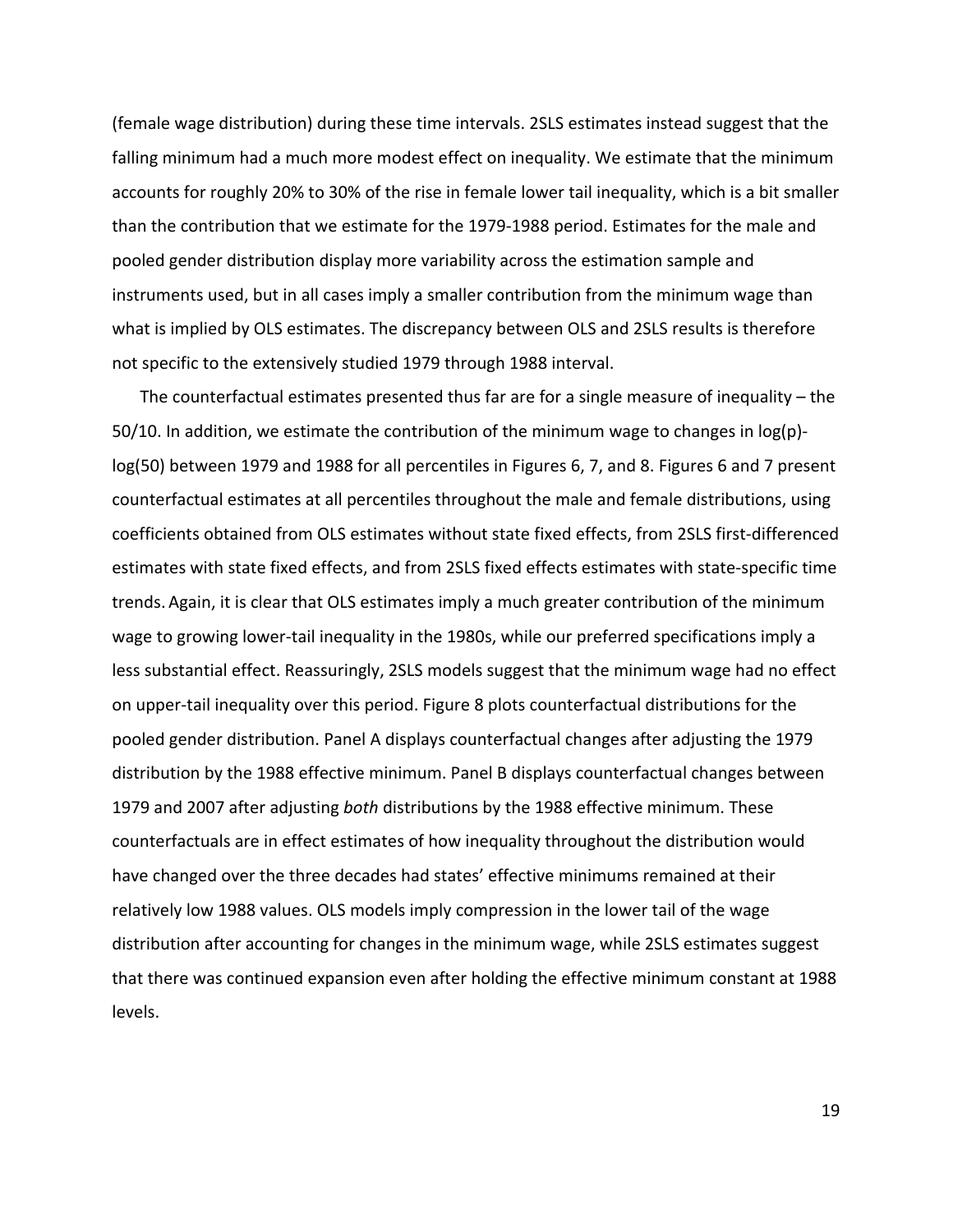(female wage distribution) during these time intervals. 2SLS estimates instead suggest that the falling minimum had a much more modest effect on inequality. We estimate that the minimum accounts for roughly 20% to 30% of the rise in female lower tail inequality, which is a bit smaller than the contribution that we estimate for the 1979-1988 period. Estimates for the male and pooled gender distribution display more variability across the estimation sample and instruments used, but in all cases imply a smaller contribution from the minimum wage than what is implied by OLS estimates. The discrepancy between OLS and 2SLS results is therefore not specific to the extensively studied 1979 through 1988 interval.

The counterfactual estimates presented thus far are for a single measure of inequality – the 50/10. In addition, we estimate the contribution of the minimum wage to changes in log(p)-log(50) between 1979 and 1988 for all percentiles in Figures 6, 7, and 8. Figures 6 and 7 present counterfactual estimates at all percentiles throughout the male and female distributions, using coefficients obtained from OLS estimates without state fixed effects, from 2SLS first-differenced estimates with state fixed effects, and from 2SLS fixed effects estimates with state-specific time trends. Again, it is clear that OLS estimates imply a much greater contribution of the minimum wage to growing lower-tail inequality in the 1980s, while our preferred specifications imply a less substantial effect. Reassuringly, 2SLS models suggest that the minimum wage had no effect on upper-tail inequality over this period. Figure 8 plots counterfactual distributions for the pooled gender distribution. Panel A displays counterfactual changes after adjusting the 1979 distribution by the 1988 effective minimum. Panel B displays counterfactual changes between 1979 and 2007 after adjusting *both* distributions by the 1988 effective minimum. These counterfactuals are in effect estimates of how inequality throughout the distribution would have changed over the three decades had states' effective minimums remained at their relatively low 1988 values. OLS models imply compression in the lower tail of the wage distribution after accounting for changes in the minimum wage, while 2SLS estimates suggest that there was continued expansion even after holding the effective minimum constant at 1988 levels.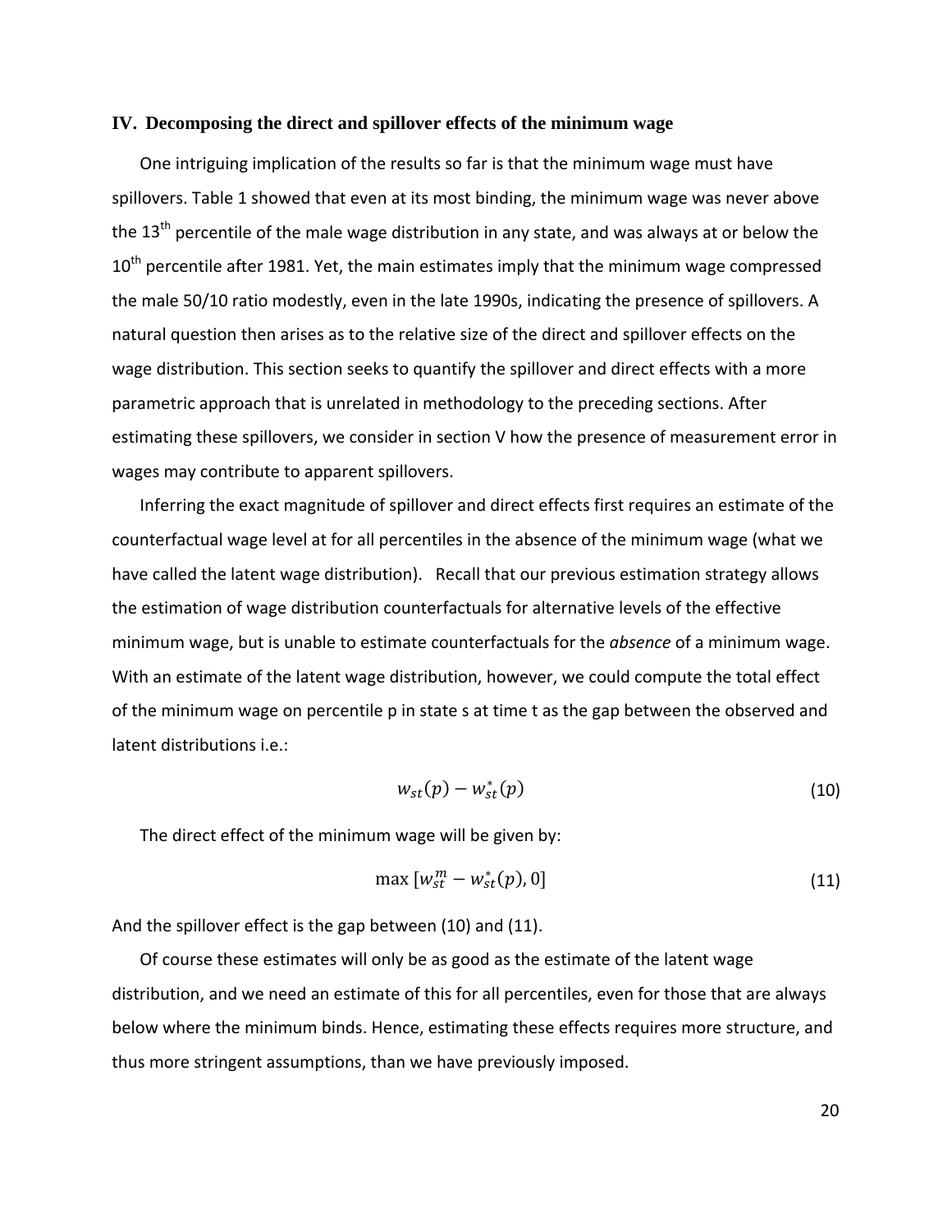## IV. Decomposing the direct and spillover effects of the minimum wage

One intriguing implication of the results so far is that the minimum wage must have spillovers. Table 1 showed that even at its most binding, the minimum wage was never above the 13th percentile of the male wage distribution in any state, and was always at or below the 10th percentile after 1981. Yet, the main estimates imply that the minimum wage compressed the male 50/10 ratio modestly, even in the late 1990s, indicating the presence of spillovers. A natural question then arises as to the relative size of the direct and spillover effects on the wage distribution. This section seeks to quantify the spillover and direct effects with a more parametric approach that is unrelated in methodology to the preceding sections. After estimating these spillovers, we consider in section V how the presence of measurement error in wages may contribute to apparent spillovers.

Inferring the exact magnitude of spillover and direct effects first requires an estimate of the counterfactual wage level at for all percentiles in the absence of the minimum wage (what we have called the latent wage distribution). Recall that our previous estimation strategy allows the estimation of wage distribution counterfactuals for alternative levels of the effective minimum wage, but is unable to estimate counterfactuals for the *absence* of a minimum wage. With an estimate of the latent wage distribution, however, we could compute the total effect of the minimum wage on percentile p in state s at time t as the gap between the observed and latent distributions i.e.:

$$w_{st}(p) - w^*_{st}(p) \tag{10}$$

The direct effect of the minimum wage will be given by:

$$\max\,[w^m_{st} - w^*_{st}(p), 0] \tag{11}$$

And the spillover effect is the gap between (10) and (11).

Of course these estimates will only be as good as the estimate of the latent wage distribution, and we need an estimate of this for all percentiles, even for those that are always below where the minimum binds. Hence, estimating these effects requires more structure, and thus more stringent assumptions, than we have previously imposed.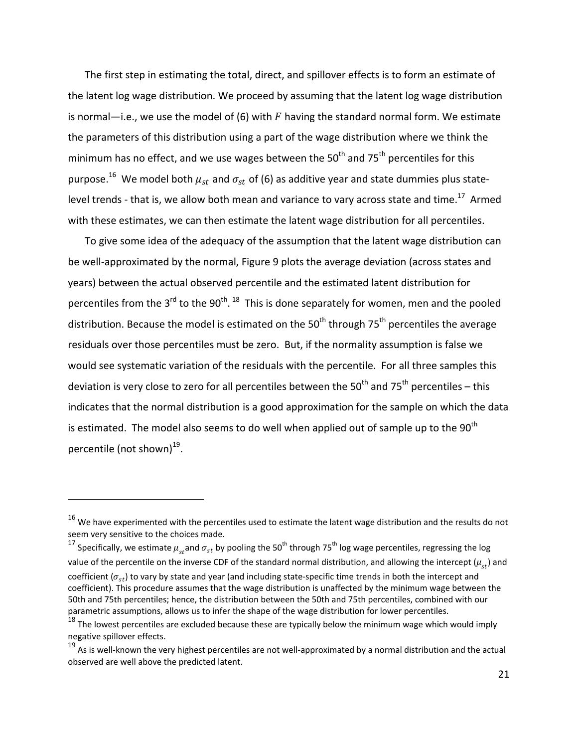The first step in estimating the total, direct, and spillover effects is to form an estimate of the latent log wage distribution. We proceed by assuming that the latent log wage distribution is normal—i.e., we use the model of (6) with $F$ having the standard normal form. We estimate the parameters of this distribution using a part of the wage distribution where we think the minimum has no effect, and we use wages between the 50th and 75th percentiles for this purpose.[16] We model both $\mu_{st}$ and $\sigma_{st}$ of (6) as additive year and state dummies plus state-level trends - that is, we allow both mean and variance to vary across state and time.[17] Armed with these estimates, we can then estimate the latent wage distribution for all percentiles.

To give some idea of the adequacy of the assumption that the latent wage distribution can be well-approximated by the normal, Figure 9 plots the average deviation (across states and years) between the actual observed percentile and the estimated latent distribution for percentiles from the 3rd to the 90th.[18] This is done separately for women, men and the pooled distribution. Because the model is estimated on the 50th through 75th percentiles the average residuals over those percentiles must be zero. But, if the normality assumption is false we would see systematic variation of the residuals with the percentile. For all three samples this deviation is very close to zero for all percentiles between the 50th and 75th percentiles – this indicates that the normal distribution is a good approximation for the sample on which the data is estimated. The model also seems to do well when applied out of sample up to the 90th percentile (not shown)[19].

---

[16] We have experimented with the percentiles used to estimate the latent wage distribution and the results do not seem very sensitive to the choices made.

[17] Specifically, we estimate $\mu_{st}$ and $\sigma_{st}$ by pooling the 50th through 75th log wage percentiles, regressing the log value of the percentile on the inverse CDF of the standard normal distribution, and allowing the intercept ($\mu_{st}$) and coefficient ($\sigma_{st}$) to vary by state and year (and including state-specific time trends in both the intercept and coefficient). This procedure assumes that the wage distribution is unaffected by the minimum wage between the 50th and 75th percentiles; hence, the distribution between the 50th and 75th percentiles, combined with our parametric assumptions, allows us to infer the shape of the wage distribution for lower percentiles.

[18] The lowest percentiles are excluded because these are typically below the minimum wage which would imply negative spillover effects.

[19] As is well-known the very highest percentiles are not well-approximated by a normal distribution and the actual observed are well above the predicted latent.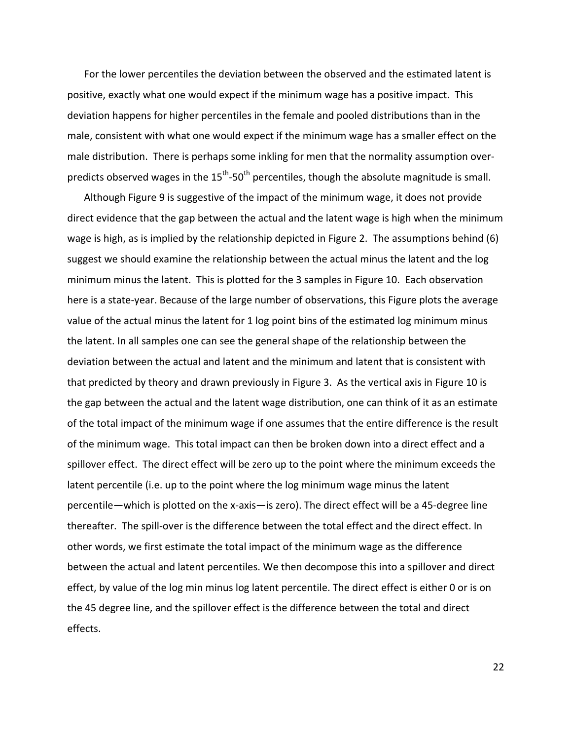For the lower percentiles the deviation between the observed and the estimated latent is positive, exactly what one would expect if the minimum wage has a positive impact. This deviation happens for higher percentiles in the female and pooled distributions than in the male, consistent with what one would expect if the minimum wage has a smaller effect on the male distribution. There is perhaps some inkling for men that the normality assumption over-predicts observed wages in the $15^{th}$-$50^{th}$ percentiles, though the absolute magnitude is small.

Although Figure 9 is suggestive of the impact of the minimum wage, it does not provide direct evidence that the gap between the actual and the latent wage is high when the minimum wage is high, as is implied by the relationship depicted in Figure 2. The assumptions behind (6) suggest we should examine the relationship between the actual minus the latent and the log minimum minus the latent. This is plotted for the 3 samples in Figure 10. Each observation here is a state-year. Because of the large number of observations, this Figure plots the average value of the actual minus the latent for 1 log point bins of the estimated log minimum minus the latent. In all samples one can see the general shape of the relationship between the deviation between the actual and latent and the minimum and latent that is consistent with that predicted by theory and drawn previously in Figure 3. As the vertical axis in Figure 10 is the gap between the actual and the latent wage distribution, one can think of it as an estimate of the total impact of the minimum wage if one assumes that the entire difference is the result of the minimum wage. This total impact can then be broken down into a direct effect and a spillover effect. The direct effect will be zero up to the point where the minimum exceeds the latent percentile (i.e. up to the point where the log minimum wage minus the latent percentile—which is plotted on the x-axis—is zero). The direct effect will be a 45-degree line thereafter. The spill-over is the difference between the total effect and the direct effect. In other words, we first estimate the total impact of the minimum wage as the difference between the actual and latent percentiles. We then decompose this into a spillover and direct effect, by value of the log min minus log latent percentile. The direct effect is either 0 or is on the 45 degree line, and the spillover effect is the difference between the total and direct effects.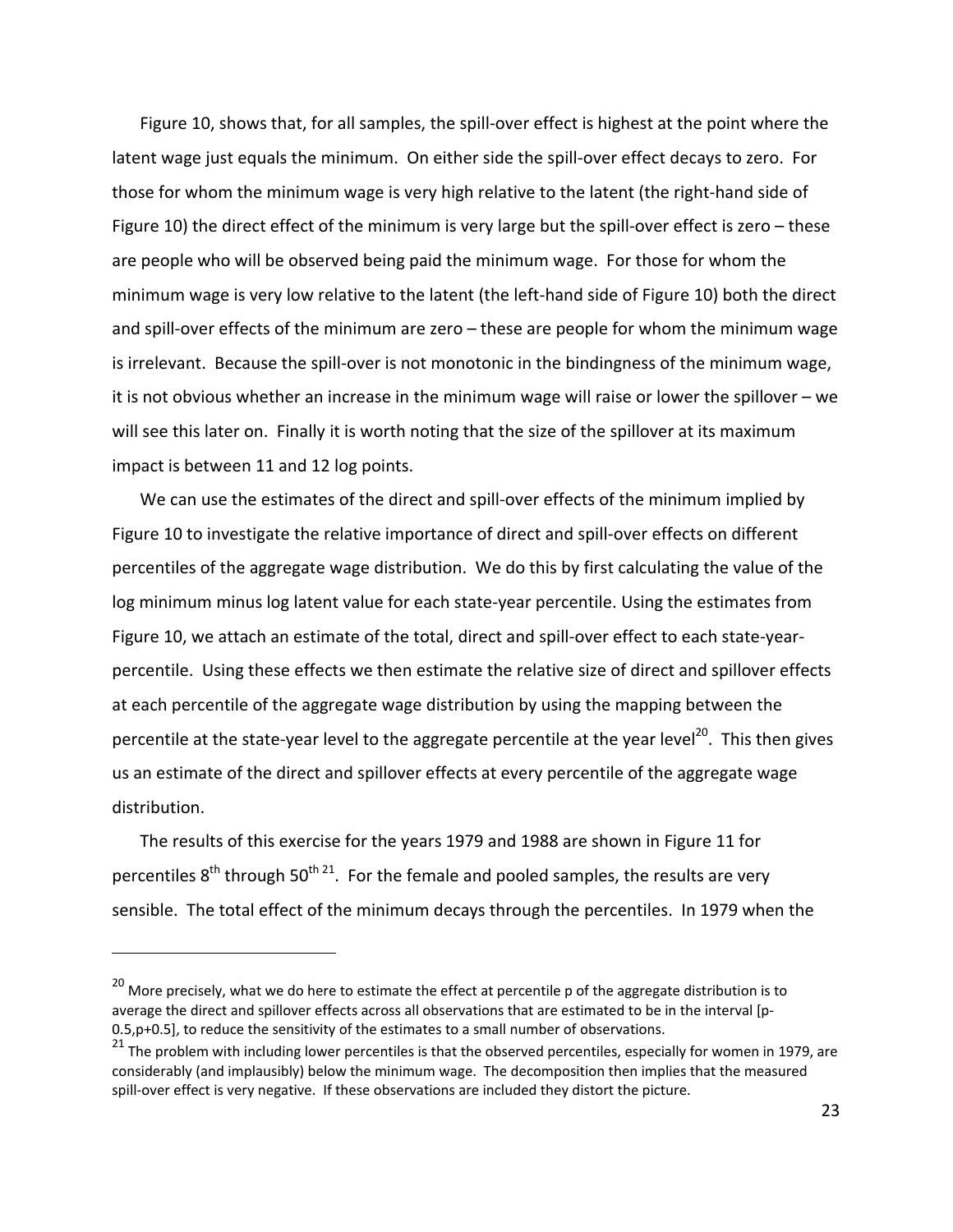Figure 10, shows that, for all samples, the spill-over effect is highest at the point where the latent wage just equals the minimum. On either side the spill-over effect decays to zero. For those for whom the minimum wage is very high relative to the latent (the right-hand side of Figure 10) the direct effect of the minimum is very large but the spill-over effect is zero – these are people who will be observed being paid the minimum wage. For those for whom the minimum wage is very low relative to the latent (the left-hand side of Figure 10) both the direct and spill-over effects of the minimum are zero – these are people for whom the minimum wage is irrelevant. Because the spill-over is not monotonic in the bindingness of the minimum wage, it is not obvious whether an increase in the minimum wage will raise or lower the spillover – we will see this later on. Finally it is worth noting that the size of the spillover at its maximum impact is between 11 and 12 log points.

We can use the estimates of the direct and spill-over effects of the minimum implied by Figure 10 to investigate the relative importance of direct and spill-over effects on different percentiles of the aggregate wage distribution. We do this by first calculating the value of the log minimum minus log latent value for each state-year percentile. Using the estimates from Figure 10, we attach an estimate of the total, direct and spill-over effect to each state-year-percentile. Using these effects we then estimate the relative size of direct and spillover effects at each percentile of the aggregate wage distribution by using the mapping between the percentile at the state-year level to the aggregate percentile at the year level[20]. This then gives us an estimate of the direct and spillover effects at every percentile of the aggregate wage distribution.

The results of this exercise for the years 1979 and 1988 are shown in Figure 11 for percentiles 8th through 50th [21]. For the female and pooled samples, the results are very sensible. The total effect of the minimum decays through the percentiles. In 1979 when the

---

[20] More precisely, what we do here to estimate the effect at percentile p of the aggregate distribution is to average the direct and spillover effects across all observations that are estimated to be in the interval [p-0.5,p+0.5], to reduce the sensitivity of the estimates to a small number of observations.

[21] The problem with including lower percentiles is that the observed percentiles, especially for women in 1979, are considerably (and implausibly) below the minimum wage. The decomposition then implies that the measured spill-over effect is very negative. If these observations are included they distort the picture.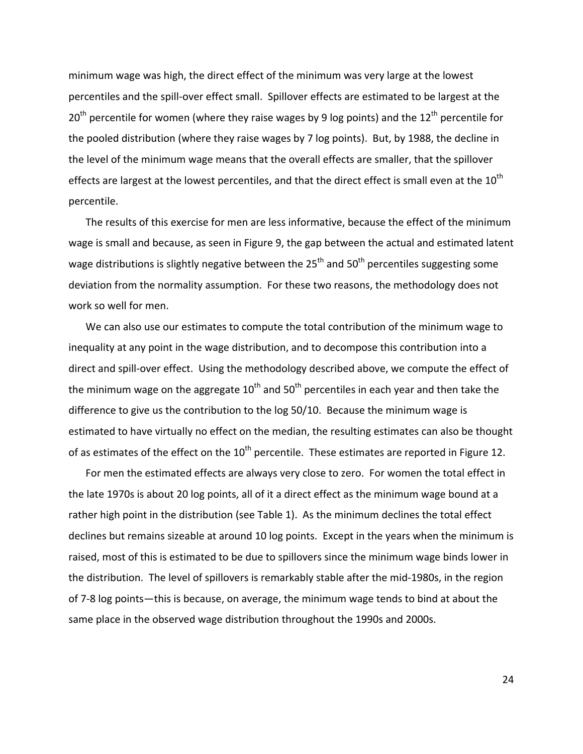minimum wage was high, the direct effect of the minimum was very large at the lowest percentiles and the spill-over effect small. Spillover effects are estimated to be largest at the $20^{th}$ percentile for women (where they raise wages by 9 log points) and the $12^{th}$ percentile for the pooled distribution (where they raise wages by 7 log points). But, by 1988, the decline in the level of the minimum wage means that the overall effects are smaller, that the spillover effects are largest at the lowest percentiles, and that the direct effect is small even at the $10^{th}$ percentile.

The results of this exercise for men are less informative, because the effect of the minimum wage is small and because, as seen in Figure 9, the gap between the actual and estimated latent wage distributions is slightly negative between the $25^{th}$ and $50^{th}$ percentiles suggesting some deviation from the normality assumption. For these two reasons, the methodology does not work so well for men.

We can also use our estimates to compute the total contribution of the minimum wage to inequality at any point in the wage distribution, and to decompose this contribution into a direct and spill-over effect. Using the methodology described above, we compute the effect of the minimum wage on the aggregate $10^{th}$ and $50^{th}$ percentiles in each year and then take the difference to give us the contribution to the log 50/10. Because the minimum wage is estimated to have virtually no effect on the median, the resulting estimates can also be thought of as estimates of the effect on the $10^{th}$ percentile. These estimates are reported in Figure 12.

For men the estimated effects are always very close to zero. For women the total effect in the late 1970s is about 20 log points, all of it a direct effect as the minimum wage bound at a rather high point in the distribution (see Table 1). As the minimum declines the total effect declines but remains sizeable at around 10 log points. Except in the years when the minimum is raised, most of this is estimated to be due to spillovers since the minimum wage binds lower in the distribution. The level of spillovers is remarkably stable after the mid-1980s, in the region of 7-8 log points—this is because, on average, the minimum wage tends to bind at about the same place in the observed wage distribution throughout the 1990s and 2000s.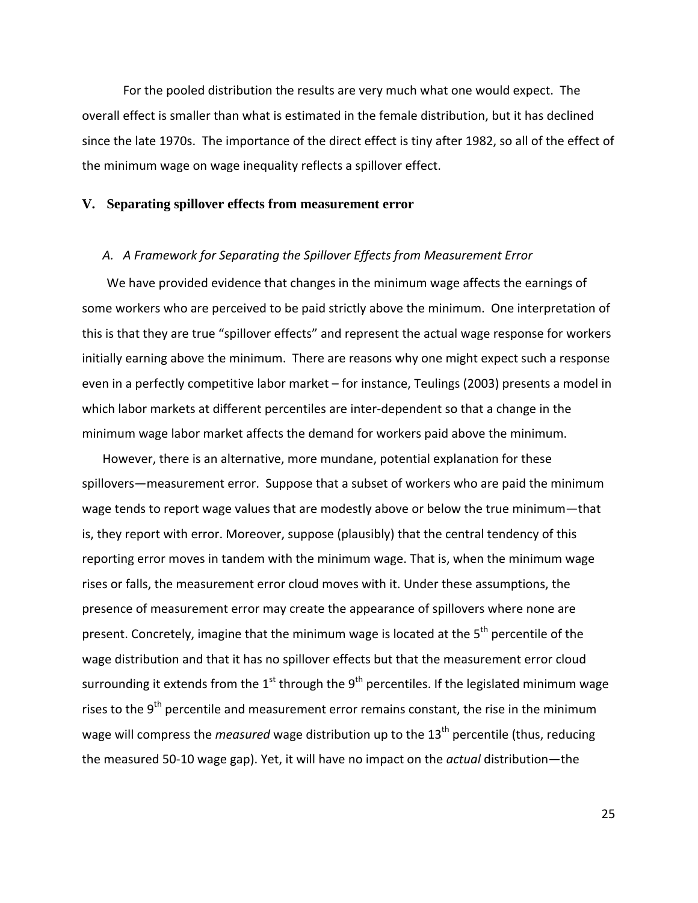For the pooled distribution the results are very much what one would expect. The overall effect is smaller than what is estimated in the female distribution, but it has declined since the late 1970s. The importance of the direct effect is tiny after 1982, so all of the effect of the minimum wage on wage inequality reflects a spillover effect.

## V. Separating spillover effects from measurement error

### *A. A Framework for Separating the Spillover Effects from Measurement Error*

We have provided evidence that changes in the minimum wage affects the earnings of some workers who are perceived to be paid strictly above the minimum. One interpretation of this is that they are true "spillover effects" and represent the actual wage response for workers initially earning above the minimum. There are reasons why one might expect such a response even in a perfectly competitive labor market – for instance, Teulings (2003) presents a model in which labor markets at different percentiles are inter-dependent so that a change in the minimum wage labor market affects the demand for workers paid above the minimum.

However, there is an alternative, more mundane, potential explanation for these spillovers—measurement error. Suppose that a subset of workers who are paid the minimum wage tends to report wage values that are modestly above or below the true minimum—that is, they report with error. Moreover, suppose (plausibly) that the central tendency of this reporting error moves in tandem with the minimum wage. That is, when the minimum wage rises or falls, the measurement error cloud moves with it. Under these assumptions, the presence of measurement error may create the appearance of spillovers where none are present. Concretely, imagine that the minimum wage is located at the 5th percentile of the wage distribution and that it has no spillover effects but that the measurement error cloud surrounding it extends from the 1st through the 9th percentiles. If the legislated minimum wage rises to the 9th percentile and measurement error remains constant, the rise in the minimum wage will compress the *measured* wage distribution up to the 13th percentile (thus, reducing the measured 50-10 wage gap). Yet, it will have no impact on the *actual* distribution—the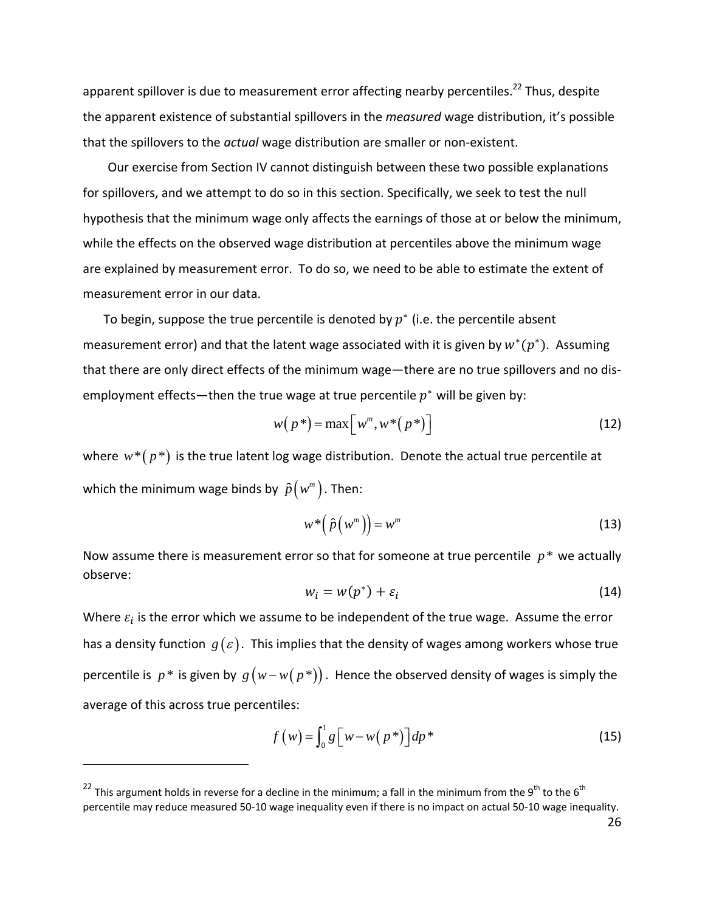apparent spillover is due to measurement error affecting nearby percentiles.[22] Thus, despite the apparent existence of substantial spillovers in the *measured* wage distribution, it's possible that the spillovers to the *actual* wage distribution are smaller or non-existent.

Our exercise from Section IV cannot distinguish between these two possible explanations for spillovers, and we attempt to do so in this section. Specifically, we seek to test the null hypothesis that the minimum wage only affects the earnings of those at or below the minimum, while the effects on the observed wage distribution at percentiles above the minimum wage are explained by measurement error. To do so, we need to be able to estimate the extent of measurement error in our data.

To begin, suppose the true percentile is denoted by $p^*$ (i.e. the percentile absent measurement error) and that the latent wage associated with it is given by $w^*(p^*)$. Assuming that there are only direct effects of the minimum wage—there are no true spillovers and no dis-employment effects—then the true wage at true percentile $p^*$ will be given by:

$$w(p^*) = \max\left[w^m, w^*(p^*)\right] \tag{12}$$

where $w^*(p^*)$ is the true latent log wage distribution. Denote the actual true percentile at which the minimum wage binds by $\hat{p}(w^m)$. Then:

$$w^*\left(\hat{p}(w^m)\right) = w^m \tag{13}$$

Now assume there is measurement error so that for someone at true percentile $p^*$ we actually observe:

$$w_i = w(p^*) + \varepsilon_i \tag{14}$$

Where $\varepsilon_i$ is the error which we assume to be independent of the true wage. Assume the error has a density function $g(\varepsilon)$. This implies that the density of wages among workers whose true percentile is $p^*$ is given by $g(w - w(p^*))$. Hence the observed density of wages is simply the average of this across true percentiles:

$$f(w) = \int_0^1 g\left[w - w(p^*)\right] dp^* \tag{15}$$

[22] This argument holds in reverse for a decline in the minimum; a fall in the minimum from the 9th to the 6th percentile may reduce measured 50-10 wage inequality even if there is no impact on actual 50-10 wage inequality.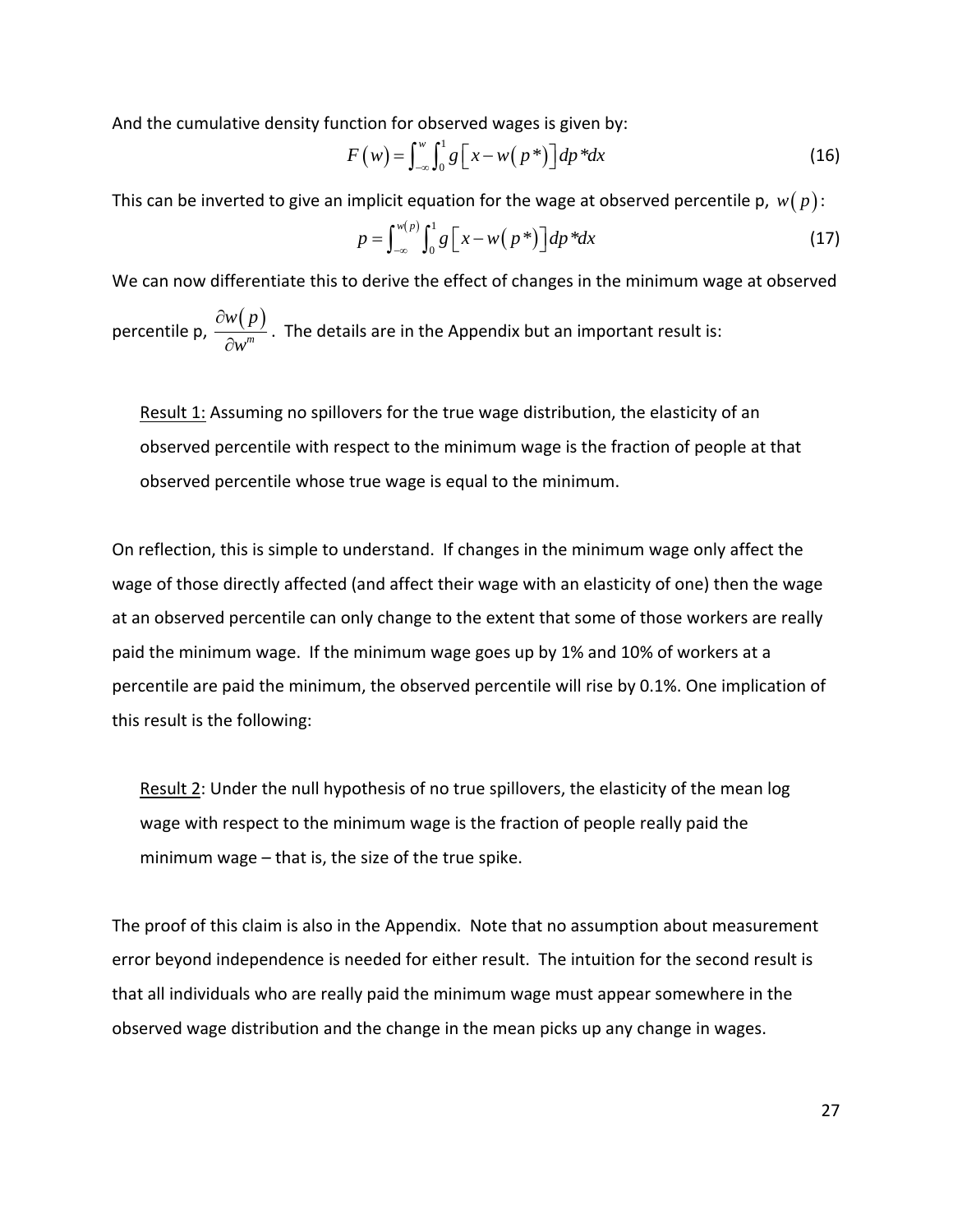And the cumulative density function for observed wages is given by:

$$F(w) = \int_{-\infty}^{w} \int_{0}^{1} g\left[x - w(p^*)\right] dp^* dx \tag{16}$$

This can be inverted to give an implicit equation for the wage at observed percentile p, $w(p)$:

$$p = \int_{-\infty}^{w(p)} \int_{0}^{1} g\left[x - w(p^*)\right] dp^* dx \tag{17}$$

We can now differentiate this to derive the effect of changes in the minimum wage at observed percentile p, $\frac{\partial w(p)}{\partial w^m}$. The details are in the Appendix but an important result is:

> Result 1: Assuming no spillovers for the true wage distribution, the elasticity of an observed percentile with respect to the minimum wage is the fraction of people at that observed percentile whose true wage is equal to the minimum.

On reflection, this is simple to understand. If changes in the minimum wage only affect the wage of those directly affected (and affect their wage with an elasticity of one) then the wage at an observed percentile can only change to the extent that some of those workers are really paid the minimum wage. If the minimum wage goes up by 1% and 10% of workers at a percentile are paid the minimum, the observed percentile will rise by 0.1%. One implication of this result is the following:

> Result 2: Under the null hypothesis of no true spillovers, the elasticity of the mean log wage with respect to the minimum wage is the fraction of people really paid the minimum wage – that is, the size of the true spike.

The proof of this claim is also in the Appendix. Note that no assumption about measurement error beyond independence is needed for either result. The intuition for the second result is that all individuals who are really paid the minimum wage must appear somewhere in the observed wage distribution and the change in the mean picks up any change in wages.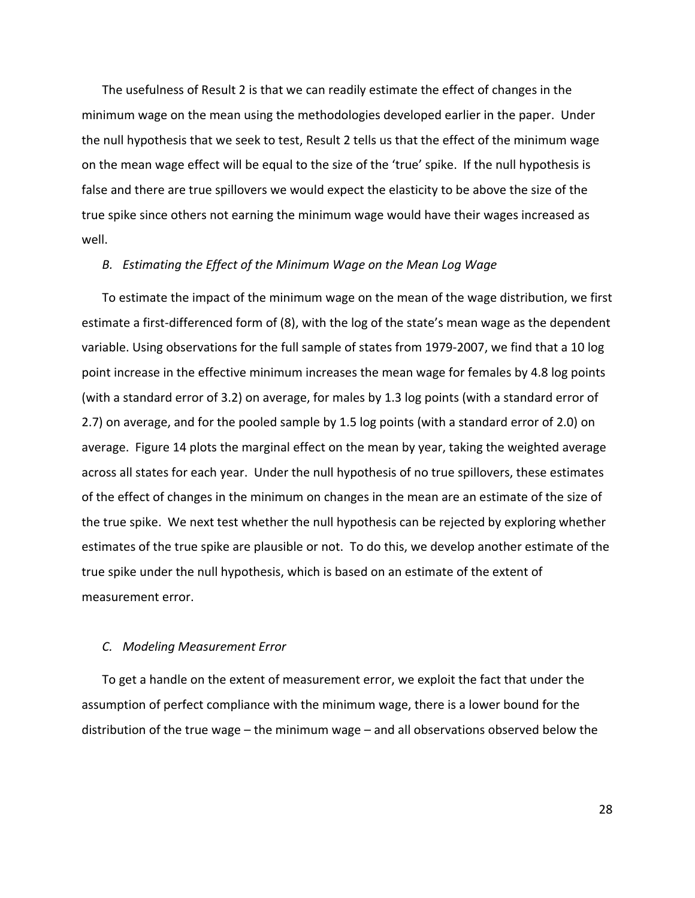The usefulness of Result 2 is that we can readily estimate the effect of changes in the minimum wage on the mean using the methodologies developed earlier in the paper. Under the null hypothesis that we seek to test, Result 2 tells us that the effect of the minimum wage on the mean wage effect will be equal to the size of the 'true' spike. If the null hypothesis is false and there are true spillovers we would expect the elasticity to be above the size of the true spike since others not earning the minimum wage would have their wages increased as well.

### *B. Estimating the Effect of the Minimum Wage on the Mean Log Wage*

To estimate the impact of the minimum wage on the mean of the wage distribution, we first estimate a first-differenced form of (8), with the log of the state's mean wage as the dependent variable. Using observations for the full sample of states from 1979-2007, we find that a 10 log point increase in the effective minimum increases the mean wage for females by 4.8 log points (with a standard error of 3.2) on average, for males by 1.3 log points (with a standard error of 2.7) on average, and for the pooled sample by 1.5 log points (with a standard error of 2.0) on average. Figure 14 plots the marginal effect on the mean by year, taking the weighted average across all states for each year. Under the null hypothesis of no true spillovers, these estimates of the effect of changes in the minimum on changes in the mean are an estimate of the size of the true spike. We next test whether the null hypothesis can be rejected by exploring whether estimates of the true spike are plausible or not. To do this, we develop another estimate of the true spike under the null hypothesis, which is based on an estimate of the extent of measurement error.

### *C. Modeling Measurement Error*

To get a handle on the extent of measurement error, we exploit the fact that under the assumption of perfect compliance with the minimum wage, there is a lower bound for the distribution of the true wage – the minimum wage – and all observations observed below the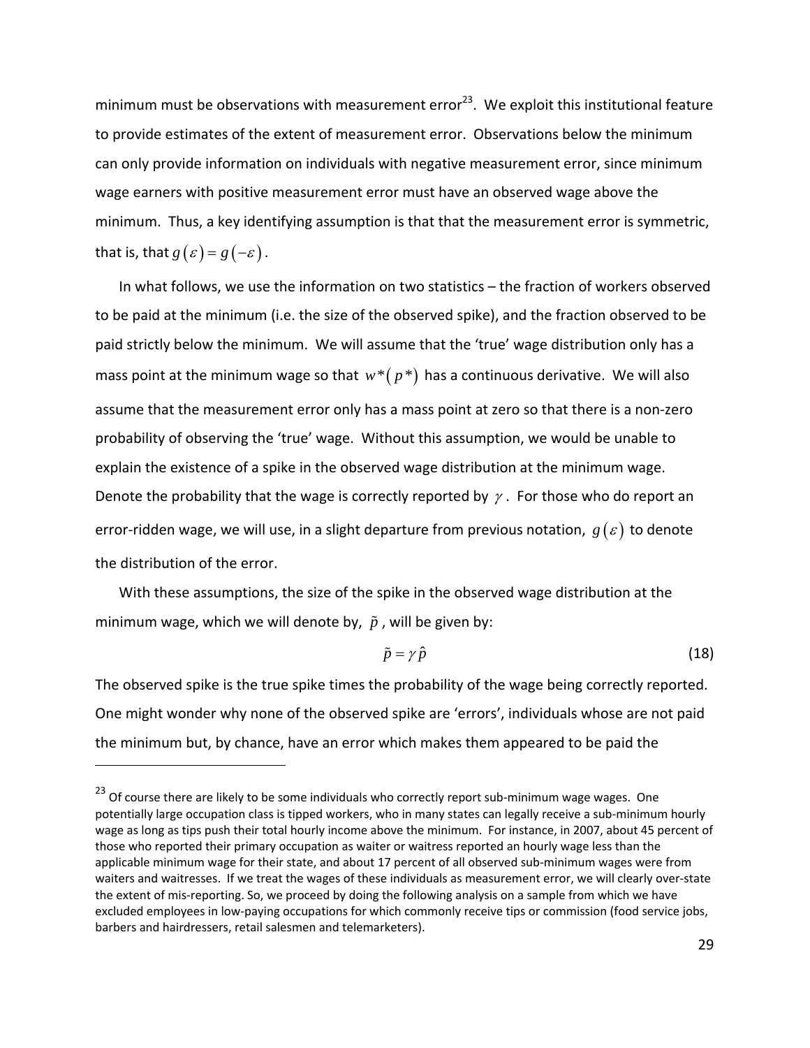minimum must be observations with measurement error[23]. We exploit this institutional feature to provide estimates of the extent of measurement error. Observations below the minimum can only provide information on individuals with negative measurement error, since minimum wage earners with positive measurement error must have an observed wage above the minimum. Thus, a key identifying assumption is that that the measurement error is symmetric, that is, that $g(\varepsilon) = g(-\varepsilon)$.

In what follows, we use the information on two statistics – the fraction of workers observed to be paid at the minimum (i.e. the size of the observed spike), and the fraction observed to be paid strictly below the minimum. We will assume that the 'true' wage distribution only has a mass point at the minimum wage so that $w^*(p^*)$ has a continuous derivative. We will also assume that the measurement error only has a mass point at zero so that there is a non-zero probability of observing the 'true' wage. Without this assumption, we would be unable to explain the existence of a spike in the observed wage distribution at the minimum wage. Denote the probability that the wage is correctly reported by $\gamma$. For those who do report an error-ridden wage, we will use, in a slight departure from previous notation, $g(\varepsilon)$ to denote the distribution of the error.

With these assumptions, the size of the spike in the observed wage distribution at the minimum wage, which we will denote by, $\tilde{p}$, will be given by:

$$\tilde{p} = \gamma \hat{p} \tag{18}$$

The observed spike is the true spike times the probability of the wage being correctly reported. One might wonder why none of the observed spike are 'errors', individuals whose are not paid the minimum but, by chance, have an error which makes them appeared to be paid the

[23] Of course there are likely to be some individuals who correctly report sub-minimum wage wages. One potentially large occupation class is tipped workers, who in many states can legally receive a sub-minimum hourly wage as long as tips push their total hourly income above the minimum. For instance, in 2007, about 45 percent of those who reported their primary occupation as waiter or waitress reported an hourly wage less than the applicable minimum wage for their state, and about 17 percent of all observed sub-minimum wages were from waiters and waitresses. If we treat the wages of these individuals as measurement error, we will clearly over-state the extent of mis-reporting. So, we proceed by doing the following analysis on a sample from which we have excluded employees in low-paying occupations for which commonly receive tips or commission (food service jobs, barbers and hairdressers, retail salesmen and telemarketers).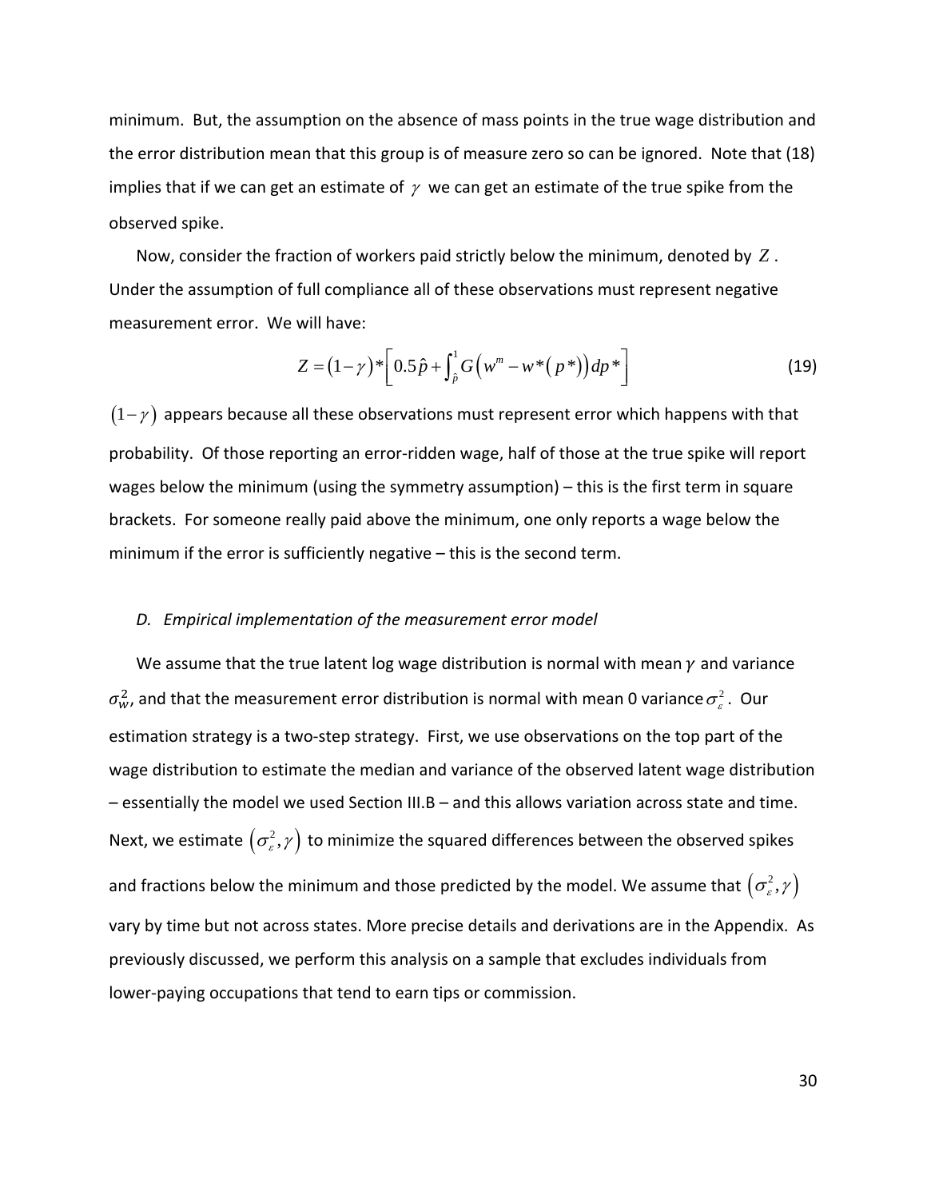minimum. But, the assumption on the absence of mass points in the true wage distribution and the error distribution mean that this group is of measure zero so can be ignored. Note that (18) implies that if we can get an estimate of $\gamma$ we can get an estimate of the true spike from the observed spike.

Now, consider the fraction of workers paid strictly below the minimum, denoted by $Z$. Under the assumption of full compliance all of these observations must represent negative measurement error. We will have:

$$Z = (1-\gamma) * \left[ 0.5\hat{p} + \int_{\hat{p}}^{1} G\left(w^m - w^*(p^*)\right) dp^* \right] \tag{19}$$

$(1-\gamma)$ appears because all these observations must represent error which happens with that probability. Of those reporting an error-ridden wage, half of those at the true spike will report wages below the minimum (using the symmetry assumption) – this is the first term in square brackets. For someone really paid above the minimum, one only reports a wage below the minimum if the error is sufficiently negative – this is the second term.

### *D. Empirical implementation of the measurement error model*

We assume that the true latent log wage distribution is normal with mean $\gamma$ and variance $\sigma_w^2$, and that the measurement error distribution is normal with mean 0 variance $\sigma_\varepsilon^2$. Our estimation strategy is a two-step strategy. First, we use observations on the top part of the wage distribution to estimate the median and variance of the observed latent wage distribution – essentially the model we used Section III.B – and this allows variation across state and time. Next, we estimate $\left(\sigma_\varepsilon^2, \gamma\right)$ to minimize the squared differences between the observed spikes and fractions below the minimum and those predicted by the model. We assume that $\left(\sigma_\varepsilon^2, \gamma\right)$ vary by time but not across states. More precise details and derivations are in the Appendix. As previously discussed, we perform this analysis on a sample that excludes individuals from lower-paying occupations that tend to earn tips or commission.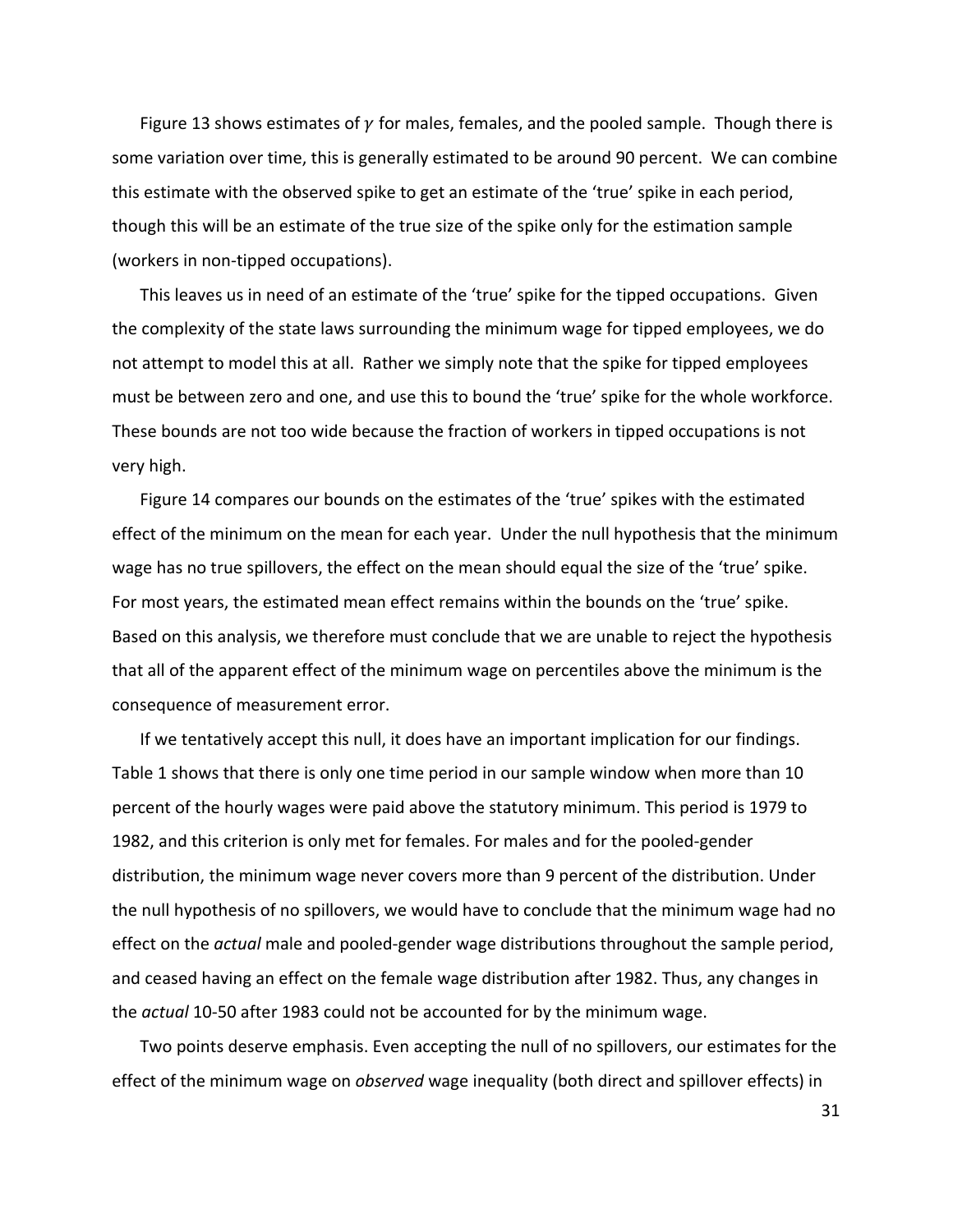Figure 13 shows estimates of $\gamma$ for males, females, and the pooled sample. Though there is some variation over time, this is generally estimated to be around 90 percent. We can combine this estimate with the observed spike to get an estimate of the 'true' spike in each period, though this will be an estimate of the true size of the spike only for the estimation sample (workers in non-tipped occupations).

This leaves us in need of an estimate of the 'true' spike for the tipped occupations. Given the complexity of the state laws surrounding the minimum wage for tipped employees, we do not attempt to model this at all. Rather we simply note that the spike for tipped employees must be between zero and one, and use this to bound the 'true' spike for the whole workforce. These bounds are not too wide because the fraction of workers in tipped occupations is not very high.

Figure 14 compares our bounds on the estimates of the 'true' spikes with the estimated effect of the minimum on the mean for each year. Under the null hypothesis that the minimum wage has no true spillovers, the effect on the mean should equal the size of the 'true' spike. For most years, the estimated mean effect remains within the bounds on the 'true' spike. Based on this analysis, we therefore must conclude that we are unable to reject the hypothesis that all of the apparent effect of the minimum wage on percentiles above the minimum is the consequence of measurement error.

If we tentatively accept this null, it does have an important implication for our findings. Table 1 shows that there is only one time period in our sample window when more than 10 percent of the hourly wages were paid above the statutory minimum. This period is 1979 to 1982, and this criterion is only met for females. For males and for the pooled-gender distribution, the minimum wage never covers more than 9 percent of the distribution. Under the null hypothesis of no spillovers, we would have to conclude that the minimum wage had no effect on the *actual* male and pooled-gender wage distributions throughout the sample period, and ceased having an effect on the female wage distribution after 1982. Thus, any changes in the *actual* 10-50 after 1983 could not be accounted for by the minimum wage.

Two points deserve emphasis. Even accepting the null of no spillovers, our estimates for the effect of the minimum wage on *observed* wage inequality (both direct and spillover effects) in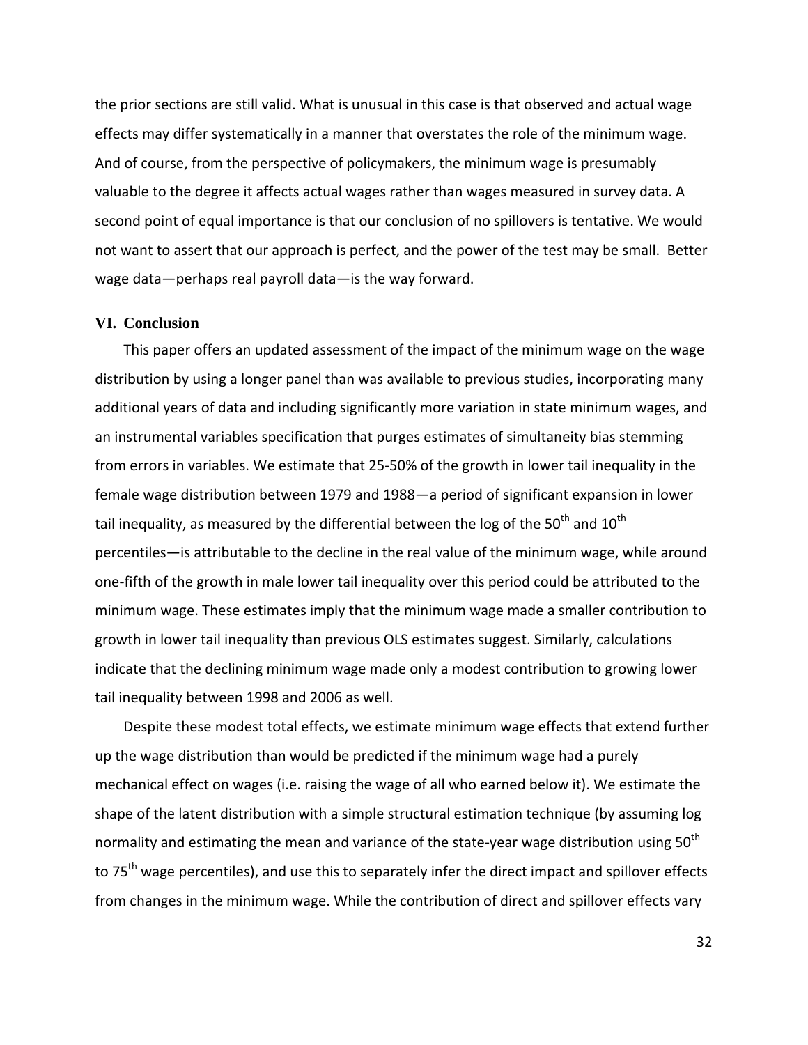the prior sections are still valid. What is unusual in this case is that observed and actual wage effects may differ systematically in a manner that overstates the role of the minimum wage. And of course, from the perspective of policymakers, the minimum wage is presumably valuable to the degree it affects actual wages rather than wages measured in survey data. A second point of equal importance is that our conclusion of no spillovers is tentative. We would not want to assert that our approach is perfect, and the power of the test may be small. Better wage data—perhaps real payroll data—is the way forward.

## VI. Conclusion

This paper offers an updated assessment of the impact of the minimum wage on the wage distribution by using a longer panel than was available to previous studies, incorporating many additional years of data and including significantly more variation in state minimum wages, and an instrumental variables specification that purges estimates of simultaneity bias stemming from errors in variables. We estimate that 25-50% of the growth in lower tail inequality in the female wage distribution between 1979 and 1988—a period of significant expansion in lower tail inequality, as measured by the differential between the log of the 50$^{th}$ and 10$^{th}$ percentiles—is attributable to the decline in the real value of the minimum wage, while around one-fifth of the growth in male lower tail inequality over this period could be attributed to the minimum wage. These estimates imply that the minimum wage made a smaller contribution to growth in lower tail inequality than previous OLS estimates suggest. Similarly, calculations indicate that the declining minimum wage made only a modest contribution to growing lower tail inequality between 1998 and 2006 as well.

Despite these modest total effects, we estimate minimum wage effects that extend further up the wage distribution than would be predicted if the minimum wage had a purely mechanical effect on wages (i.e. raising the wage of all who earned below it). We estimate the shape of the latent distribution with a simple structural estimation technique (by assuming log normality and estimating the mean and variance of the state-year wage distribution using 50$^{th}$ to 75$^{th}$ wage percentiles), and use this to separately infer the direct impact and spillover effects from changes in the minimum wage. While the contribution of direct and spillover effects vary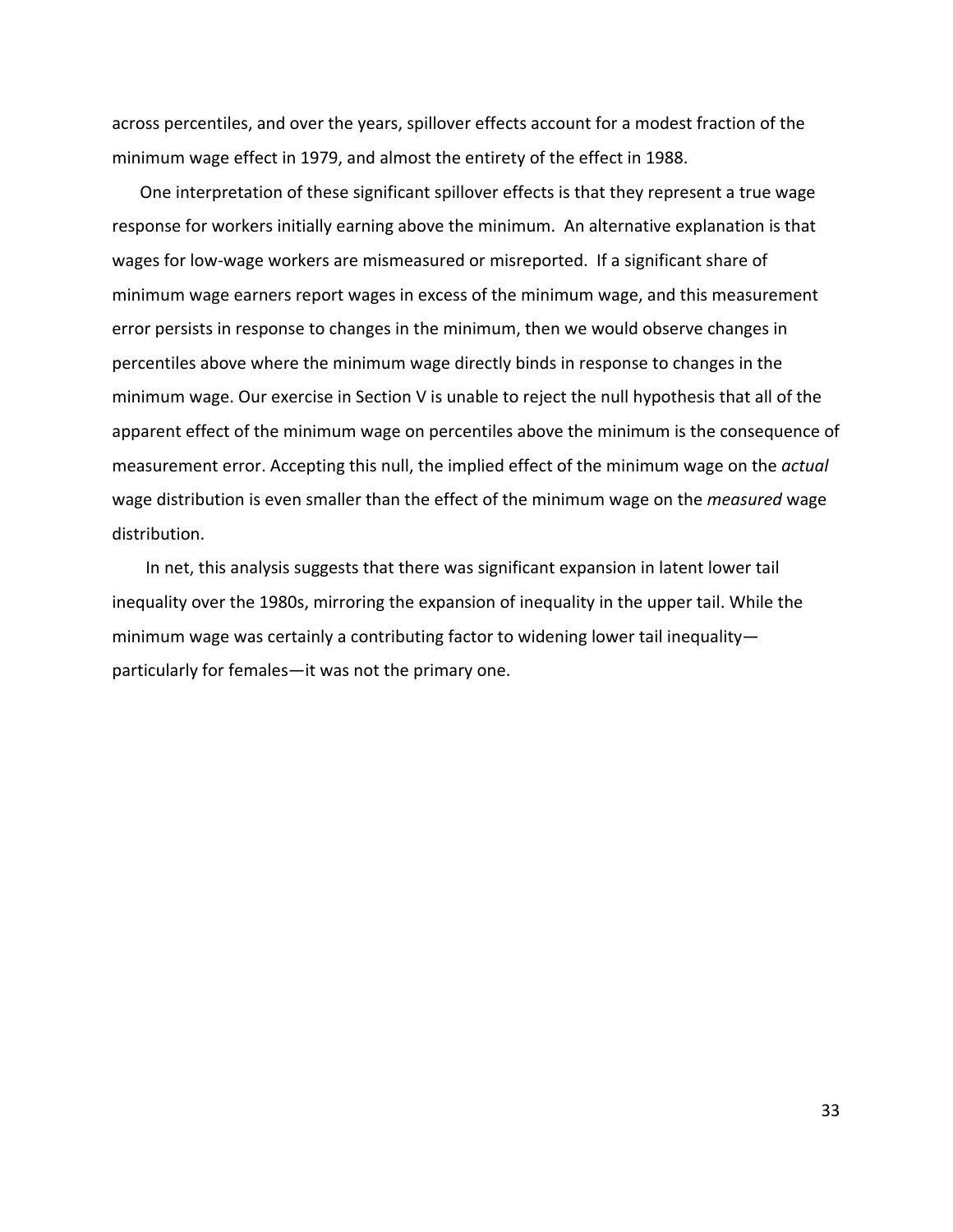across percentiles, and over the years, spillover effects account for a modest fraction of the minimum wage effect in 1979, and almost the entirety of the effect in 1988.

One interpretation of these significant spillover effects is that they represent a true wage response for workers initially earning above the minimum. An alternative explanation is that wages for low-wage workers are mismeasured or misreported. If a significant share of minimum wage earners report wages in excess of the minimum wage, and this measurement error persists in response to changes in the minimum, then we would observe changes in percentiles above where the minimum wage directly binds in response to changes in the minimum wage. Our exercise in Section V is unable to reject the null hypothesis that all of the apparent effect of the minimum wage on percentiles above the minimum is the consequence of measurement error. Accepting this null, the implied effect of the minimum wage on the *actual* wage distribution is even smaller than the effect of the minimum wage on the *measured* wage distribution.

In net, this analysis suggests that there was significant expansion in latent lower tail inequality over the 1980s, mirroring the expansion of inequality in the upper tail. While the minimum wage was certainly a contributing factor to widening lower tail inequality—particularly for females—it was not the primary one.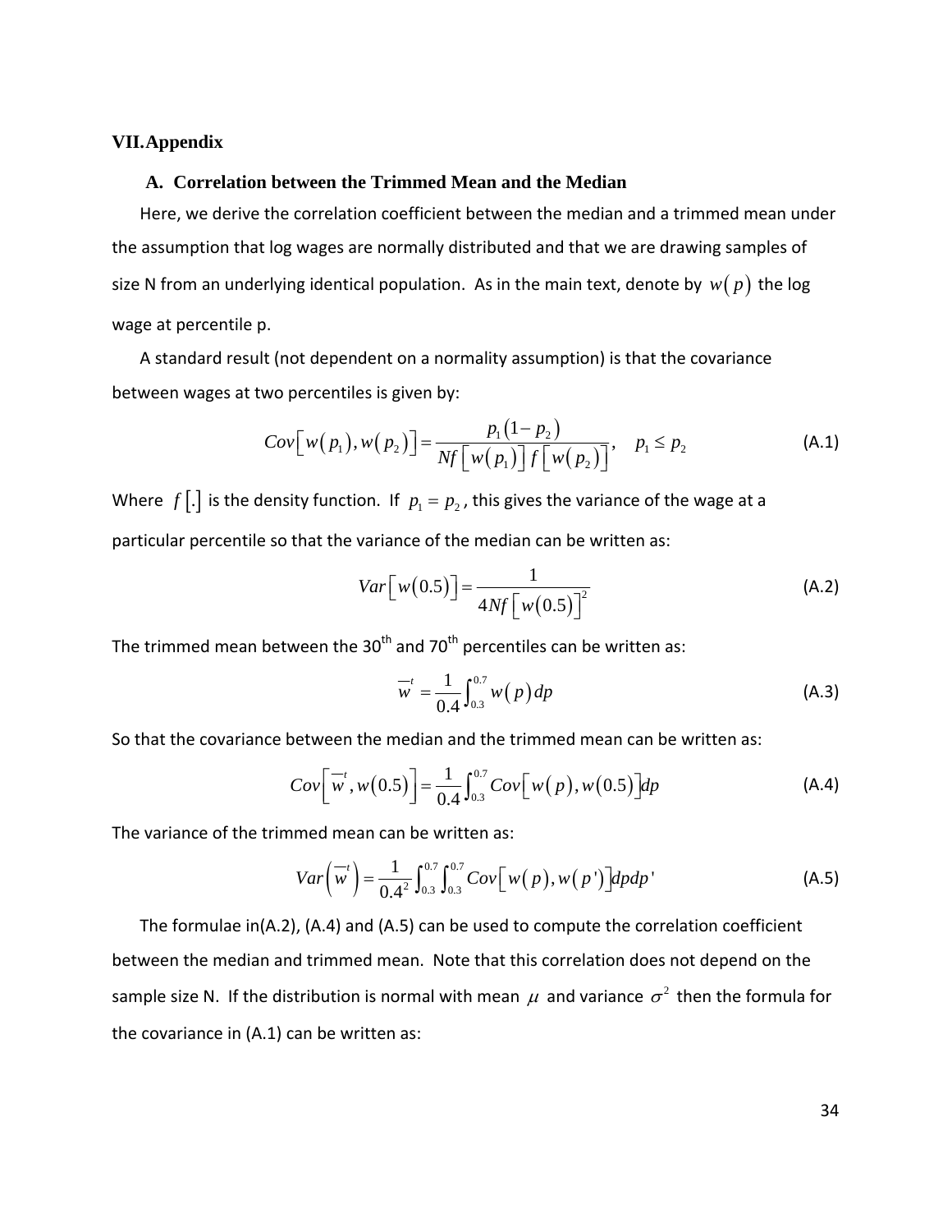## VII. Appendix

### A. Correlation between the Trimmed Mean and the Median

Here, we derive the correlation coefficient between the median and a trimmed mean under the assumption that log wages are normally distributed and that we are drawing samples of size N from an underlying identical population. As in the main text, denote by $w(p)$ the log wage at percentile p.

A standard result (not dependent on a normality assumption) is that the covariance between wages at two percentiles is given by:

$$Cov\left[w(p_1), w(p_2)\right] = \frac{p_1(1-p_2)}{Nf\left[w(p_1)\right]f\left[w(p_2)\right]}, \quad p_1 \le p_2 \tag{A.1}$$

Where $f[.]$ is the density function. If $p_1 = p_2$, this gives the variance of the wage at a particular percentile so that the variance of the median can be written as:

$$Var\left[w(0.5)\right] = \frac{1}{4Nf\left[w(0.5)\right]^2} \tag{A.2}$$

The trimmed mean between the 30th and 70th percentiles can be written as:

$$\overline{w}^t = \frac{1}{0.4}\int_{0.3}^{0.7} w(p)\,dp \tag{A.3}$$

So that the covariance between the median and the trimmed mean can be written as:

$$Cov\left[\overline{w}^t, w(0.5)\right] = \frac{1}{0.4}\int_{0.3}^{0.7} Cov\left[w(p), w(0.5)\right]dp \tag{A.4}$$

The variance of the trimmed mean can be written as:

$$Var\left(\overline{w}^t\right) = \frac{1}{0.4^2}\int_{0.3}^{0.7}\int_{0.3}^{0.7} Cov\left[w(p), w(p')\right]dp\,dp' \tag{A.5}$$

The formulae in(A.2), (A.4) and (A.5) can be used to compute the correlation coefficient between the median and trimmed mean. Note that this correlation does not depend on the sample size N. If the distribution is normal with mean $\mu$ and variance $\sigma^2$ then the formula for the covariance in (A.1) can be written as: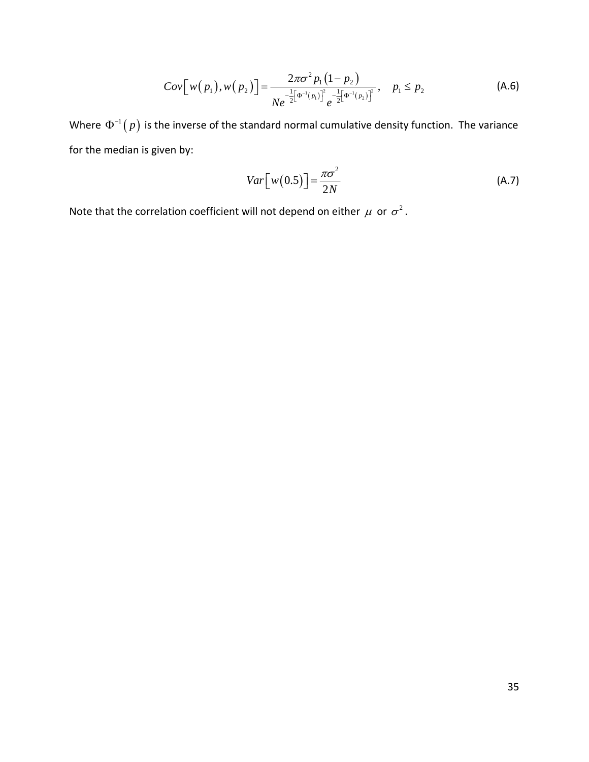$$Cov\left[w(p_1), w(p_2)\right] = \frac{2\pi\sigma^2 p_1 (1-p_2)}{Ne^{-\frac{1}{2}\left[\Phi^{-1}(p_1)\right]^2} e^{-\frac{1}{2}\left[\Phi^{-1}(p_2)\right]^2}}, \quad p_1 \leq p_2 \tag{A.6}$$

Where $\Phi^{-1}(p)$ is the inverse of the standard normal cumulative density function. The variance for the median is given by:

$$Var\left[w(0.5)\right] = \frac{\pi\sigma^2}{2N} \tag{A.7}$$

Note that the correlation coefficient will not depend on either $\mu$ or $\sigma^2$.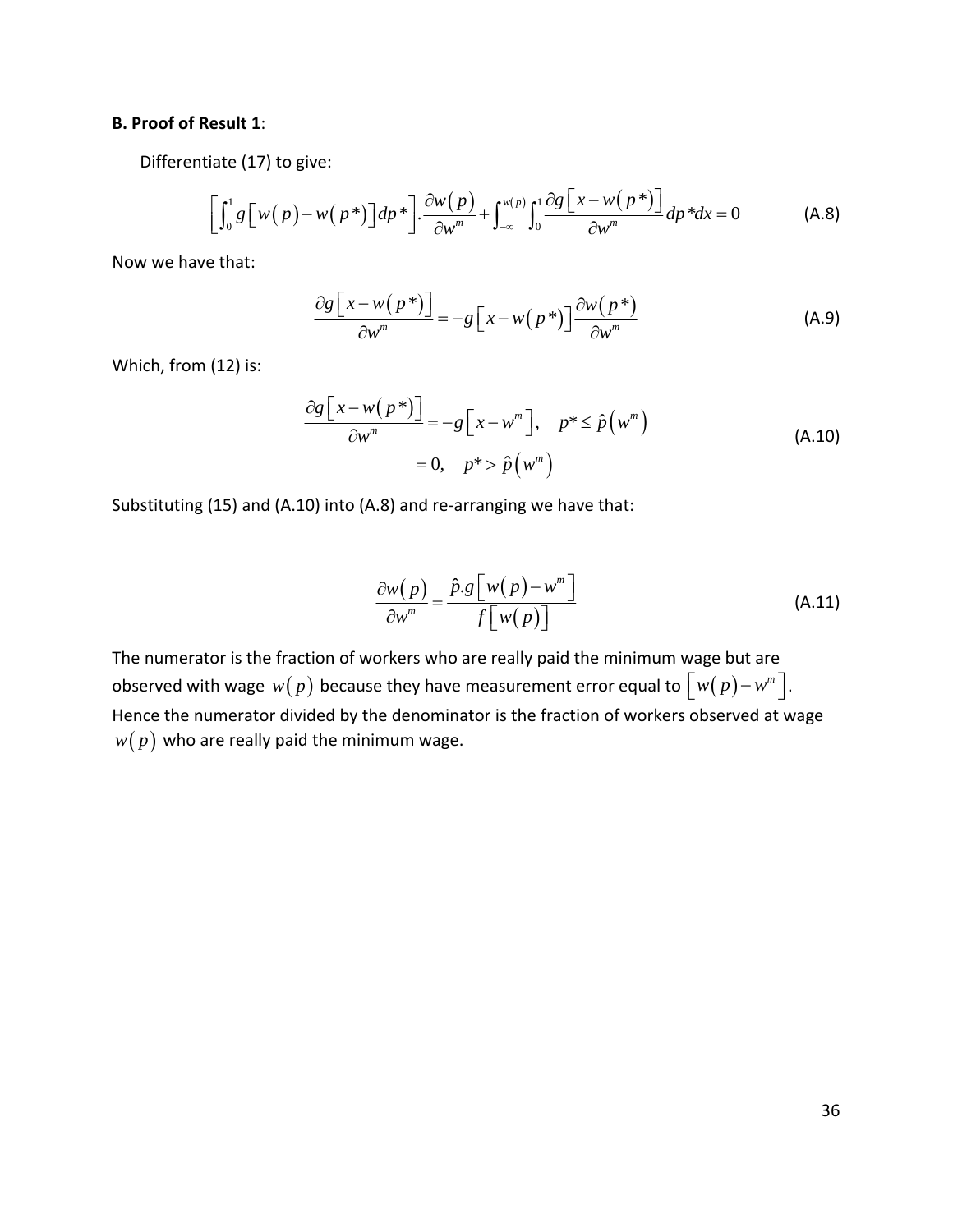**B. Proof of Result 1**:

Differentiate (17) to give:

$$\left[\int_0^1 g\left[w(p)-w(p^*)\right]dp^*\right].\frac{\partial w(p)}{\partial w^m}+\int_{-\infty}^{w(p)}\int_0^1 \frac{\partial g\left[x-w(p^*)\right]}{\partial w^m}dp^*dx=0 \tag{A.8}$$

Now we have that:

$$\frac{\partial g\left[x-w(p^*)\right]}{\partial w^m}=-g\left[x-w(p^*)\right]\frac{\partial w(p^*)}{\partial w^m} \tag{A.9}$$

Which, from (12) is:

$$\begin{aligned}\frac{\partial g\left[x-w(p^*)\right]}{\partial w^m}&=-g\left[x-w^m\right], \quad p^*\leq \hat{p}\left(w^m\right)\\ &=0, \quad p^*>\hat{p}\left(w^m\right)\end{aligned} \tag{A.10}$$

Substituting (15) and (A.10) into (A.8) and re-arranging we have that:

$$\frac{\partial w(p)}{\partial w^m}=\frac{\hat{p}.g\left[w(p)-w^m\right]}{f\left[w(p)\right]} \tag{A.11}$$

The numerator is the fraction of workers who are really paid the minimum wage but are observed with wage $w(p)$ because they have measurement error equal to $\left[w(p)-w^m\right]$. Hence the numerator divided by the denominator is the fraction of workers observed at wage $w(p)$ who are really paid the minimum wage.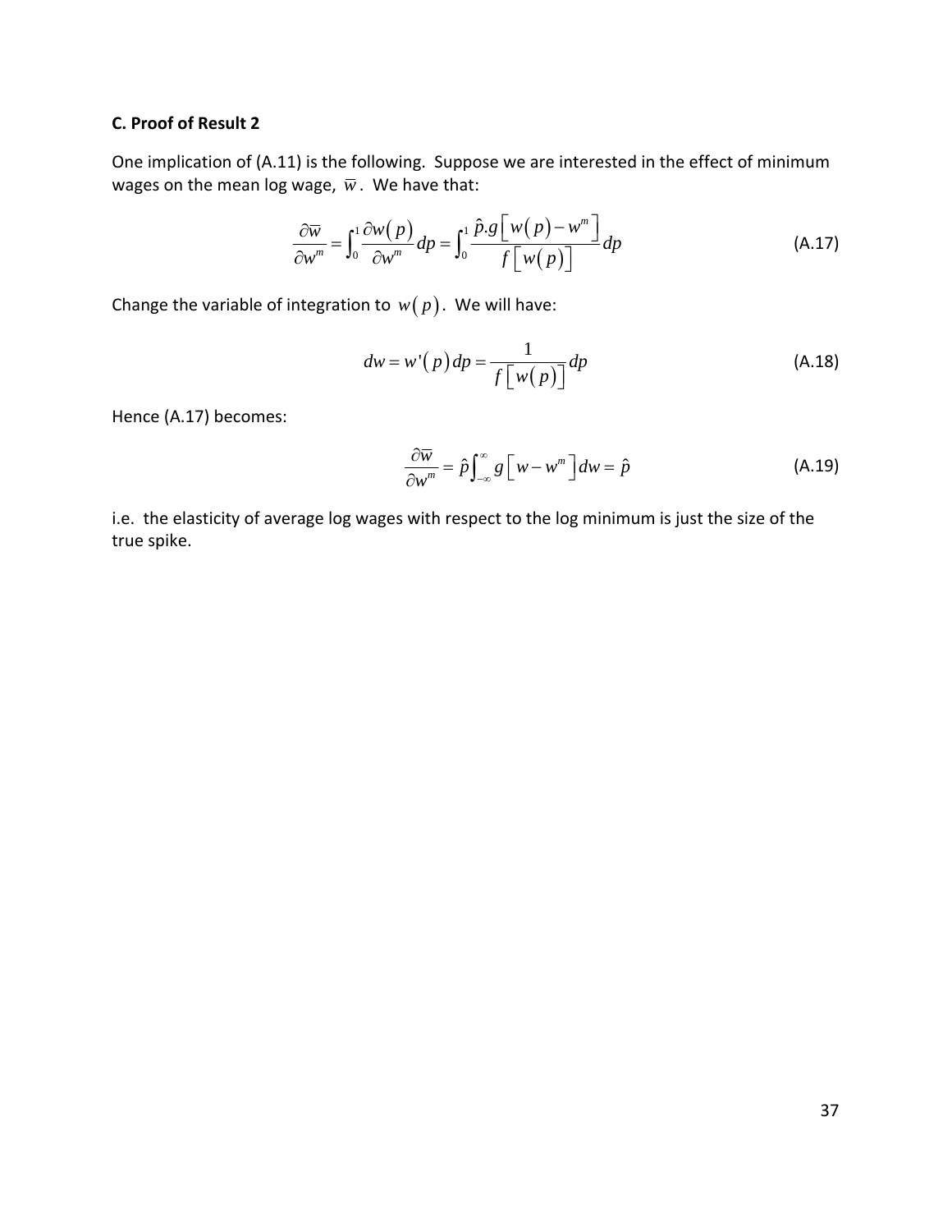**C. Proof of Result 2**

One implication of (A.11) is the following. Suppose we are interested in the effect of minimum wages on the mean log wage, $\overline{w}$. We have that:

$$\frac{\partial \overline{w}}{\partial w^m} = \int_0^1 \frac{\partial w(p)}{\partial w^m} dp = \int_0^1 \frac{\hat{p}.g\left[w(p) - w^m\right]}{f\left[w(p)\right]} dp \tag{A.17}$$

Change the variable of integration to $w(p)$. We will have:

$$dw = w'(p)\,dp = \frac{1}{f\left[w(p)\right]} dp \tag{A.18}$$

Hence (A.17) becomes:

$$\frac{\partial \overline{w}}{\partial w^m} = \hat{p} \int_{-\infty}^{\infty} g\left[w - w^m\right] dw = \hat{p} \tag{A.19}$$

i.e. the elasticity of average log wages with respect to the log minimum is just the size of the true spike.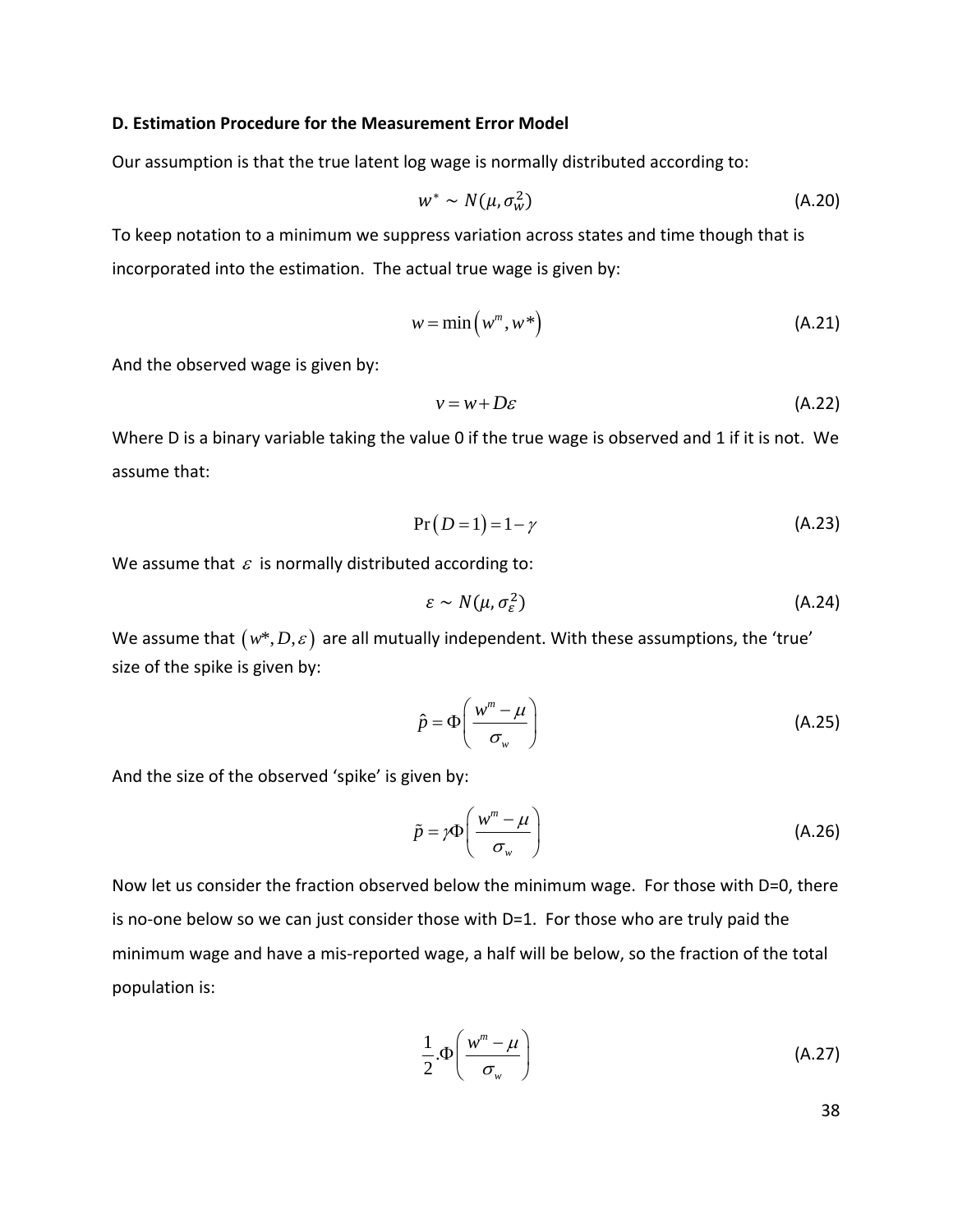**D. Estimation Procedure for the Measurement Error Model**

Our assumption is that the true latent log wage is normally distributed according to:

$$w^* \sim N(\mu, \sigma_w^2) \tag{A.20}$$

To keep notation to a minimum we suppress variation across states and time though that is incorporated into the estimation. The actual true wage is given by:

$$w = \min\left(w^m, w^*\right) \tag{A.21}$$

And the observed wage is given by:

$$v = w + D\varepsilon \tag{A.22}$$

Where D is a binary variable taking the value 0 if the true wage is observed and 1 if it is not. We assume that:

$$\Pr\left(D=1\right) = 1-\gamma \tag{A.23}$$

We assume that $\varepsilon$ is normally distributed according to:

$$\varepsilon \sim N(\mu, \sigma_\varepsilon^2) \tag{A.24}$$

We assume that $\left(w^*, D, \varepsilon\right)$ are all mutually independent. With these assumptions, the 'true' size of the spike is given by:

$$\hat{p} = \Phi\left(\frac{w^m - \mu}{\sigma_w}\right) \tag{A.25}$$

And the size of the observed 'spike' is given by:

$$\tilde{p} = \gamma\Phi\left(\frac{w^m - \mu}{\sigma_w}\right) \tag{A.26}$$

Now let us consider the fraction observed below the minimum wage. For those with D=0, there is no-one below so we can just consider those with D=1. For those who are truly paid the minimum wage and have a mis-reported wage, a half will be below, so the fraction of the total population is:

$$\frac{1}{2}.\Phi\left(\frac{w^m - \mu}{\sigma_w}\right) \tag{A.27}$$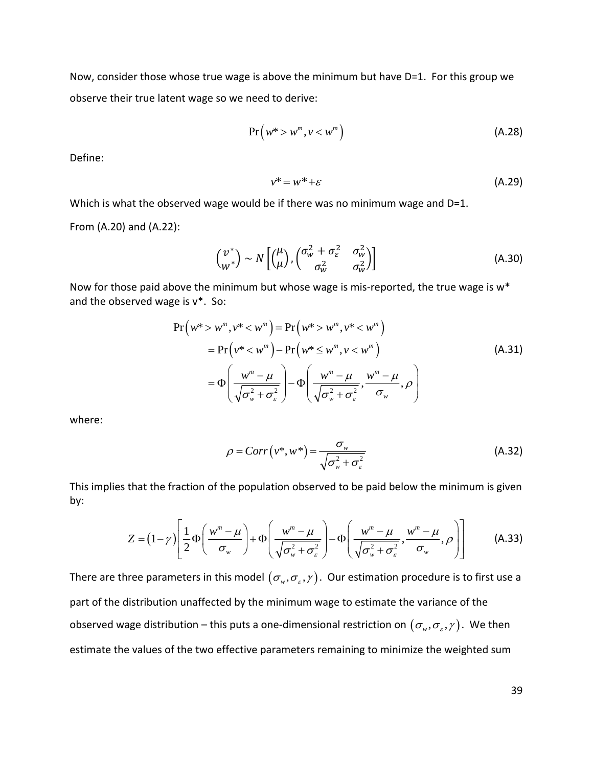Now, consider those whose true wage is above the minimum but have D=1. For this group we observe their true latent wage so we need to derive:

$$\Pr\left(w^* > w^m, v < w^m\right) \tag{A.28}$$

Define:

$$v^* = w^* + \varepsilon \tag{A.29}$$

Which is what the observed wage would be if there was no minimum wage and D=1.

From (A.20) and (A.22):

$$\begin{pmatrix} v^* \\ w^* \end{pmatrix} \sim N\left[\begin{pmatrix} \mu \\ \mu \end{pmatrix}, \begin{pmatrix} \sigma_w^2 + \sigma_\varepsilon^2 & \sigma_w^2 \\ \sigma_w^2 & \sigma_w^2 \end{pmatrix}\right] \tag{A.30}$$

Now for those paid above the minimum but whose wage is mis-reported, the true wage is w* and the observed wage is v*. So:

$$\begin{aligned}
\Pr\left(w^* > w^m, v^* < w^m\right) &= \Pr\left(w^* > w^m, v^* < w^m\right) \\
&= \Pr\left(v^* < w^m\right) - \Pr\left(w^* \le w^m, v < w^m\right) \\
&= \Phi\left(\frac{w^m - \mu}{\sqrt{\sigma_w^2 + \sigma_\varepsilon^2}}\right) - \Phi\left(\frac{w^m - \mu}{\sqrt{\sigma_w^2 + \sigma_\varepsilon^2}}, \frac{w^m - \mu}{\sigma_w}, \rho\right)
\end{aligned} \tag{A.31}$$

where:

$$\rho = Corr\left(v^*, w^*\right) = \frac{\sigma_w}{\sqrt{\sigma_w^2 + \sigma_\varepsilon^2}} \tag{A.32}$$

This implies that the fraction of the population observed to be paid below the minimum is given by:

$$Z = \left(1 - \gamma\right)\left[\frac{1}{2}\Phi\left(\frac{w^m - \mu}{\sigma_w}\right) + \Phi\left(\frac{w^m - \mu}{\sqrt{\sigma_w^2 + \sigma_\varepsilon^2}}\right) - \Phi\left(\frac{w^m - \mu}{\sqrt{\sigma_w^2 + \sigma_\varepsilon^2}}, \frac{w^m - \mu}{\sigma_w}, \rho\right)\right] \tag{A.33}$$

There are three parameters in this model $\left(\sigma_w, \sigma_\varepsilon, \gamma\right)$. Our estimation procedure is to first use a part of the distribution unaffected by the minimum wage to estimate the variance of the observed wage distribution – this puts a one-dimensional restriction on $\left(\sigma_w, \sigma_\varepsilon, \gamma\right)$. We then estimate the values of the two effective parameters remaining to minimize the weighted sum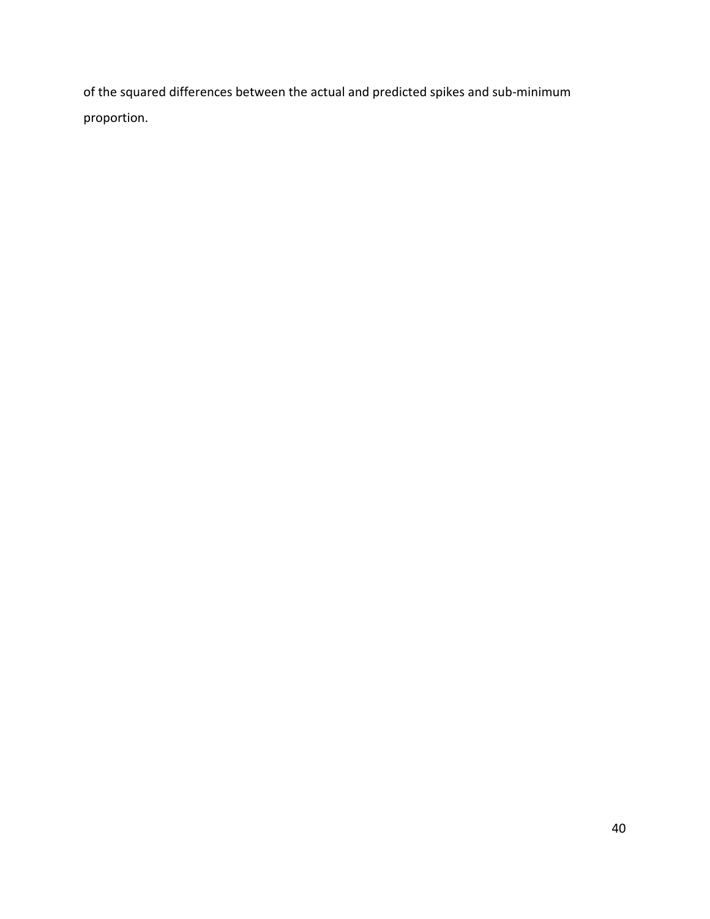of the squared differences between the actual and predicted spikes and sub-minimum proportion.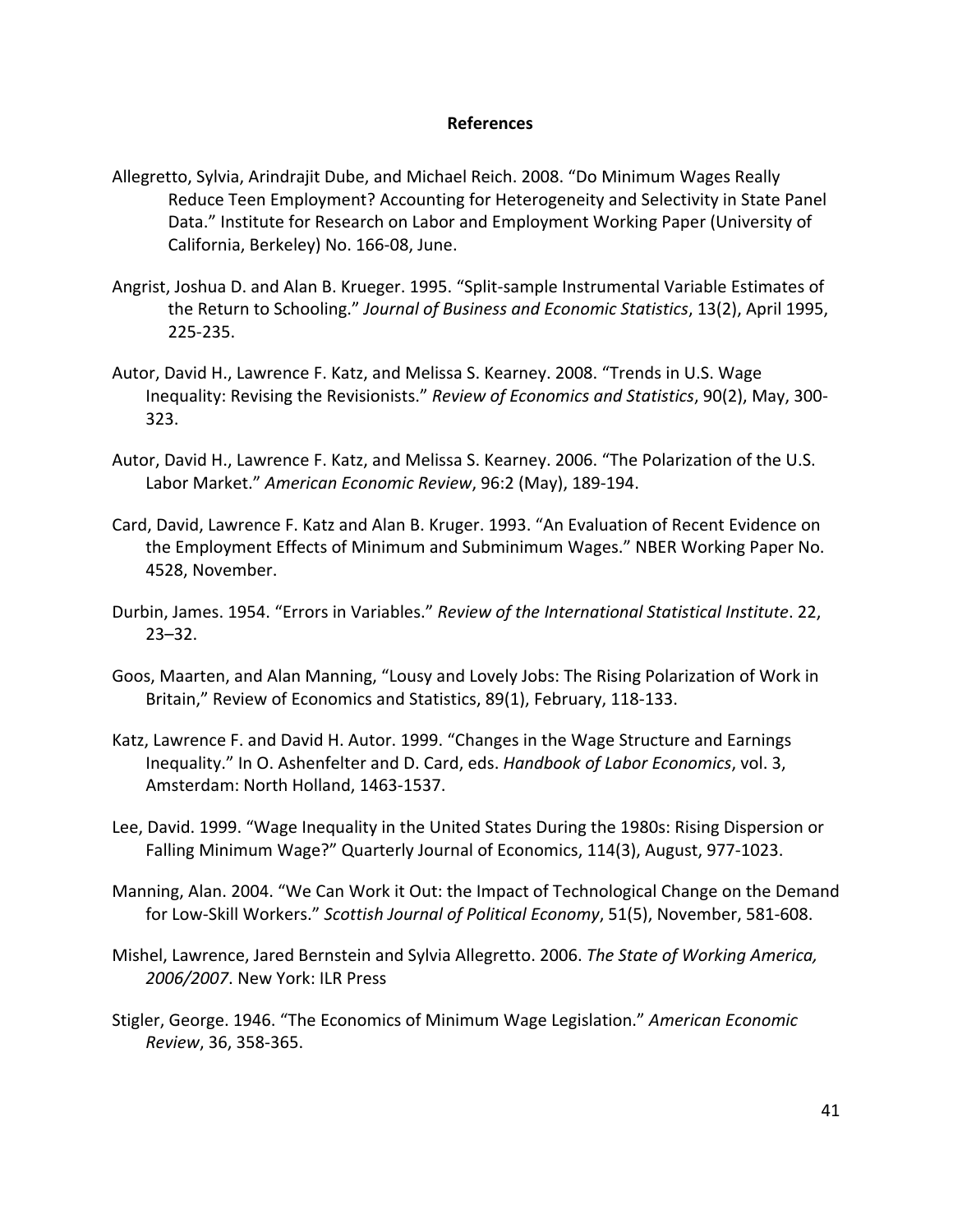## References

Allegretto, Sylvia, Arindrajit Dube, and Michael Reich. 2008. "Do Minimum Wages Really Reduce Teen Employment? Accounting for Heterogeneity and Selectivity in State Panel Data." Institute for Research on Labor and Employment Working Paper (University of California, Berkeley) No. 166-08, June.

Angrist, Joshua D. and Alan B. Krueger. 1995. "Split-sample Instrumental Variable Estimates of the Return to Schooling." *Journal of Business and Economic Statistics*, 13(2), April 1995, 225-235.

Autor, David H., Lawrence F. Katz, and Melissa S. Kearney. 2008. "Trends in U.S. Wage Inequality: Revising the Revisionists." *Review of Economics and Statistics*, 90(2), May, 300-323.

Autor, David H., Lawrence F. Katz, and Melissa S. Kearney. 2006. "The Polarization of the U.S. Labor Market." *American Economic Review*, 96:2 (May), 189-194.

Card, David, Lawrence F. Katz and Alan B. Kruger. 1993. "An Evaluation of Recent Evidence on the Employment Effects of Minimum and Subminimum Wages." NBER Working Paper No. 4528, November.

Durbin, James. 1954. "Errors in Variables." *Review of the International Statistical Institute*. 22, 23–32.

Goos, Maarten, and Alan Manning, "Lousy and Lovely Jobs: The Rising Polarization of Work in Britain," Review of Economics and Statistics, 89(1), February, 118-133.

Katz, Lawrence F. and David H. Autor. 1999. "Changes in the Wage Structure and Earnings Inequality." In O. Ashenfelter and D. Card, eds. *Handbook of Labor Economics*, vol. 3, Amsterdam: North Holland, 1463-1537.

Lee, David. 1999. "Wage Inequality in the United States During the 1980s: Rising Dispersion or Falling Minimum Wage?" Quarterly Journal of Economics, 114(3), August, 977-1023.

Manning, Alan. 2004. "We Can Work it Out: the Impact of Technological Change on the Demand for Low-Skill Workers." *Scottish Journal of Political Economy*, 51(5), November, 581-608.

Mishel, Lawrence, Jared Bernstein and Sylvia Allegretto. 2006. *The State of Working America, 2006/2007*. New York: ILR Press

Stigler, George. 1946. "The Economics of Minimum Wage Legislation." *American Economic Review*, 36, 358-365.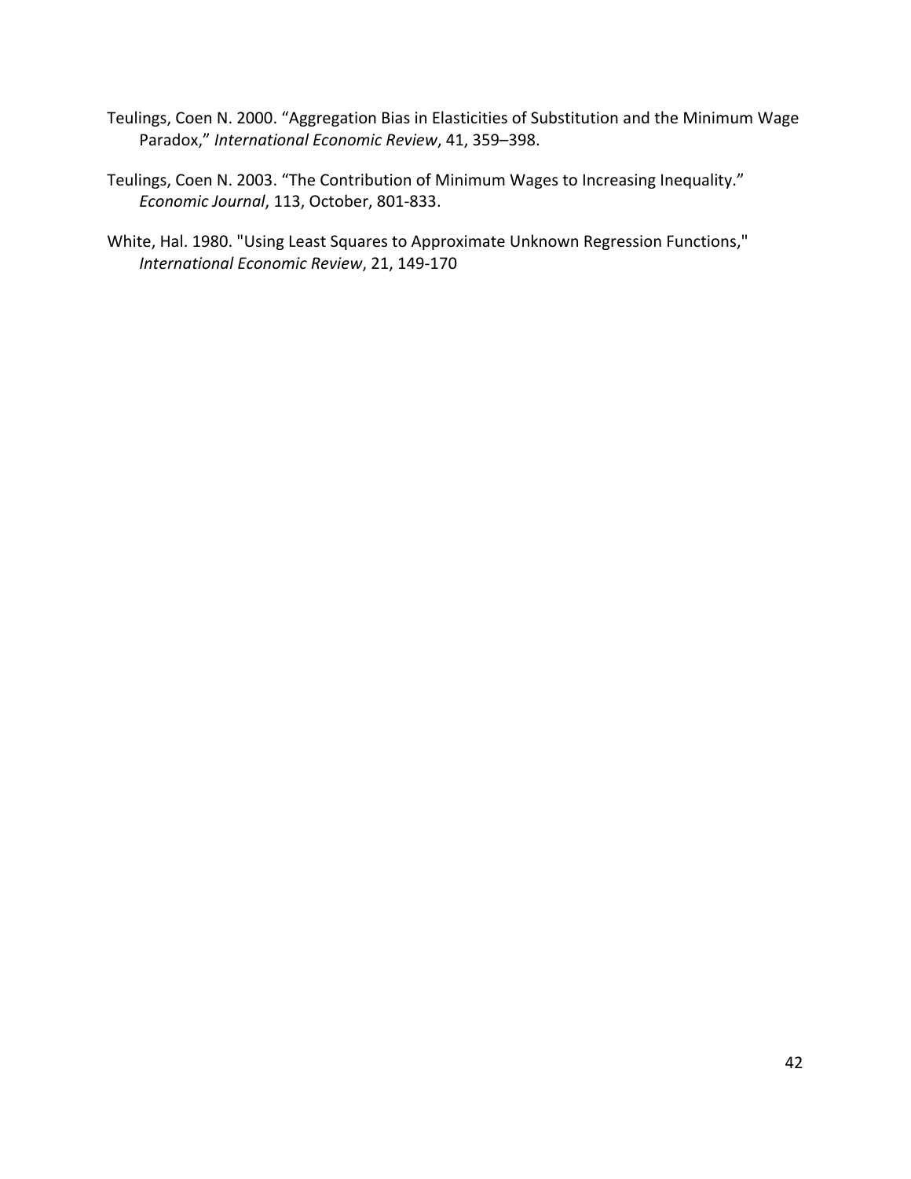Teulings, Coen N. 2000. “Aggregation Bias in Elasticities of Substitution and the Minimum Wage Paradox,” *International Economic Review*, 41, 359–398.

Teulings, Coen N. 2003. “The Contribution of Minimum Wages to Increasing Inequality.” *Economic Journal*, 113, October, 801-833.

White, Hal. 1980. "Using Least Squares to Approximate Unknown Regression Functions," *International Economic Review*, 21, 149-170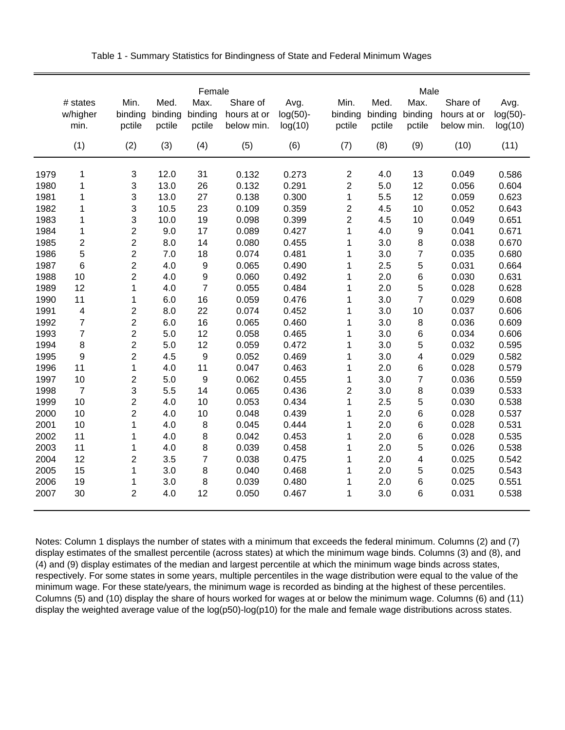Table 1 - Summary Statistics for Bindingness of State and Federal Minimum Wages

| | # states w/higher min. | Female | | | | | Male | | | | |
|---|---|---|---|---|---|---|---|---|---|---|---|
| | | Min. binding pctile | Med. binding pctile | Max. binding pctile | Share of hours at or below min. | Avg. log(50)-log(10) | Min. binding pctile | Med. binding pctile | Max. binding pctile | Share of hours at or below min. | Avg. log(50)-log(10) |
| | (1) | (2) | (3) | (4) | (5) | (6) | (7) | (8) | (9) | (10) | (11) |
| 1979 | 1 | 3 | 12.0 | 31 | 0.132 | 0.273 | 2 | 4.0 | 13 | 0.049 | 0.586 |
| 1980 | 1 | 3 | 13.0 | 26 | 0.132 | 0.291 | 2 | 5.0 | 12 | 0.056 | 0.604 |
| 1981 | 1 | 3 | 13.0 | 27 | 0.138 | 0.300 | 1 | 5.5 | 12 | 0.059 | 0.623 |
| 1982 | 1 | 3 | 10.5 | 23 | 0.109 | 0.359 | 2 | 4.5 | 10 | 0.052 | 0.643 |
| 1983 | 1 | 3 | 10.0 | 19 | 0.098 | 0.399 | 2 | 4.5 | 10 | 0.049 | 0.651 |
| 1984 | 1 | 2 | 9.0 | 17 | 0.089 | 0.427 | 1 | 4.0 | 9 | 0.041 | 0.671 |
| 1985 | 2 | 2 | 8.0 | 14 | 0.080 | 0.455 | 1 | 3.0 | 8 | 0.038 | 0.670 |
| 1986 | 5 | 2 | 7.0 | 18 | 0.074 | 0.481 | 1 | 3.0 | 7 | 0.035 | 0.680 |
| 1987 | 6 | 2 | 4.0 | 9 | 0.065 | 0.490 | 1 | 2.5 | 5 | 0.031 | 0.664 |
| 1988 | 10 | 2 | 4.0 | 9 | 0.060 | 0.492 | 1 | 2.0 | 6 | 0.030 | 0.631 |
| 1989 | 12 | 1 | 4.0 | 7 | 0.055 | 0.484 | 1 | 2.0 | 5 | 0.028 | 0.628 |
| 1990 | 11 | 1 | 6.0 | 16 | 0.059 | 0.476 | 1 | 3.0 | 7 | 0.029 | 0.608 |
| 1991 | 4 | 2 | 8.0 | 22 | 0.074 | 0.452 | 1 | 3.0 | 10 | 0.037 | 0.606 |
| 1992 | 7 | 2 | 6.0 | 16 | 0.065 | 0.460 | 1 | 3.0 | 8 | 0.036 | 0.609 |
| 1993 | 7 | 2 | 5.0 | 12 | 0.058 | 0.465 | 1 | 3.0 | 6 | 0.034 | 0.606 |
| 1994 | 8 | 2 | 5.0 | 12 | 0.059 | 0.472 | 1 | 3.0 | 5 | 0.032 | 0.595 |
| 1995 | 9 | 2 | 4.5 | 9 | 0.052 | 0.469 | 1 | 3.0 | 4 | 0.029 | 0.582 |
| 1996 | 11 | 1 | 4.0 | 11 | 0.047 | 0.463 | 1 | 2.0 | 6 | 0.028 | 0.579 |
| 1997 | 10 | 2 | 5.0 | 9 | 0.062 | 0.455 | 1 | 3.0 | 7 | 0.036 | 0.559 |
| 1998 | 7 | 3 | 5.5 | 14 | 0.065 | 0.436 | 2 | 3.0 | 8 | 0.039 | 0.533 |
| 1999 | 10 | 2 | 4.0 | 10 | 0.053 | 0.434 | 1 | 2.5 | 5 | 0.030 | 0.538 |
| 2000 | 10 | 2 | 4.0 | 10 | 0.048 | 0.439 | 1 | 2.0 | 6 | 0.028 | 0.537 |
| 2001 | 10 | 1 | 4.0 | 8 | 0.045 | 0.444 | 1 | 2.0 | 6 | 0.028 | 0.531 |
| 2002 | 11 | 1 | 4.0 | 8 | 0.042 | 0.453 | 1 | 2.0 | 6 | 0.028 | 0.535 |
| 2003 | 11 | 1 | 4.0 | 8 | 0.039 | 0.458 | 1 | 2.0 | 5 | 0.026 | 0.538 |
| 2004 | 12 | 2 | 3.5 | 7 | 0.038 | 0.475 | 1 | 2.0 | 4 | 0.025 | 0.542 |
| 2005 | 15 | 1 | 3.0 | 8 | 0.040 | 0.468 | 1 | 2.0 | 5 | 0.025 | 0.543 |
| 2006 | 19 | 1 | 3.0 | 8 | 0.039 | 0.480 | 1 | 2.0 | 6 | 0.025 | 0.551 |
| 2007 | 30 | 2 | 4.0 | 12 | 0.050 | 0.467 | 1 | 3.0 | 6 | 0.031 | 0.538 |

Notes: Column 1 displays the number of states with a minimum that exceeds the federal minimum. Columns (2) and (7) display estimates of the smallest percentile (across states) at which the minimum wage binds. Columns (3) and (8), and (4) and (9) display estimates of the median and largest percentile at which the minimum wage binds across states, respectively. For some states in some years, multiple percentiles in the wage distribution were equal to the value of the minimum wage. For these state/years, the minimum wage is recorded as binding at the highest of these percentiles. Columns (5) and (10) display the share of hours worked for wages at or below the minimum wage. Columns (6) and (11) display the weighted average value of the log(p50)-log(p10) for the male and female wage distributions across states.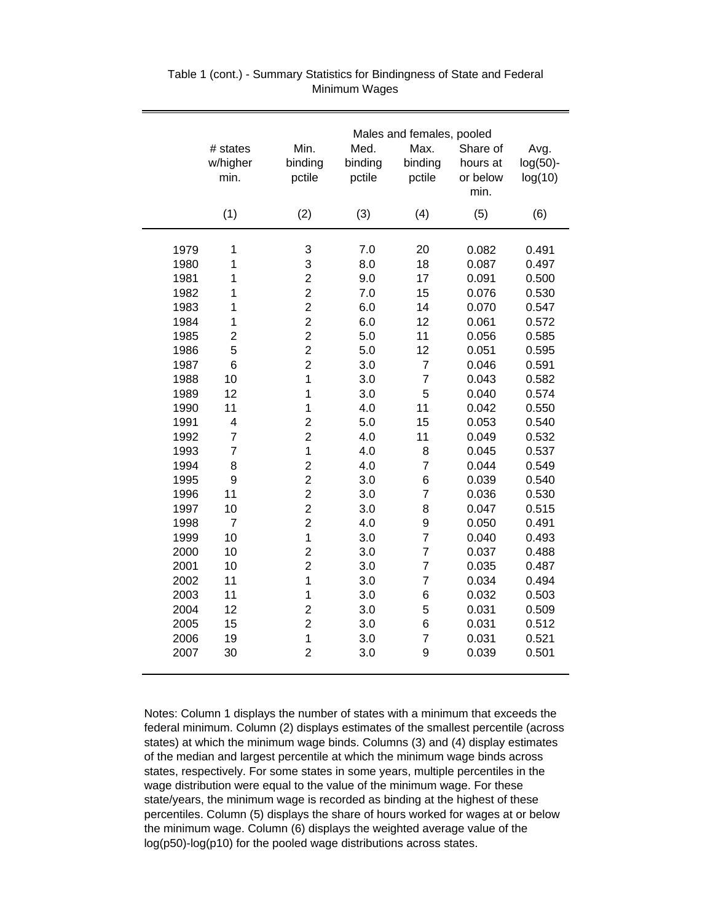Table 1 (cont.) - Summary Statistics for Bindingness of State and Federal Minimum Wages

| | | Males and females, pooled | | | | |
|---|---|---|---|---|---|---|
| | # states w/higher min. | Min. binding pctile | Med. binding pctile | Max. binding pctile | Share of hours at or below min. | Avg. log(50)-log(10) |
| | (1) | (2) | (3) | (4) | (5) | (6) |
| 1979 | 1 | 3 | 7.0 | 20 | 0.082 | 0.491 |
| 1980 | 1 | 3 | 8.0 | 18 | 0.087 | 0.497 |
| 1981 | 1 | 2 | 9.0 | 17 | 0.091 | 0.500 |
| 1982 | 1 | 2 | 7.0 | 15 | 0.076 | 0.530 |
| 1983 | 1 | 2 | 6.0 | 14 | 0.070 | 0.547 |
| 1984 | 1 | 2 | 6.0 | 12 | 0.061 | 0.572 |
| 1985 | 2 | 2 | 5.0 | 11 | 0.056 | 0.585 |
| 1986 | 5 | 2 | 5.0 | 12 | 0.051 | 0.595 |
| 1987 | 6 | 2 | 3.0 | 7 | 0.046 | 0.591 |
| 1988 | 10 | 1 | 3.0 | 7 | 0.043 | 0.582 |
| 1989 | 12 | 1 | 3.0 | 5 | 0.040 | 0.574 |
| 1990 | 11 | 1 | 4.0 | 11 | 0.042 | 0.550 |
| 1991 | 4 | 2 | 5.0 | 15 | 0.053 | 0.540 |
| 1992 | 7 | 2 | 4.0 | 11 | 0.049 | 0.532 |
| 1993 | 7 | 1 | 4.0 | 8 | 0.045 | 0.537 |
| 1994 | 8 | 2 | 4.0 | 7 | 0.044 | 0.549 |
| 1995 | 9 | 2 | 3.0 | 6 | 0.039 | 0.540 |
| 1996 | 11 | 2 | 3.0 | 7 | 0.036 | 0.530 |
| 1997 | 10 | 2 | 3.0 | 8 | 0.047 | 0.515 |
| 1998 | 7 | 2 | 4.0 | 9 | 0.050 | 0.491 |
| 1999 | 10 | 1 | 3.0 | 7 | 0.040 | 0.493 |
| 2000 | 10 | 2 | 3.0 | 7 | 0.037 | 0.488 |
| 2001 | 10 | 2 | 3.0 | 7 | 0.035 | 0.487 |
| 2002 | 11 | 1 | 3.0 | 7 | 0.034 | 0.494 |
| 2003 | 11 | 1 | 3.0 | 6 | 0.032 | 0.503 |
| 2004 | 12 | 2 | 3.0 | 5 | 0.031 | 0.509 |
| 2005 | 15 | 2 | 3.0 | 6 | 0.031 | 0.512 |
| 2006 | 19 | 1 | 3.0 | 7 | 0.031 | 0.521 |
| 2007 | 30 | 2 | 3.0 | 9 | 0.039 | 0.501 |

Notes: Column 1 displays the number of states with a minimum that exceeds the federal minimum. Column (2) displays estimates of the smallest percentile (across states) at which the minimum wage binds. Columns (3) and (4) display estimates of the median and largest percentile at which the minimum wage binds across states, respectively. For some states in some years, multiple percentiles in the wage distribution were equal to the value of the minimum wage. For these state/years, the minimum wage is recorded as binding at the highest of these percentiles. Column (5) displays the share of hours worked for wages at or below the minimum wage. Column (6) displays the weighted average value of the log(p50)-log(p10) for the pooled wage distributions across states.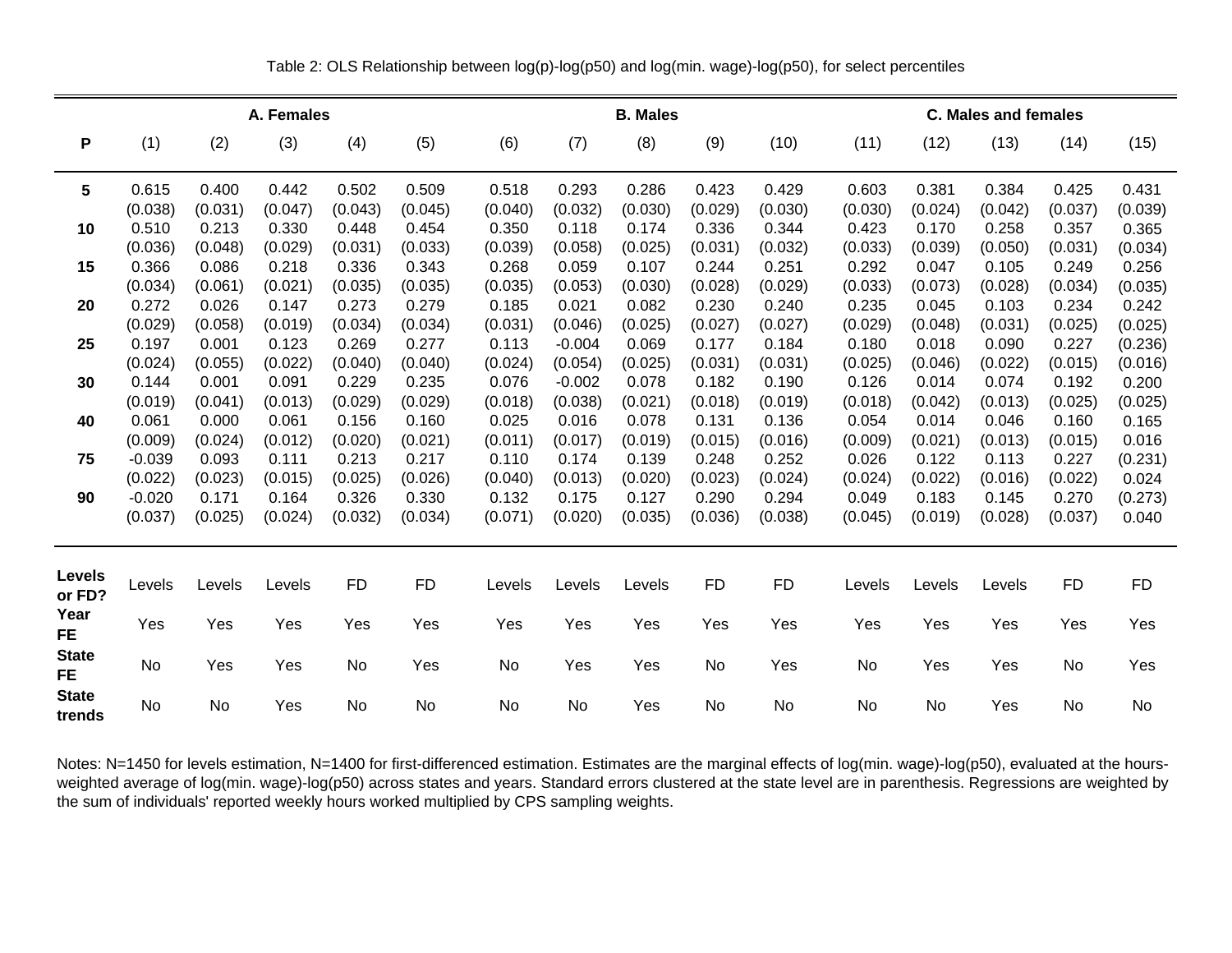Table 2: OLS Relationship between log(p)-log(p50) and log(min. wage)-log(p50), for select percentiles

| | A. Females | | | | | B. Males | | | | | C. Males and females | | | | |
|---|---|---|---|---|---|---|---|---|---|---|---|---|---|---|---|
| **P** | (1) | (2) | (3) | (4) | (5) | (6) | (7) | (8) | (9) | (10) | (11) | (12) | (13) | (14) | (15) |
| **5** | 0.615 | 0.400 | 0.442 | 0.502 | 0.509 | 0.518 | 0.293 | 0.286 | 0.423 | 0.429 | 0.603 | 0.381 | 0.384 | 0.425 | 0.431 |
| | (0.038) | (0.031) | (0.047) | (0.043) | (0.045) | (0.040) | (0.032) | (0.030) | (0.029) | (0.030) | (0.030) | (0.024) | (0.042) | (0.037) | (0.039) |
| **10** | 0.510 | 0.213 | 0.330 | 0.448 | 0.454 | 0.350 | 0.118 | 0.174 | 0.336 | 0.344 | 0.423 | 0.170 | 0.258 | 0.357 | 0.365 |
| | (0.036) | (0.048) | (0.029) | (0.031) | (0.033) | (0.039) | (0.058) | (0.025) | (0.031) | (0.032) | (0.033) | (0.039) | (0.050) | (0.031) | (0.034) |
| **15** | 0.366 | 0.086 | 0.218 | 0.336 | 0.343 | 0.268 | 0.059 | 0.107 | 0.244 | 0.251 | 0.292 | 0.047 | 0.105 | 0.249 | 0.256 |
| | (0.034) | (0.061) | (0.021) | (0.035) | (0.035) | (0.035) | (0.053) | (0.030) | (0.028) | (0.029) | (0.033) | (0.073) | (0.028) | (0.034) | (0.035) |
| **20** | 0.272 | 0.026 | 0.147 | 0.273 | 0.279 | 0.185 | 0.021 | 0.082 | 0.230 | 0.240 | 0.235 | 0.045 | 0.103 | 0.234 | 0.242 |
| | (0.029) | (0.058) | (0.019) | (0.034) | (0.034) | (0.031) | (0.046) | (0.025) | (0.027) | (0.027) | (0.029) | (0.048) | (0.031) | (0.025) | (0.025) |
| **25** | 0.197 | 0.001 | 0.123 | 0.269 | 0.277 | 0.113 | -0.004 | 0.069 | 0.177 | 0.184 | 0.180 | 0.018 | 0.090 | 0.227 | 0.236 |
| | (0.024) | (0.055) | (0.022) | (0.040) | (0.040) | (0.024) | (0.054) | (0.025) | (0.031) | (0.031) | (0.025) | (0.046) | (0.022) | (0.015) | (0.016) |
| **30** | 0.144 | 0.001 | 0.091 | 0.229 | 0.235 | 0.076 | -0.002 | 0.078 | 0.182 | 0.190 | 0.126 | 0.014 | 0.074 | 0.192 | 0.200 |
| | (0.019) | (0.041) | (0.013) | (0.029) | (0.029) | (0.018) | (0.038) | (0.021) | (0.018) | (0.019) | (0.018) | (0.042) | (0.013) | (0.025) | (0.025) |
| **40** | 0.061 | 0.000 | 0.061 | 0.156 | 0.160 | 0.025 | 0.016 | 0.078 | 0.131 | 0.136 | 0.054 | 0.014 | 0.046 | 0.160 | 0.165 |
| | (0.009) | (0.024) | (0.012) | (0.020) | (0.021) | (0.011) | (0.017) | (0.019) | (0.015) | (0.016) | (0.009) | (0.021) | (0.013) | (0.015) | 0.016 |
| **75** | -0.039 | 0.093 | 0.111 | 0.213 | 0.217 | 0.110 | 0.174 | 0.139 | 0.248 | 0.252 | 0.026 | 0.122 | 0.113 | 0.227 | (0.231) |
| | (0.022) | (0.023) | (0.015) | (0.025) | (0.026) | (0.040) | (0.013) | (0.020) | (0.023) | (0.024) | (0.024) | (0.022) | (0.016) | (0.022) | 0.024 |
| **90** | -0.020 | 0.171 | 0.164 | 0.326 | 0.330 | 0.132 | 0.175 | 0.127 | 0.290 | 0.294 | 0.049 | 0.183 | 0.145 | 0.270 | (0.273) |
| | (0.037) | (0.025) | (0.024) | (0.032) | (0.034) | (0.071) | (0.020) | (0.035) | (0.036) | (0.038) | (0.045) | (0.019) | (0.028) | (0.037) | 0.040 |
| **Levels or FD?** | Levels | Levels | Levels | FD | FD | Levels | Levels | Levels | FD | FD | Levels | Levels | Levels | FD | FD |
| **Year FE** | Yes | Yes | Yes | Yes | Yes | Yes | Yes | Yes | Yes | Yes | Yes | Yes | Yes | Yes | Yes |
| **State FE** | No | Yes | Yes | No | Yes | No | Yes | Yes | No | Yes | No | Yes | Yes | No | Yes |
| **State trends** | No | No | Yes | No | No | No | No | Yes | No | No | No | No | Yes | No | No |

Notes: N=1450 for levels estimation, N=1400 for first-differenced estimation. Estimates are the marginal effects of log(min. wage)-log(p50), evaluated at the hours-weighted average of log(min. wage)-log(p50) across states and years. Standard errors clustered at the state level are in parenthesis. Regressions are weighted by the sum of individuals' reported weekly hours worked multiplied by CPS sampling weights.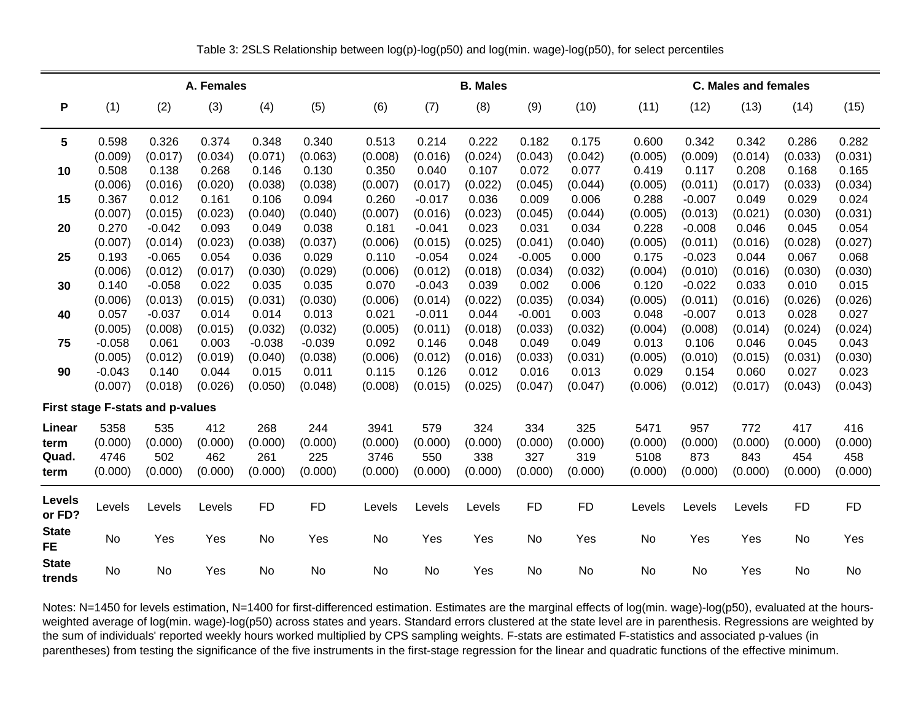Table 3: 2SLS Relationship between log(p)-log(p50) and log(min. wage)-log(p50), for select percentiles

| | A. Females | | | | | B. Males | | | | | C. Males and females | | | | |
|---|---|---|---|---|---|---|---|---|---|---|---|---|---|---|---|
| **P** | (1) | (2) | (3) | (4) | (5) | (6) | (7) | (8) | (9) | (10) | (11) | (12) | (13) | (14) | (15) |
| **5** | 0.598 | 0.326 | 0.374 | 0.348 | 0.340 | 0.513 | 0.214 | 0.222 | 0.182 | 0.175 | 0.600 | 0.342 | 0.342 | 0.286 | 0.282 |
| | (0.009) | (0.017) | (0.034) | (0.071) | (0.063) | (0.008) | (0.016) | (0.024) | (0.043) | (0.042) | (0.005) | (0.009) | (0.014) | (0.033) | (0.031) |
| **10** | 0.508 | 0.138 | 0.268 | 0.146 | 0.130 | 0.350 | 0.040 | 0.107 | 0.072 | 0.077 | 0.419 | 0.117 | 0.208 | 0.168 | 0.165 |
| | (0.006) | (0.016) | (0.020) | (0.038) | (0.038) | (0.007) | (0.017) | (0.022) | (0.045) | (0.044) | (0.005) | (0.011) | (0.017) | (0.033) | (0.034) |
| **15** | 0.367 | 0.012 | 0.161 | 0.106 | 0.094 | 0.260 | -0.017 | 0.036 | 0.009 | 0.006 | 0.288 | -0.007 | 0.049 | 0.029 | 0.024 |
| | (0.007) | (0.015) | (0.023) | (0.040) | (0.040) | (0.007) | (0.016) | (0.023) | (0.045) | (0.044) | (0.005) | (0.013) | (0.021) | (0.030) | (0.031) |
| **20** | 0.270 | -0.042 | 0.093 | 0.049 | 0.038 | 0.181 | -0.041 | 0.023 | 0.031 | 0.034 | 0.228 | -0.008 | 0.046 | 0.045 | 0.054 |
| | (0.007) | (0.014) | (0.023) | (0.038) | (0.037) | (0.006) | (0.015) | (0.025) | (0.041) | (0.040) | (0.005) | (0.011) | (0.016) | (0.028) | (0.027) |
| **25** | 0.193 | -0.065 | 0.054 | 0.036 | 0.029 | 0.110 | -0.054 | 0.024 | -0.005 | 0.000 | 0.175 | -0.023 | 0.044 | 0.067 | 0.068 |
| | (0.006) | (0.012) | (0.017) | (0.030) | (0.029) | (0.006) | (0.012) | (0.018) | (0.034) | (0.032) | (0.004) | (0.010) | (0.016) | (0.030) | (0.030) |
| **30** | 0.140 | -0.058 | 0.022 | 0.035 | 0.035 | 0.070 | -0.043 | 0.039 | 0.002 | 0.006 | 0.120 | -0.022 | 0.033 | 0.010 | 0.015 |
| | (0.006) | (0.013) | (0.015) | (0.031) | (0.030) | (0.006) | (0.014) | (0.022) | (0.035) | (0.034) | (0.005) | (0.011) | (0.016) | (0.026) | (0.026) |
| **40** | 0.057 | -0.037 | 0.014 | 0.014 | 0.013 | 0.021 | -0.011 | 0.044 | -0.001 | 0.003 | 0.048 | -0.007 | 0.013 | 0.028 | 0.027 |
| | (0.005) | (0.008) | (0.015) | (0.032) | (0.032) | (0.005) | (0.011) | (0.018) | (0.033) | (0.032) | (0.004) | (0.008) | (0.014) | (0.024) | (0.024) |
| **75** | -0.058 | 0.061 | 0.003 | -0.038 | -0.039 | 0.092 | 0.146 | 0.048 | 0.049 | 0.049 | 0.013 | 0.106 | 0.046 | 0.045 | 0.043 |
| | (0.005) | (0.012) | (0.019) | (0.040) | (0.038) | (0.006) | (0.012) | (0.016) | (0.033) | (0.031) | (0.005) | (0.010) | (0.015) | (0.031) | (0.030) |
| **90** | -0.043 | 0.140 | 0.044 | 0.015 | 0.011 | 0.115 | 0.126 | 0.012 | 0.016 | 0.013 | 0.029 | 0.154 | 0.060 | 0.027 | 0.023 |
| | (0.007) | (0.018) | (0.026) | (0.050) | (0.048) | (0.008) | (0.015) | (0.025) | (0.047) | (0.047) | (0.006) | (0.012) | (0.017) | (0.043) | (0.043) |
| **First stage F-stats and p-values** | | | | | | | | | | | | | | | |
| **Linear term** | 5358 | 535 | 412 | 268 | 244 | 3941 | 579 | 324 | 334 | 325 | 5471 | 957 | 772 | 417 | 416 |
| | (0.000) | (0.000) | (0.000) | (0.000) | (0.000) | (0.000) | (0.000) | (0.000) | (0.000) | (0.000) | (0.000) | (0.000) | (0.000) | (0.000) | (0.000) |
| **Quad. term** | 4746 | 502 | 462 | 261 | 225 | 3746 | 550 | 338 | 327 | 319 | 5108 | 873 | 843 | 454 | 458 |
| | (0.000) | (0.000) | (0.000) | (0.000) | (0.000) | (0.000) | (0.000) | (0.000) | (0.000) | (0.000) | (0.000) | (0.000) | (0.000) | (0.000) | (0.000) |
| **Levels or FD?** | Levels | Levels | Levels | FD | FD | Levels | Levels | Levels | FD | FD | Levels | Levels | Levels | FD | FD |
| **State FE** | No | Yes | Yes | No | Yes | No | Yes | Yes | No | Yes | No | Yes | Yes | No | Yes |
| **State trends** | No | No | Yes | No | No | No | No | Yes | No | No | No | No | Yes | No | No |

Notes: N=1450 for levels estimation, N=1400 for first-differenced estimation. Estimates are the marginal effects of log(min. wage)-log(p50), evaluated at the hours-weighted average of log(min. wage)-log(p50) across states and years. Standard errors clustered at the state level are in parenthesis. Regressions are weighted by the sum of individuals' reported weekly hours worked multiplied by CPS sampling weights. F-stats are estimated F-statistics and associated p-values (in parentheses) from testing the significance of the five instruments in the first-stage regression for the linear and quadratic functions of the effective minimum.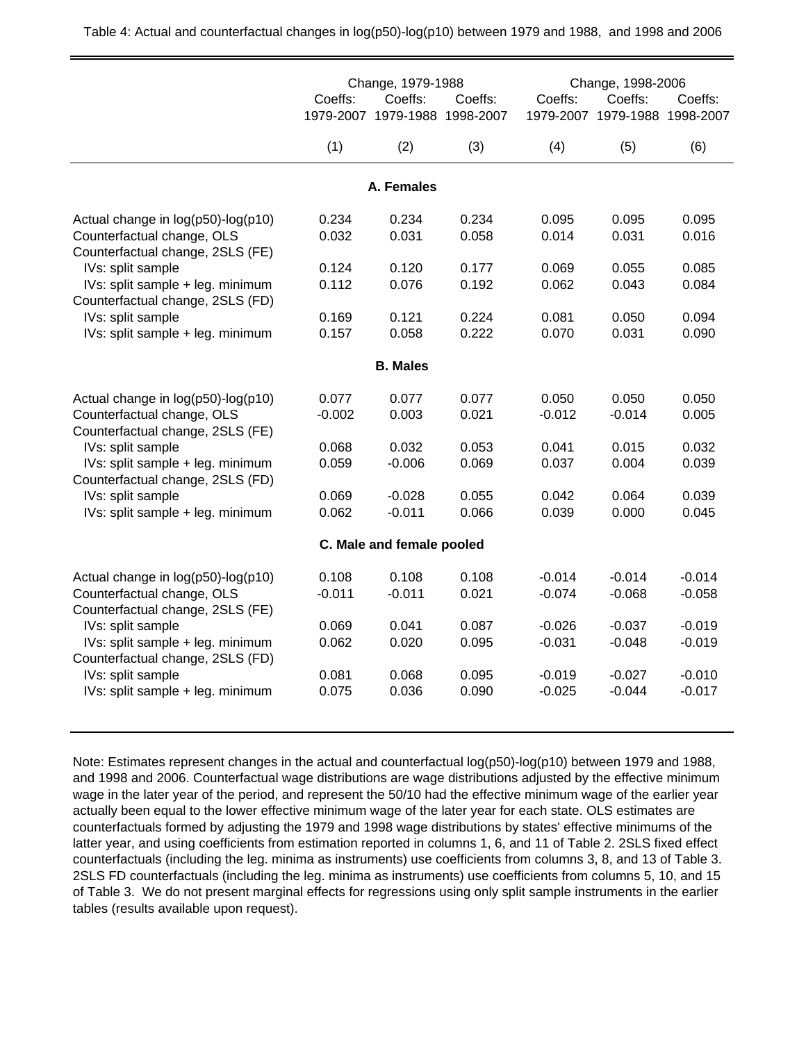Table 4: Actual and counterfactual changes in log(p50)-log(p10) between 1979 and 1988, and 1998 and 2006

| | Change, 1979-1988 | | | Change, 1998-2006 | | |
|---|---|---|---|---|---|---|
| | Coeffs: 1979-2007 | Coeffs: 1979-1988 | Coeffs: 1998-2007 | Coeffs: 1979-2007 | Coeffs: 1979-1988 | Coeffs: 1998-2007 |
| | (1) | (2) | (3) | (4) | (5) | (6) |
| **A. Females** | | | | | | |
| Actual change in log(p50)-log(p10) | 0.234 | 0.234 | 0.234 | 0.095 | 0.095 | 0.095 |
| Counterfactual change, OLS | 0.032 | 0.031 | 0.058 | 0.014 | 0.031 | 0.016 |
| Counterfactual change, 2SLS (FE) | | | | | | |
| IVs: split sample | 0.124 | 0.120 | 0.177 | 0.069 | 0.055 | 0.085 |
| IVs: split sample + leg. minimum | 0.112 | 0.076 | 0.192 | 0.062 | 0.043 | 0.084 |
| Counterfactual change, 2SLS (FD) | | | | | | |
| IVs: split sample | 0.169 | 0.121 | 0.224 | 0.081 | 0.050 | 0.094 |
| IVs: split sample + leg. minimum | 0.157 | 0.058 | 0.222 | 0.070 | 0.031 | 0.090 |
| **B. Males** | | | | | | |
| Actual change in log(p50)-log(p10) | 0.077 | 0.077 | 0.077 | 0.050 | 0.050 | 0.050 |
| Counterfactual change, OLS | -0.002 | 0.003 | 0.021 | -0.012 | -0.014 | 0.005 |
| Counterfactual change, 2SLS (FE) | | | | | | |
| IVs: split sample | 0.068 | 0.032 | 0.053 | 0.041 | 0.015 | 0.032 |
| IVs: split sample + leg. minimum | 0.059 | -0.006 | 0.069 | 0.037 | 0.004 | 0.039 |
| Counterfactual change, 2SLS (FD) | | | | | | |
| IVs: split sample | 0.069 | -0.028 | 0.055 | 0.042 | 0.064 | 0.039 |
| IVs: split sample + leg. minimum | 0.062 | -0.011 | 0.066 | 0.039 | 0.000 | 0.045 |
| **C. Male and female pooled** | | | | | | |
| Actual change in log(p50)-log(p10) | 0.108 | 0.108 | 0.108 | -0.014 | -0.014 | -0.014 |
| Counterfactual change, OLS | -0.011 | -0.011 | 0.021 | -0.074 | -0.068 | -0.058 |
| Counterfactual change, 2SLS (FE) | | | | | | |
| IVs: split sample | 0.069 | 0.041 | 0.087 | -0.026 | -0.037 | -0.019 |
| IVs: split sample + leg. minimum | 0.062 | 0.020 | 0.095 | -0.031 | -0.048 | -0.019 |
| Counterfactual change, 2SLS (FD) | | | | | | |
| IVs: split sample | 0.081 | 0.068 | 0.095 | -0.019 | -0.027 | -0.010 |
| IVs: split sample + leg. minimum | 0.075 | 0.036 | 0.090 | -0.025 | -0.044 | -0.017 |

Note: Estimates represent changes in the actual and counterfactual log(p50)-log(p10) between 1979 and 1988, and 1998 and 2006. Counterfactual wage distributions are wage distributions adjusted by the effective minimum wage in the later year of the period, and represent the 50/10 had the effective minimum wage of the earlier year actually been equal to the lower effective minimum wage of the later year for each state. OLS estimates are counterfactuals formed by adjusting the 1979 and 1998 wage distributions by states' effective minimums of the latter year, and using coefficients from estimation reported in columns 1, 6, and 11 of Table 2. 2SLS fixed effect counterfactuals (including the leg. minima as instruments) use coefficients from columns 3, 8, and 13 of Table 3. 2SLS FD counterfactuals (including the leg. minima as instruments) use coefficients from columns 5, 10, and 15 of Table 3. We do not present marginal effects for regressions using only split sample instruments in the earlier tables (results available upon request).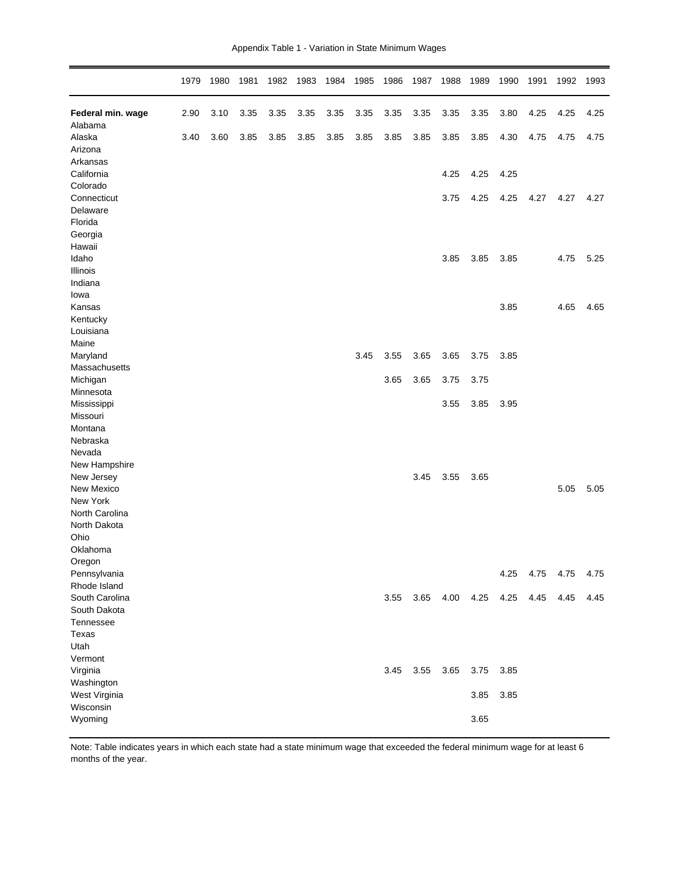Appendix Table 1 - Variation in State Minimum Wages

| | 1979 | 1980 | 1981 | 1982 | 1983 | 1984 | 1985 | 1986 | 1987 | 1988 | 1989 | 1990 | 1991 | 1992 | 1993 |
|---|---|---|---|---|---|---|---|---|---|---|---|---|---|---|---|
| **Federal min. wage** | 2.90 | 3.10 | 3.35 | 3.35 | 3.35 | 3.35 | 3.35 | 3.35 | 3.35 | 3.35 | 3.35 | 3.80 | 4.25 | 4.25 | 4.25 |
| Alabama | | | | | | | | | | | | | | | |
| Alaska | 3.40 | 3.60 | 3.85 | 3.85 | 3.85 | 3.85 | 3.85 | 3.85 | 3.85 | 3.85 | 3.85 | 4.30 | 4.75 | 4.75 | 4.75 |
| Arizona | | | | | | | | | | | | | | | |
| Arkansas | | | | | | | | | | | | | | | |
| California | | | | | | | | | | 4.25 | 4.25 | 4.25 | | | |
| Colorado | | | | | | | | | | | | | | | |
| Connecticut | | | | | | | | | | 3.75 | 4.25 | 4.25 | 4.27 | 4.27 | 4.27 |
| Delaware | | | | | | | | | | | | | | | |
| Florida | | | | | | | | | | | | | | | |
| Georgia | | | | | | | | | | | | | | | |
| Hawaii | | | | | | | | | | | | | | | |
| Idaho | | | | | | | | | | 3.85 | 3.85 | 3.85 | | 4.75 | 5.25 |
| Illinois | | | | | | | | | | | | | | | |
| Indiana | | | | | | | | | | | | | | | |
| Iowa | | | | | | | | | | | | | | | |
| Kansas | | | | | | | | | | | | 3.85 | | 4.65 | 4.65 |
| Kentucky | | | | | | | | | | | | | | | |
| Louisiana | | | | | | | | | | | | | | | |
| Maine | | | | | | | | | | | | | | | |
| Maryland | | | | | | | 3.45 | 3.55 | 3.65 | 3.65 | 3.75 | 3.85 | | | |
| Massachusetts | | | | | | | | | | | | | | | |
| Michigan | | | | | | | | 3.65 | 3.65 | 3.75 | 3.75 | | | | |
| Minnesota | | | | | | | | | | | | | | | |
| Mississippi | | | | | | | | | | 3.55 | 3.85 | 3.95 | | | |
| Missouri | | | | | | | | | | | | | | | |
| Montana | | | | | | | | | | | | | | | |
| Nebraska | | | | | | | | | | | | | | | |
| Nevada | | | | | | | | | | | | | | | |
| New Hampshire | | | | | | | | | | | | | | | |
| New Jersey | | | | | | | | | 3.45 | 3.55 | 3.65 | | | | |
| New Mexico | | | | | | | | | | | | | | 5.05 | 5.05 |
| New York | | | | | | | | | | | | | | | |
| North Carolina | | | | | | | | | | | | | | | |
| North Dakota | | | | | | | | | | | | | | | |
| Ohio | | | | | | | | | | | | | | | |
| Oklahoma | | | | | | | | | | | | | | | |
| Oregon | | | | | | | | | | | | | | | |
| Pennsylvania | | | | | | | | | | | | 4.25 | 4.75 | 4.75 | 4.75 |
| Rhode Island | | | | | | | | | | | | | | | |
| South Carolina | | | | | | | | 3.55 | 3.65 | 4.00 | 4.25 | 4.25 | 4.45 | 4.45 | 4.45 |
| South Dakota | | | | | | | | | | | | | | | |
| Tennessee | | | | | | | | | | | | | | | |
| Texas | | | | | | | | | | | | | | | |
| Utah | | | | | | | | | | | | | | | |
| Vermont | | | | | | | | | | | | | | | |
| Virginia | | | | | | | | 3.45 | 3.55 | 3.65 | 3.75 | 3.85 | | | |
| Washington | | | | | | | | | | | | | | | |
| West Virginia | | | | | | | | | | | 3.85 | 3.85 | | | |
| Wisconsin | | | | | | | | | | | | | | | |
| Wyoming | | | | | | | | | | | 3.65 | | | | |

Note: Table indicates years in which each state had a state minimum wage that exceeded the federal minimum wage for at least 6 months of the year.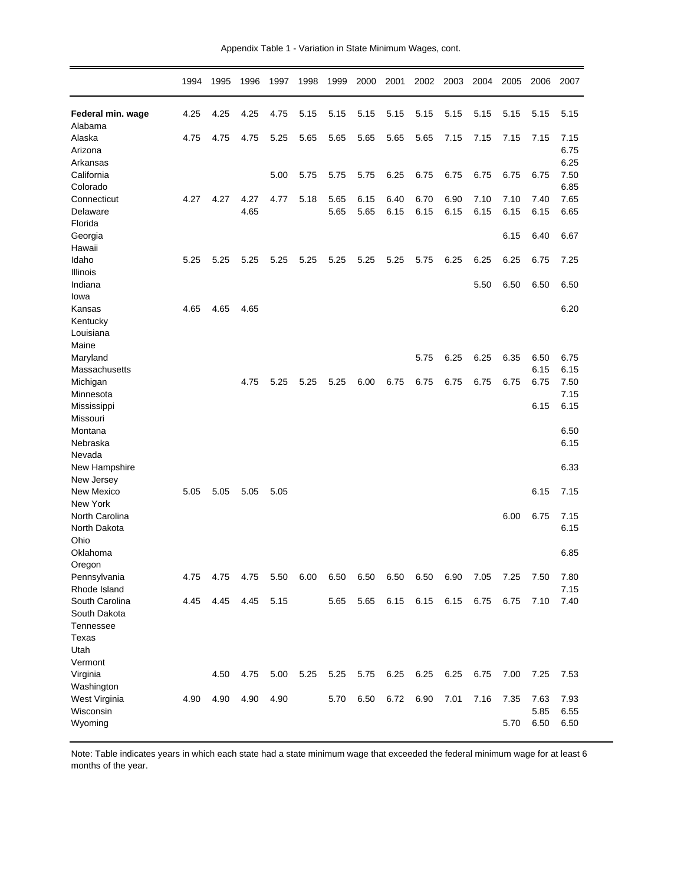Appendix Table 1 - Variation in State Minimum Wages, cont.

| | 1994 | 1995 | 1996 | 1997 | 1998 | 1999 | 2000 | 2001 | 2002 | 2003 | 2004 | 2005 | 2006 | 2007 |
|---|---|---|---|---|---|---|---|---|---|---|---|---|---|---|
| **Federal min. wage** | 4.25 | 4.25 | 4.25 | 4.75 | 5.15 | 5.15 | 5.15 | 5.15 | 5.15 | 5.15 | 5.15 | 5.15 | 5.15 | 5.15 |
| Alabama | | | | | | | | | | | | | | |
| Alaska | 4.75 | 4.75 | 4.75 | 5.25 | 5.65 | 5.65 | 5.65 | 5.65 | 5.65 | 7.15 | 7.15 | 7.15 | 7.15 | 7.15 |
| Arizona | | | | | | | | | | | | | | 6.75 |
| Arkansas | | | | | | | | | | | | | | 6.25 |
| California | | | | 5.00 | 5.75 | 5.75 | 5.75 | 6.25 | 6.75 | 6.75 | 6.75 | 6.75 | 6.75 | 7.50 |
| Colorado | | | | | | | | | | | | | | 6.85 |
| Connecticut | 4.27 | 4.27 | 4.27 | 4.77 | 5.18 | 5.65 | 6.15 | 6.40 | 6.70 | 6.90 | 7.10 | 7.10 | 7.40 | 7.65 |
| Delaware | | | 4.65 | | | 5.65 | 5.65 | 6.15 | 6.15 | 6.15 | 6.15 | 6.15 | 6.15 | 6.65 |
| Florida | | | | | | | | | | | | | | |
| Georgia | | | | | | | | | | | | 6.15 | 6.40 | 6.67 |
| Hawaii | | | | | | | | | | | | | | |
| Idaho | 5.25 | 5.25 | 5.25 | 5.25 | 5.25 | 5.25 | 5.25 | 5.25 | 5.75 | 6.25 | 6.25 | 6.25 | 6.75 | 7.25 |
| Illinois | | | | | | | | | | | | | | |
| Indiana | | | | | | | | | | | 5.50 | 6.50 | 6.50 | 6.50 |
| Iowa | | | | | | | | | | | | | | |
| Kansas | 4.65 | 4.65 | 4.65 | | | | | | | | | | | 6.20 |
| Kentucky | | | | | | | | | | | | | | |
| Louisiana | | | | | | | | | | | | | | |
| Maine | | | | | | | | | | | | | | |
| Maryland | | | | | | | | | 5.75 | 6.25 | 6.25 | 6.35 | 6.50 | 6.75 |
| Massachusetts | | | | | | | | | | | | | 6.15 | 6.15 |
| Michigan | | | 4.75 | 5.25 | 5.25 | 5.25 | 6.00 | 6.75 | 6.75 | 6.75 | 6.75 | 6.75 | 6.75 | 7.50 |
| Minnesota | | | | | | | | | | | | | | 7.15 |
| Mississippi | | | | | | | | | | | | | 6.15 | 6.15 |
| Missouri | | | | | | | | | | | | | | |
| Montana | | | | | | | | | | | | | | 6.50 |
| Nebraska | | | | | | | | | | | | | | 6.15 |
| Nevada | | | | | | | | | | | | | | |
| New Hampshire | | | | | | | | | | | | | | 6.33 |
| New Jersey | | | | | | | | | | | | | | |
| New Mexico | 5.05 | 5.05 | 5.05 | 5.05 | | | | | | | | | 6.15 | 7.15 |
| New York | | | | | | | | | | | | | | |
| North Carolina | | | | | | | | | | | | 6.00 | 6.75 | 7.15 |
| North Dakota | | | | | | | | | | | | | | 6.15 |
| Ohio | | | | | | | | | | | | | | |
| Oklahoma | | | | | | | | | | | | | | 6.85 |
| Oregon | | | | | | | | | | | | | | |
| Pennsylvania | 4.75 | 4.75 | 4.75 | 5.50 | 6.00 | 6.50 | 6.50 | 6.50 | 6.50 | 6.90 | 7.05 | 7.25 | 7.50 | 7.80 |
| Rhode Island | | | | | | | | | | | | | | 7.15 |
| South Carolina | 4.45 | 4.45 | 4.45 | 5.15 | | 5.65 | 5.65 | 6.15 | 6.15 | 6.15 | 6.75 | 6.75 | 7.10 | 7.40 |
| South Dakota | | | | | | | | | | | | | | |
| Tennessee | | | | | | | | | | | | | | |
| Texas | | | | | | | | | | | | | | |
| Utah | | | | | | | | | | | | | | |
| Vermont | | | | | | | | | | | | | | |
| Virginia | | 4.50 | 4.75 | 5.00 | 5.25 | 5.25 | 5.75 | 6.25 | 6.25 | 6.25 | 6.75 | 7.00 | 7.25 | 7.53 |
| Washington | | | | | | | | | | | | | | |
| West Virginia | 4.90 | 4.90 | 4.90 | 4.90 | | 5.70 | 6.50 | 6.72 | 6.90 | 7.01 | 7.16 | 7.35 | 7.63 | 7.93 |
| Wisconsin | | | | | | | | | | | | | 5.85 | 6.55 |
| Wyoming | | | | | | | | | | | | 5.70 | 6.50 | 6.50 |

Note: Table indicates years in which each state had a state minimum wage that exceeded the federal minimum wage for at least 6 months of the year.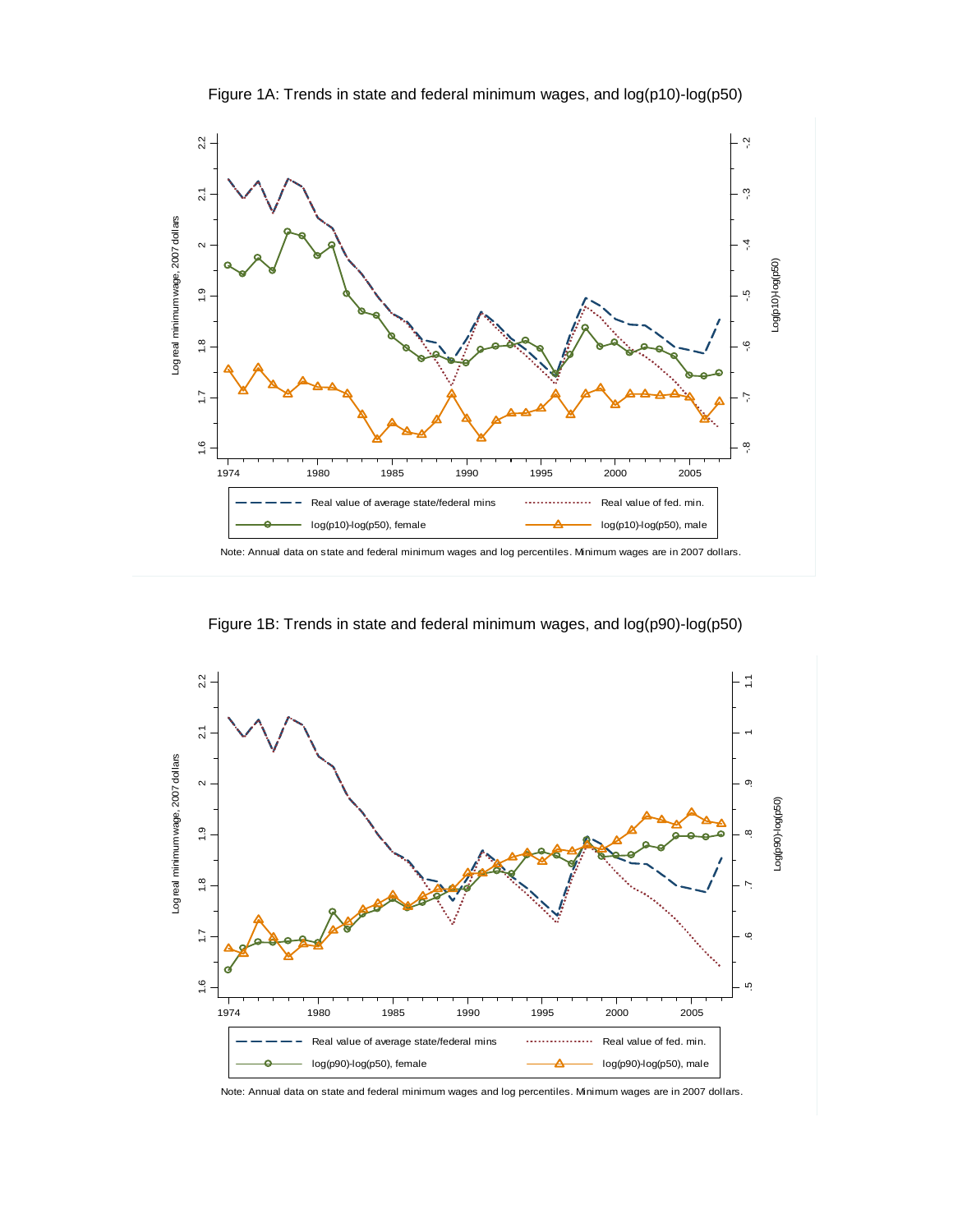Figure 1A: Trends in state and federal minimum wages, and log(p10)-log(p50)

Note: Annual data on state and federal minimum wages and log percentiles. Minimum wages are in 2007 dollars.

Figure 1B: Trends in state and federal minimum wages, and log(p90)-log(p50)

Note: Annual data on state and federal minimum wages and log percentiles. Minimum wages are in 2007 dollars.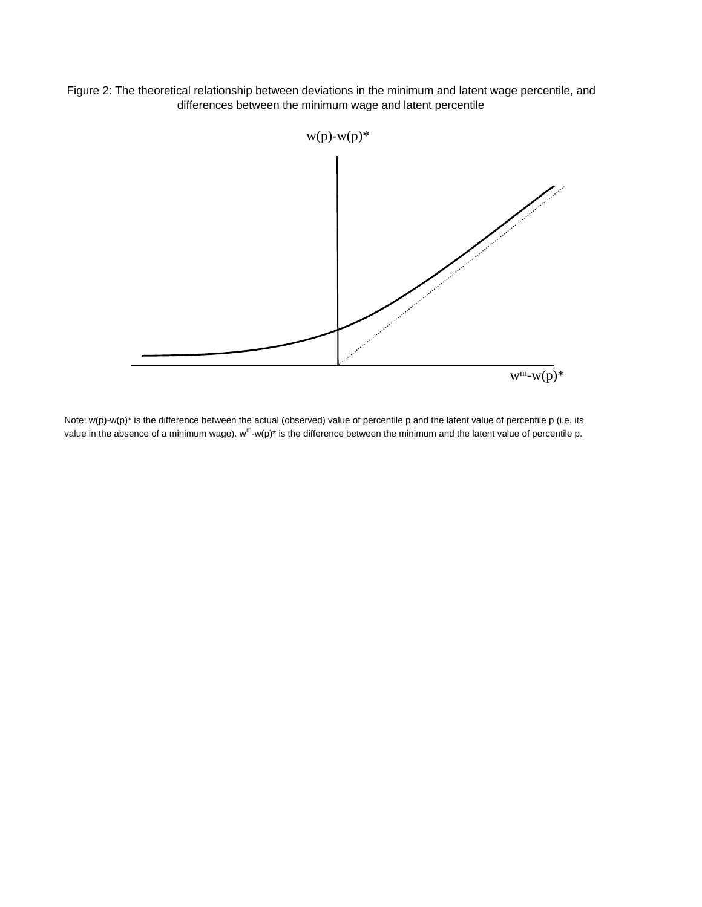Figure 2: The theoretical relationship between deviations in the minimum and latent wage percentile, and differences between the minimum wage and latent percentile

Note: w(p)-w(p)* is the difference between the actual (observed) value of percentile p and the latent value of percentile p (i.e. its value in the absence of a minimum wage). $w^m$-w(p)* is the difference between the minimum and the latent value of percentile p.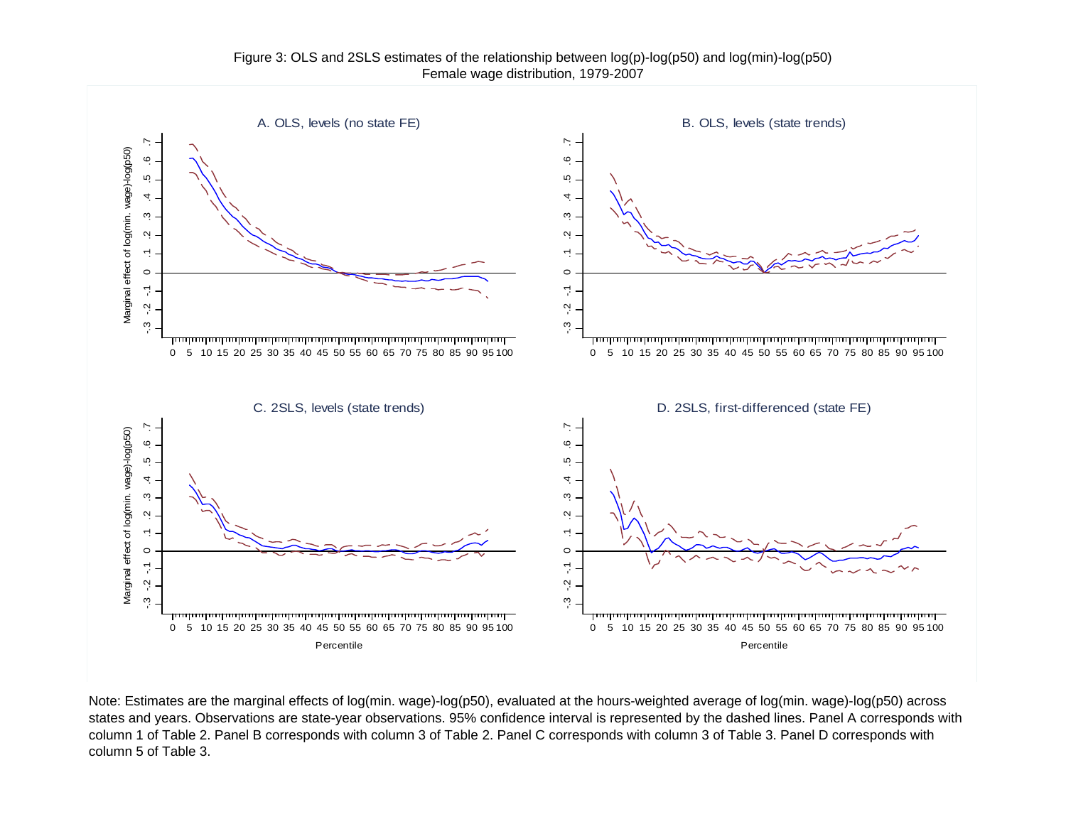Figure 3: OLS and 2SLS estimates of the relationship between log(p)-log(p50) and log(min)-log(p50)
Female wage distribution, 1979-2007

A. OLS, levels (no state FE)

B. OLS, levels (state trends)

C. 2SLS, levels (state trends)

D. 2SLS, first-differenced (state FE)

Note: Estimates are the marginal effects of log(min. wage)-log(p50), evaluated at the hours-weighted average of log(min. wage)-log(p50) across states and years. Observations are state-year observations. 95% confidence interval is represented by the dashed lines. Panel A corresponds with column 1 of Table 2. Panel B corresponds with column 3 of Table 2. Panel C corresponds with column 3 of Table 3. Panel D corresponds with column 5 of Table 3.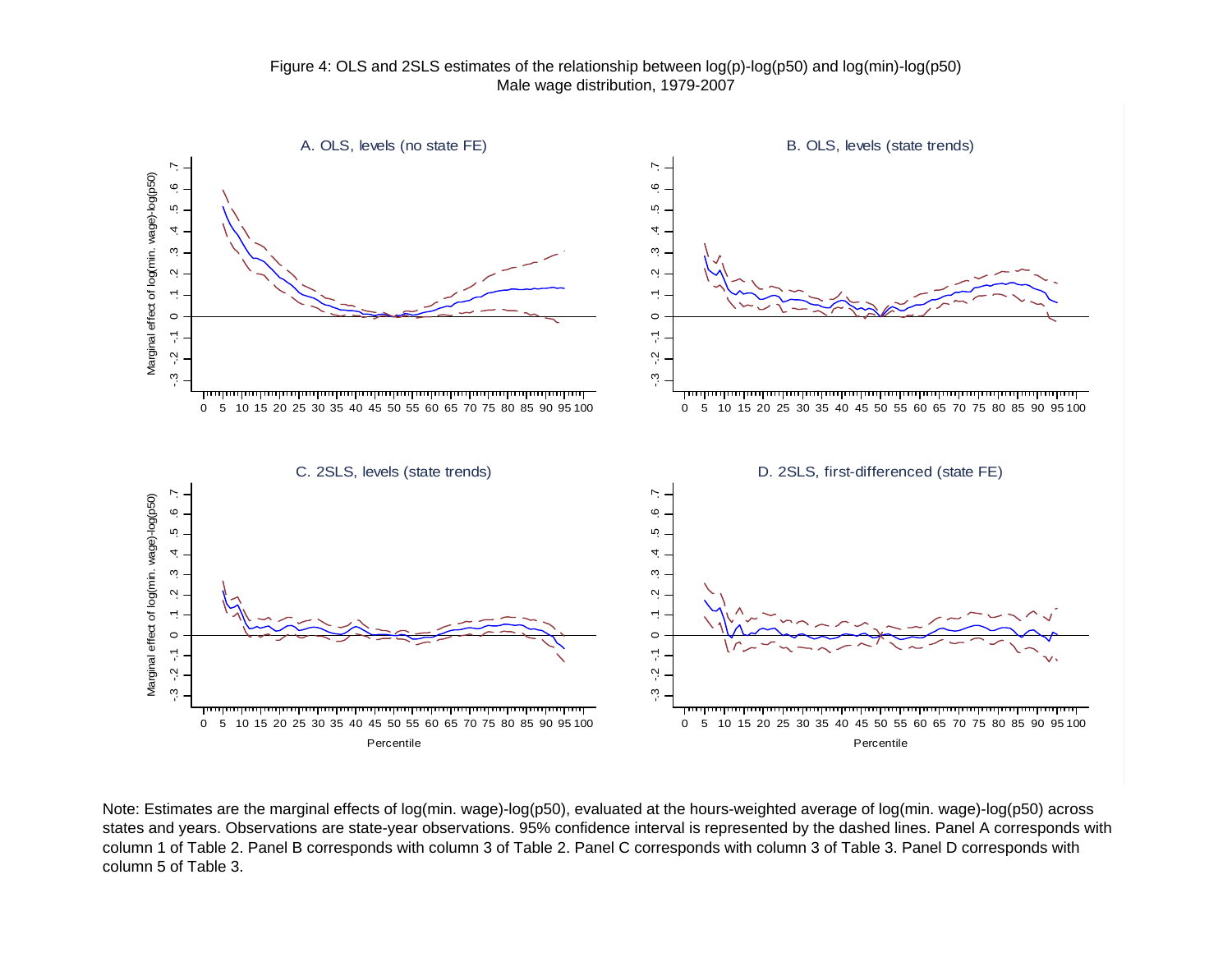Figure 4: OLS and 2SLS estimates of the relationship between log(p)-log(p50) and log(min)-log(p50)
Male wage distribution, 1979-2007

A. OLS, levels (no state FE)

B. OLS, levels (state trends)

C. 2SLS, levels (state trends)

D. 2SLS, first-differenced (state FE)

Note: Estimates are the marginal effects of log(min. wage)-log(p50), evaluated at the hours-weighted average of log(min. wage)-log(p50) across states and years. Observations are state-year observations. 95% confidence interval is represented by the dashed lines. Panel A corresponds with column 1 of Table 2. Panel B corresponds with column 3 of Table 2. Panel C corresponds with column 3 of Table 3. Panel D corresponds with column 5 of Table 3.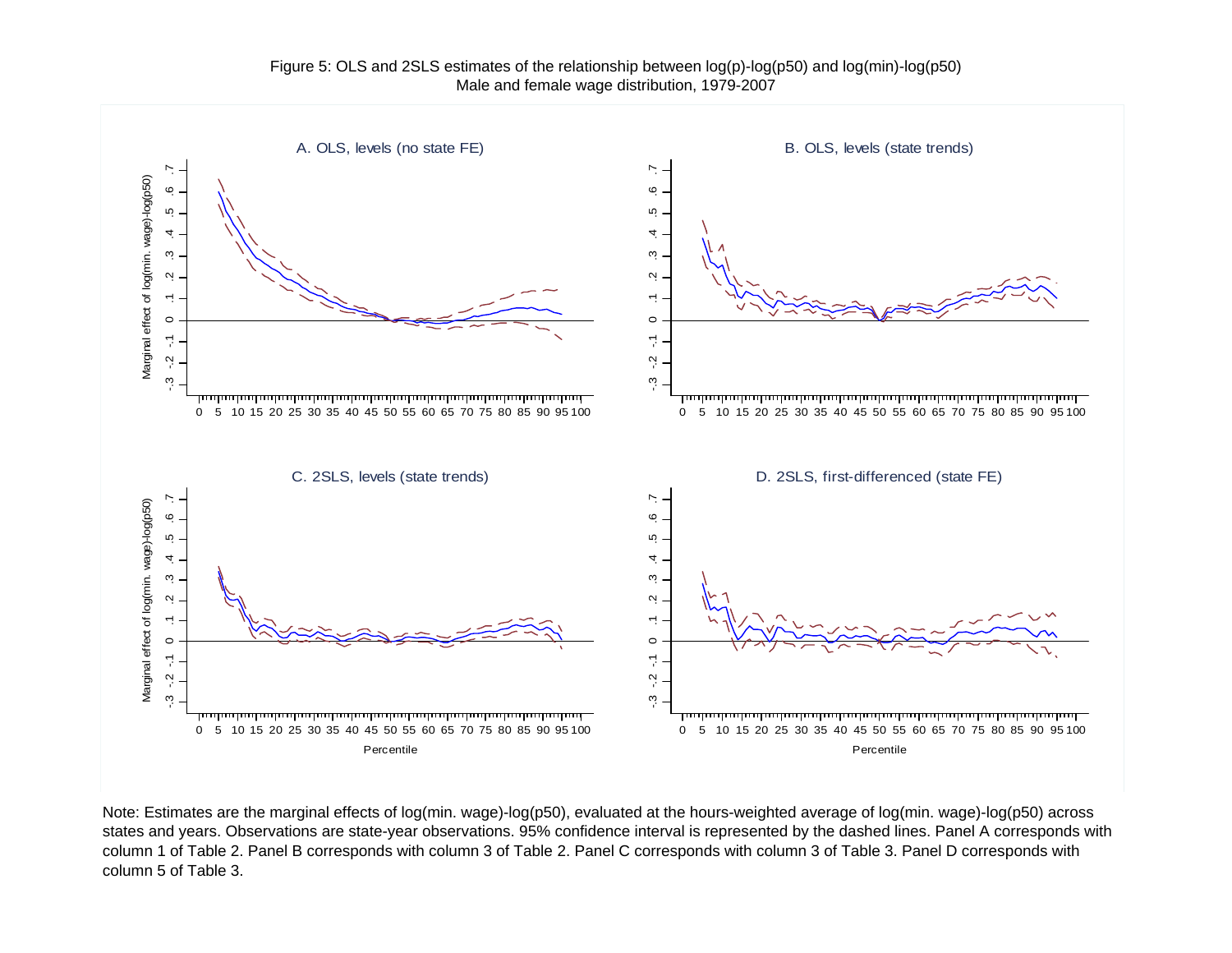Figure 5: OLS and 2SLS estimates of the relationship between log(p)-log(p50) and log(min)-log(p50)
Male and female wage distribution, 1979-2007

A. OLS, levels (no state FE)

B. OLS, levels (state trends)

C. 2SLS, levels (state trends)

D. 2SLS, first-differenced (state FE)

Note: Estimates are the marginal effects of log(min. wage)-log(p50), evaluated at the hours-weighted average of log(min. wage)-log(p50) across states and years. Observations are state-year observations. 95% confidence interval is represented by the dashed lines. Panel A corresponds with column 1 of Table 2. Panel B corresponds with column 3 of Table 2. Panel C corresponds with column 3 of Table 3. Panel D corresponds with column 5 of Table 3.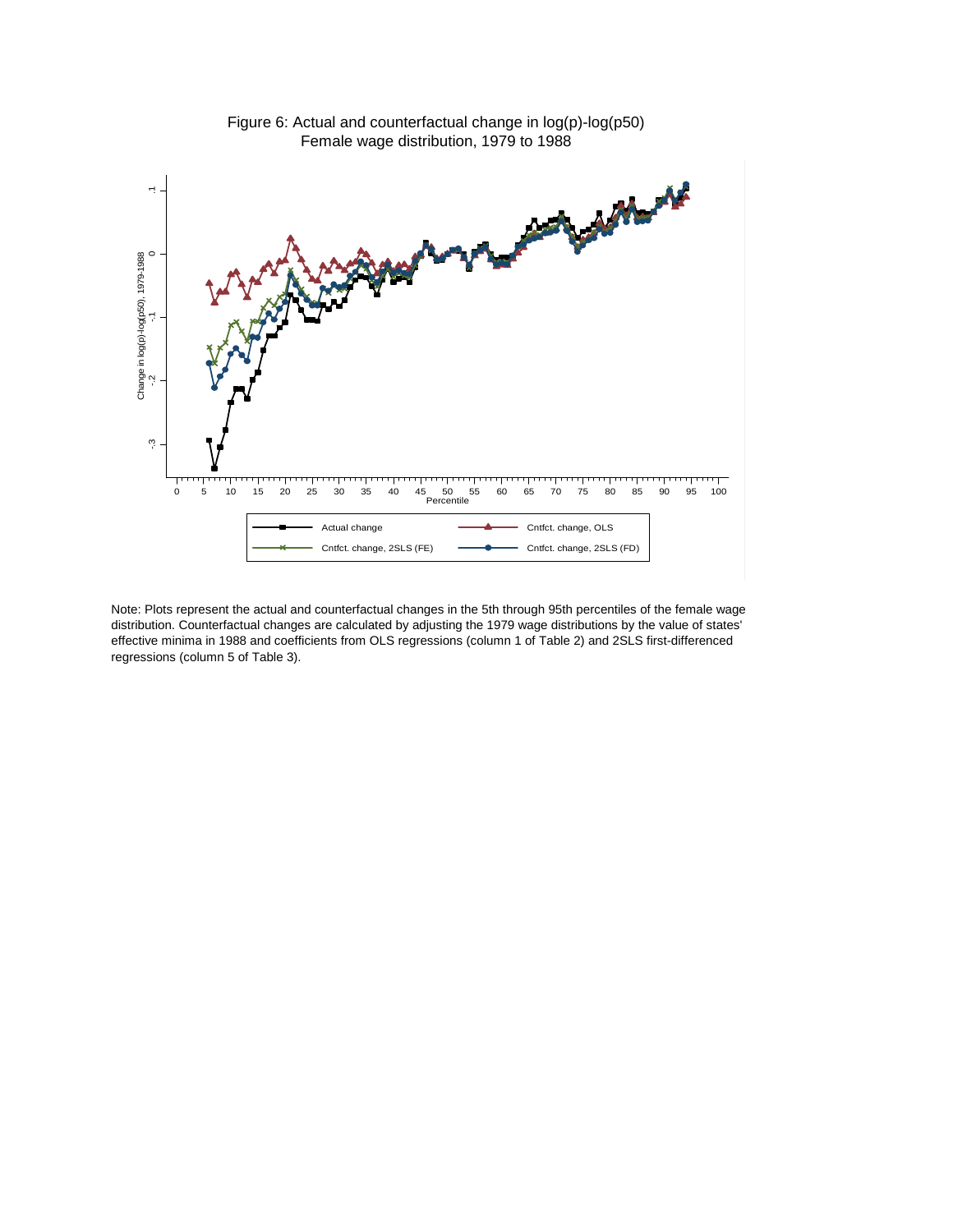Figure 6: Actual and counterfactual change in log(p)-log(p50)
Female wage distribution, 1979 to 1988

Note: Plots represent the actual and counterfactual changes in the 5th through 95th percentiles of the female wage distribution. Counterfactual changes are calculated by adjusting the 1979 wage distributions by the value of states' effective minima in 1988 and coefficients from OLS regressions (column 1 of Table 2) and 2SLS first-differenced regressions (column 5 of Table 3).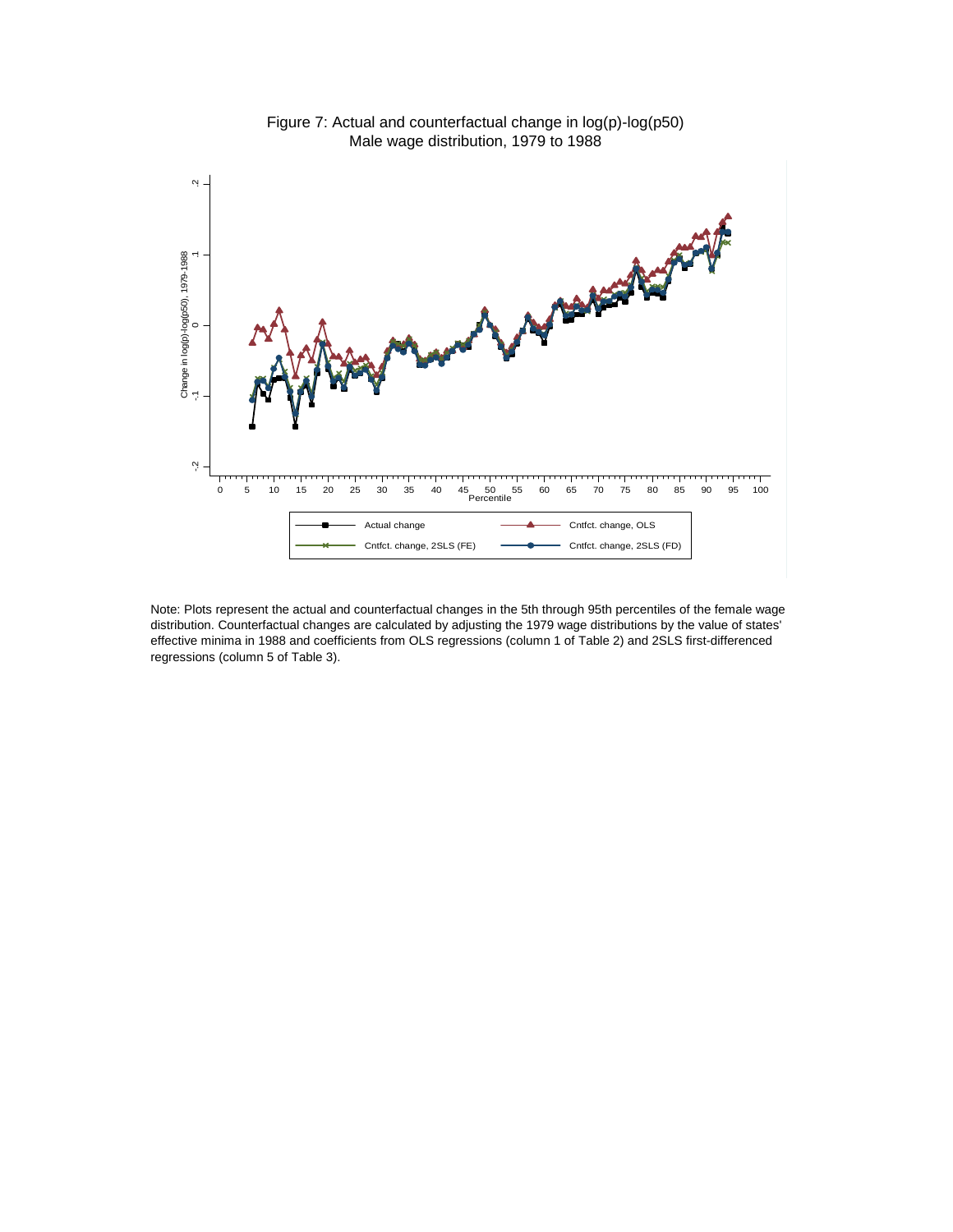Figure 7: Actual and counterfactual change in log(p)-log(p50)
Male wage distribution, 1979 to 1988

Note: Plots represent the actual and counterfactual changes in the 5th through 95th percentiles of the female wage distribution. Counterfactual changes are calculated by adjusting the 1979 wage distributions by the value of states' effective minima in 1988 and coefficients from OLS regressions (column 1 of Table 2) and 2SLS first-differenced regressions (column 5 of Table 3).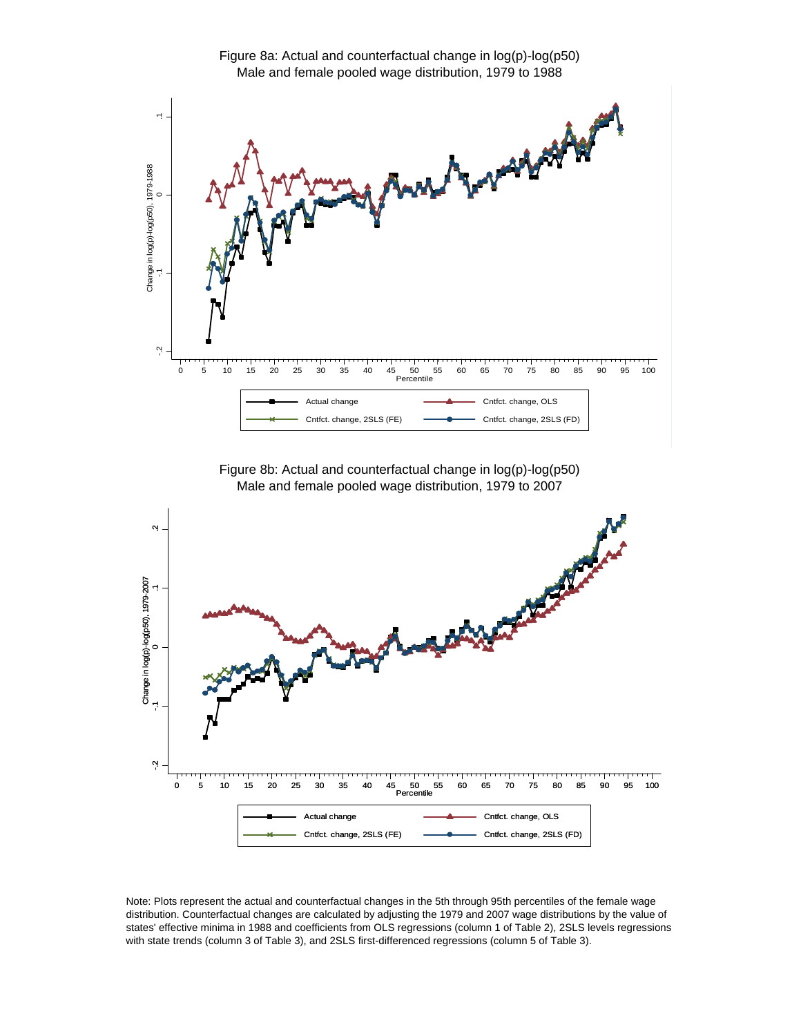Figure 8a: Actual and counterfactual change in log(p)-log(p50)
Male and female pooled wage distribution, 1979 to 1988

Figure 8b: Actual and counterfactual change in log(p)-log(p50)
Male and female pooled wage distribution, 1979 to 2007

Note: Plots represent the actual and counterfactual changes in the 5th through 95th percentiles of the female wage distribution. Counterfactual changes are calculated by adjusting the 1979 and 2007 wage distributions by the value of states' effective minima in 1988 and coefficients from OLS regressions (column 1 of Table 2), 2SLS levels regressions with state trends (column 3 of Table 3), and 2SLS first-differenced regressions (column 5 of Table 3).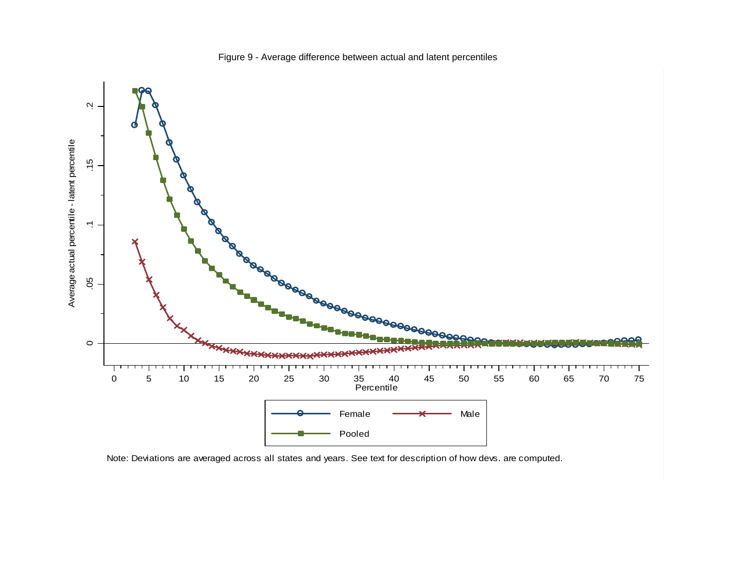Figure 9 - Average difference between actual and latent percentiles

Note: Deviations are averaged across all states and years. See text for description of how devs. are computed.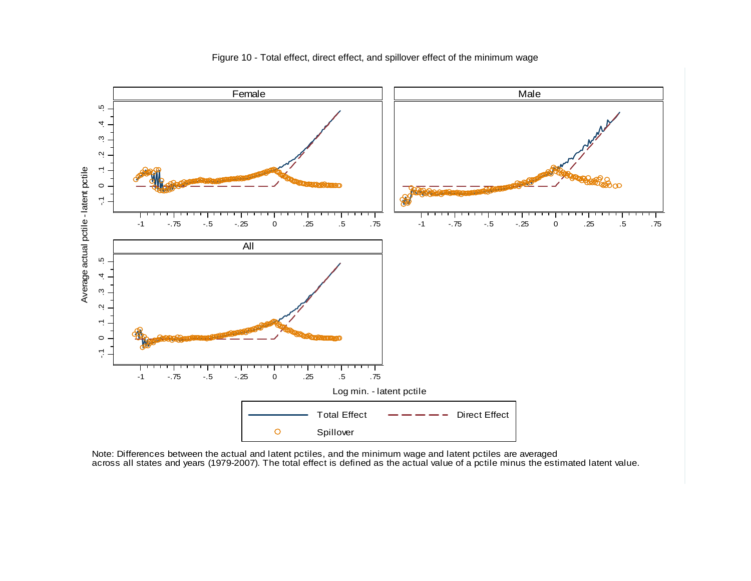Figure 10 - Total effect, direct effect, and spillover effect of the minimum wage

Note: Differences between the actual and latent pctiles, and the minimum wage and latent pctiles are averaged across all states and years (1979-2007). The total effect is defined as the actual value of a pctile minus the estimated latent value.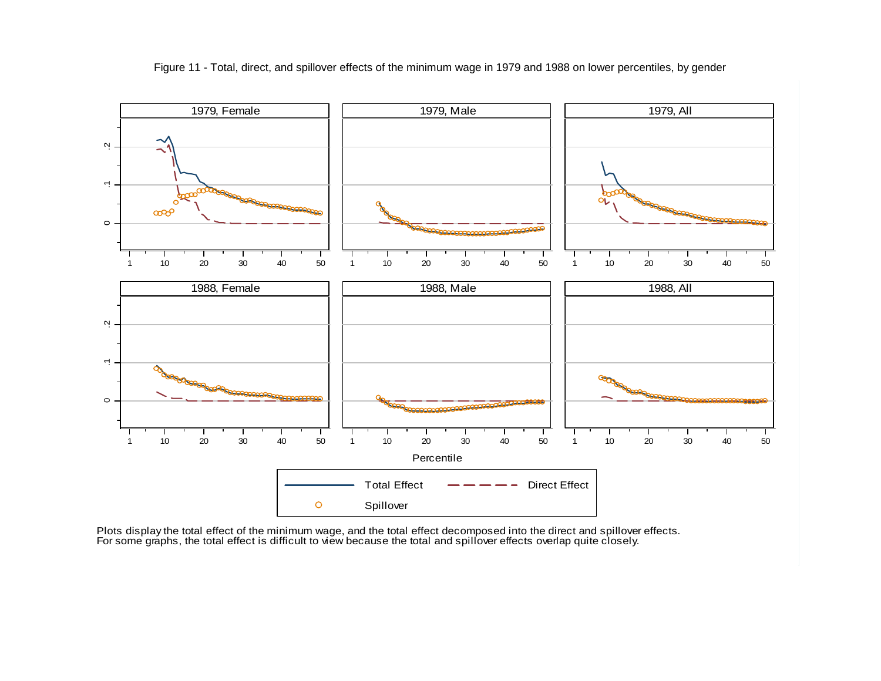Figure 11 - Total, direct, and spillover effects of the minimum wage in 1979 and 1988 on lower percentiles, by gender

Plots display the total effect of the minimum wage, and the total effect decomposed into the direct and spillover effects.
For some graphs, the total effect is difficult to view because the total and spillover effects overlap quite closely.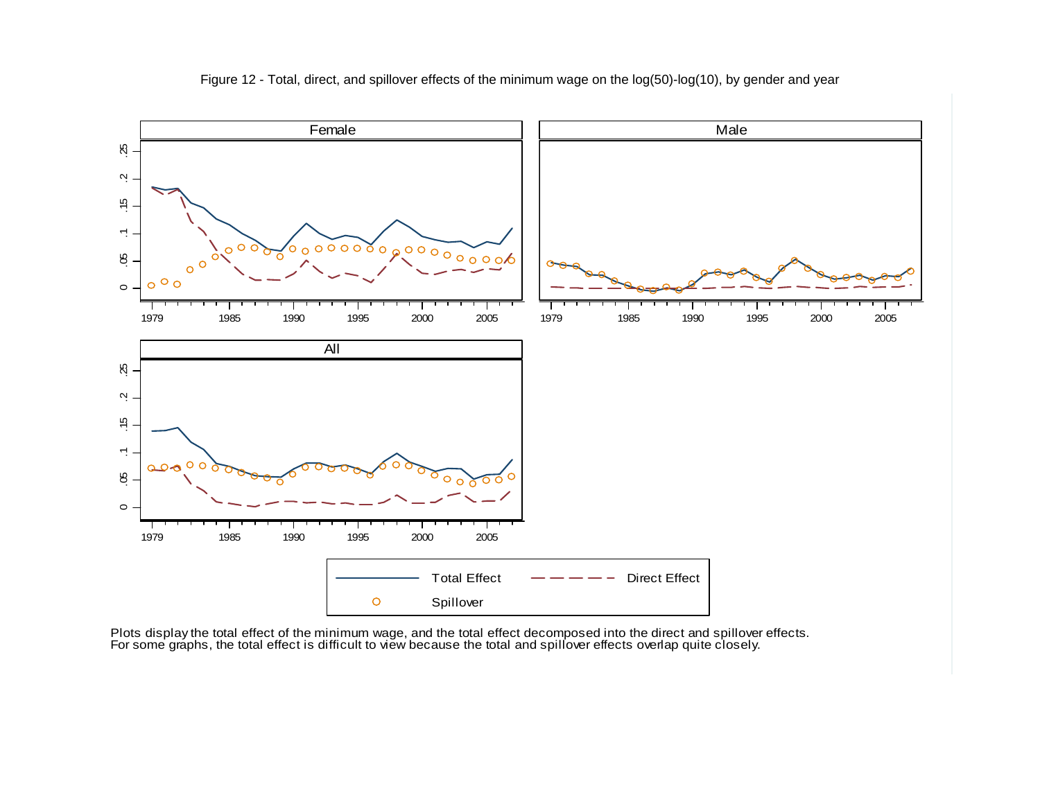Figure 12 - Total, direct, and spillover effects of the minimum wage on the log(50)-log(10), by gender and year

Plots display the total effect of the minimum wage, and the total effect decomposed into the direct and spillover effects.
For some graphs, the total effect is difficult to view because the total and spillover effects overlap quite closely.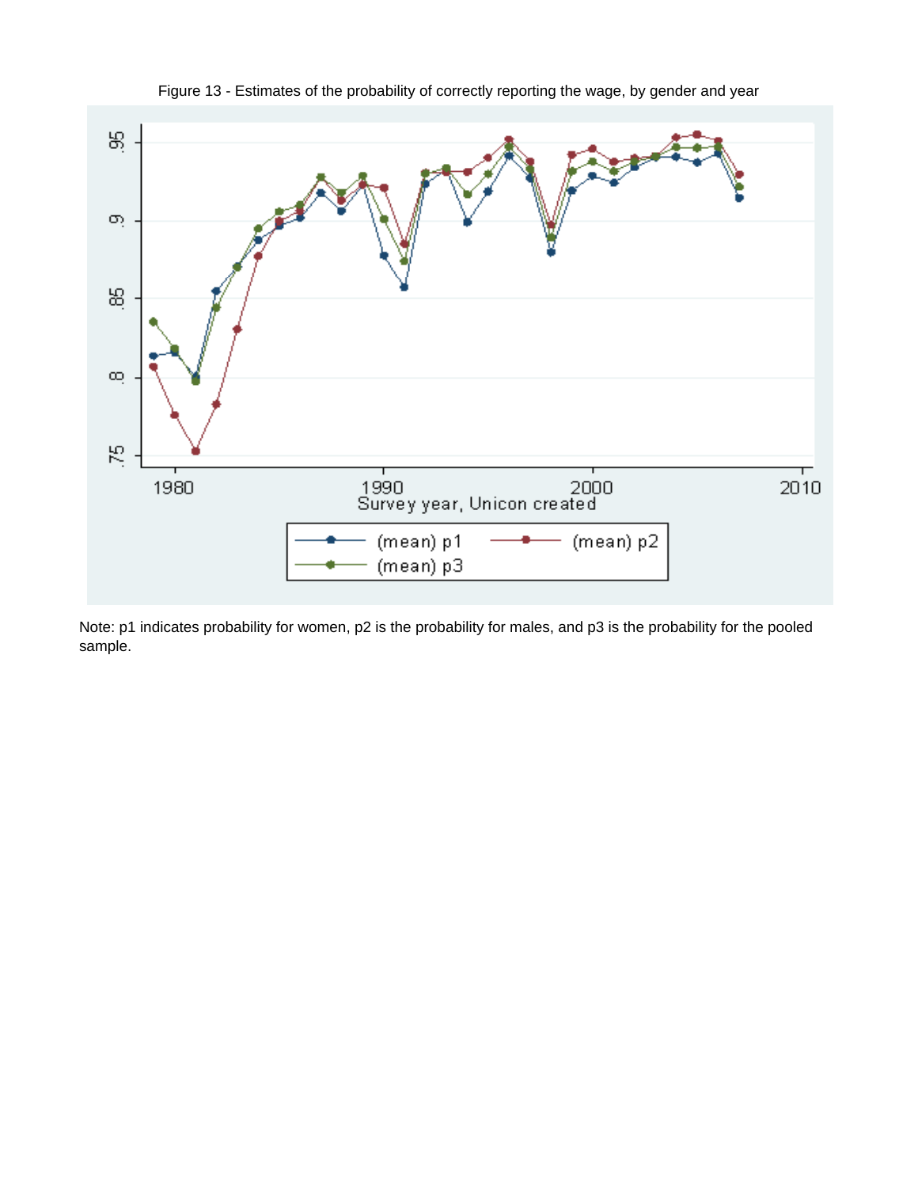Figure 13 - Estimates of the probability of correctly reporting the wage, by gender and year

Note: p1 indicates probability for women, p2 is the probability for males, and p3 is the probability for the pooled sample.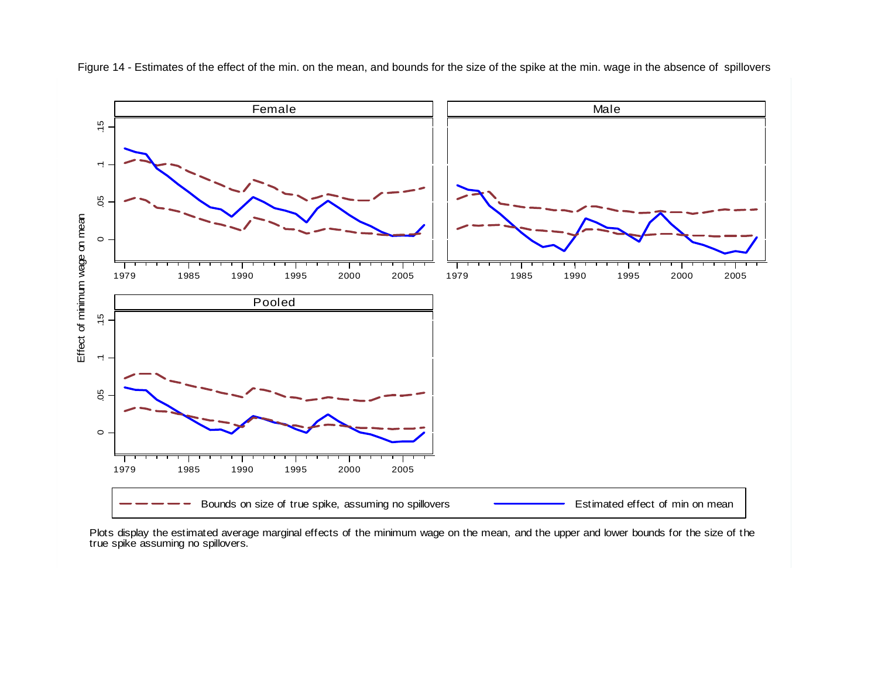Figure 14 - Estimates of the effect of the min. on the mean, and bounds for the size of the spike at the min. wage in the absence of spillovers

Female

Male

Pooled

Effect of minimum wage on mean

.15

.1

.05

0

1979 1985 1990 1995 2000 2005

Bounds on size of true spike, assuming no spillovers

Estimated effect of min on mean

Plots display the estimated average marginal effects of the minimum wage on the mean, and the upper and lower bounds for the size of the true spike assuming no spillovers.